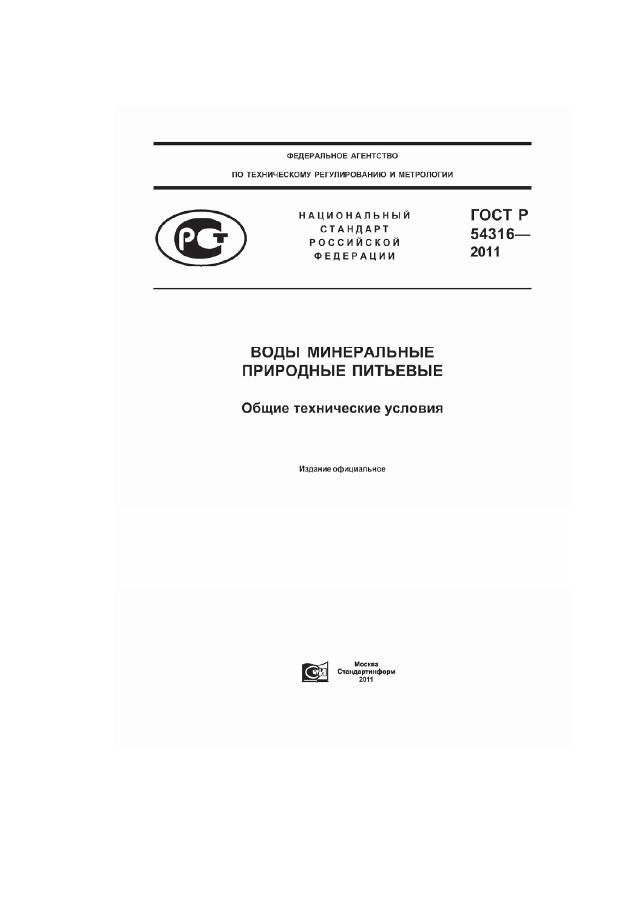ФЕДЕРАЛЬНОЕ АГЕНТСТВО

ПО ТЕХНИЧЕСКОМУ РЕГУЛИРОВАНИЮ И МЕТРОЛОГИИ

НАЦИОНАЛЬНЫЙ СТАНДАРТ РОССИЙСКОЙ ФЕДЕРАЦИИ

**ГОСТ Р 54316— 2011**

# ВОДЫ МИНЕРАЛЬНЫЕ ПРИРОДНЫЕ ПИТЬЕВЫЕ

## Общие технические условия

Издание официальное

Москва
Стандартинформ
2011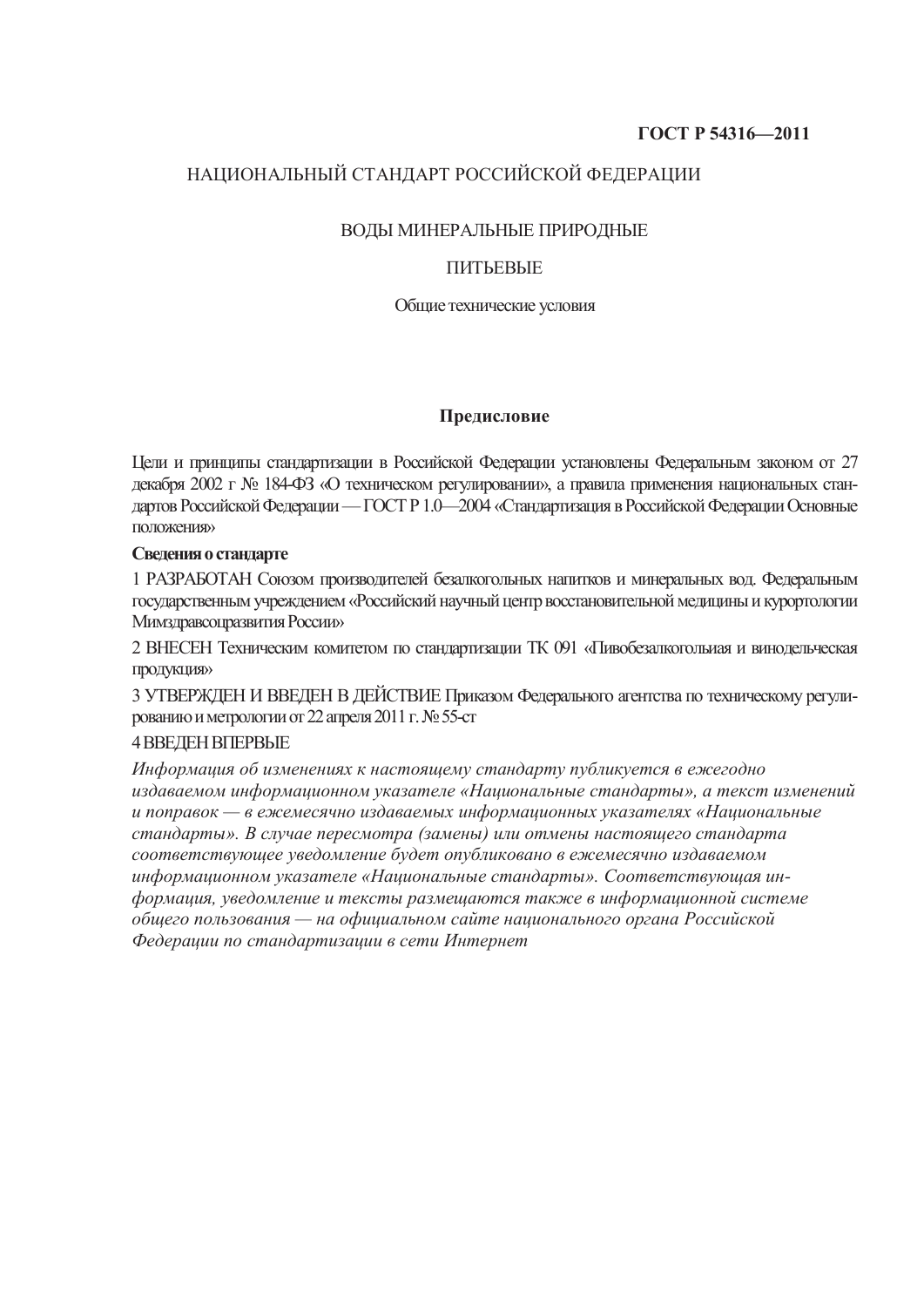**ГОСТ Р 54316—2011**

# НАЦИОНАЛЬНЫЙ СТАНДАРТ РОССИЙСКОЙ ФЕДЕРАЦИИ

## ВОДЫ МИНЕРАЛЬНЫЕ ПРИРОДНЫЕ

## ПИТЬЕВЫЕ

Общие технические условия

## Предисловие

Цели и принципы стандартизации в Российской Федерации установлены Федеральным законом от 27 декабря 2002 г № 184-ФЗ «О техническом регулировании», а правила применения национальных стандартов Российской Федерации — ГОСТ Р 1.0—2004 «Стандартизация в Российской Федерации Основные положения»

**Сведения о стандарте**

1 РАЗРАБОТАН Союзом производителей безалкогольных напитков и минеральных вод. Федеральным государственным учреждением «Российский научный центр восстановительной медицины и курортологии Мимздравсоцразвития России»

2 ВНЕСЕН Техническим комитетом по стандартизации ТК 091 «Пивобезалкогольиая и винодельческая продукция»

3 УТВЕРЖДЕН И ВВЕДЕН В ДЕЙСТВИЕ Приказом Федерального агентства по техническому регулированию и метрологии от 22 апреля 2011 г. № 55-ст

4 ВВЕДЕН ВПЕРВЫЕ

*Информация об изменениях к настоящему стандарту публикуется в ежегодно издаваемом информационном указателе «Национальные стандарты», а текст изменений и поправок — в ежемесячно издаваемых информационных указателях «Национальные стандарты». В случае пересмотра (замены) или отмены настоящего стандарта соответствующее уведомление будет опубликовано в ежемесячно издаваемом информационном указателе «Национальные стандарты». Соответствующая информация, уведомление и тексты размещаются также в информационной системе общего пользования — на официальном сайте национального органа Российской Федерации по стандартизации в сети Интернет*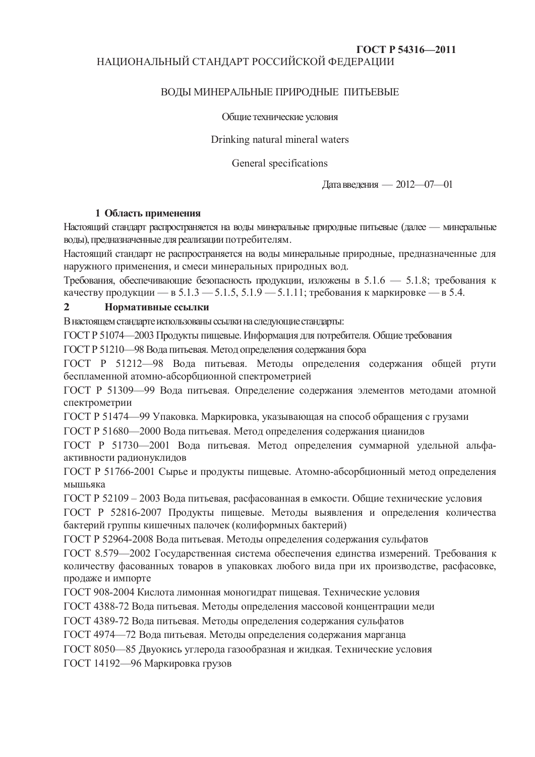**ГОСТ Р 54316—2011**

НАЦИОНАЛЬНЫЙ СТАНДАРТ РОССИЙСКОЙ ФЕДЕРАЦИИ

ВОДЫ МИНЕРАЛЬНЫЕ ПРИРОДНЫЕ ПИТЬЕВЫЕ

Общие технические условия

Drinking natural mineral waters

General specifications

Дата введения — 2012—07—01

## 1 Область применения

Настоящий стандарт распространяется на воды минеральные природные питьевые (далее — минеральные воды), предназначенные для реализации потребителям.

Настоящий стандарт не распространяется на воды минеральные природные, предназначенные для наружного применения, и смеси минеральных природных вод.

Требования, обеспечивающие безопасность продукции, изложены в 5.1.6 — 5.1.8; требования к качеству продукции — в 5.1.3 — 5.1.5, 5.1.9 — 5.1.11; требования к маркировке — в 5.4.

## 2 Нормативные ссылки

В настоящем стандарте использованы ссылки на следующие стандарты:

ГОСТ Р 51074—2003 Продукты пищевые. Информация для потребителя. Общие требования

ГОСТ Р 51210—98 Вода питьевая. Метод определения содержания бора

ГОСТ Р 51212—98 Вода питьевая. Методы определения содержания общей ртути беспламенной атомно-абсорбционной спектрометрией

ГОСТ Р 51309—99 Вода питьевая. Определение содержания элементов методами атомной спектрометрии

ГОСТ Р 51474—99 Упаковка. Маркировка, указывающая на способ обращения с грузами

ГОСТ Р 51680—2000 Вода питьевая. Метод определения содержания цианидов

ГОСТ Р 51730—2001 Вода питьевая. Метод определения суммарной удельной альфа-активности радионуклидов

ГОСТ Р 51766-2001 Сырье и продукты пищевые. Атомно-абсорбционный метод определения мышьяка

ГОСТ Р 52109 – 2003 Вода питьевая, расфасованная в емкости. Общие технические условия

ГОСТ Р 52816-2007 Продукты пищевые. Методы выявления и определения количества бактерий группы кишечных палочек (колиформных бактерий)

ГОСТ Р 52964-2008 Вода питьевая. Методы определения содержания сульфатов

ГОСТ 8.579—2002 Государственная система обеспечения единства измерений. Требования к количеству фасованных товаров в упаковках любого вида при их производстве, расфасовке, продаже и импорте

ГОСТ 908-2004 Кислота лимонная моногидрат пищевая. Технические условия

ГОСТ 4388-72 Вода питьевая. Методы определения массовой концентрации меди

ГОСТ 4389-72 Вода питьевая. Методы определения содержания сульфатов

ГОСТ 4974—72 Вода питьевая. Методы определения содержания марганца

ГОСТ 8050—85 Двуокись углерода газообразная и жидкая. Технические условия

ГОСТ 14192—96 Маркировка грузов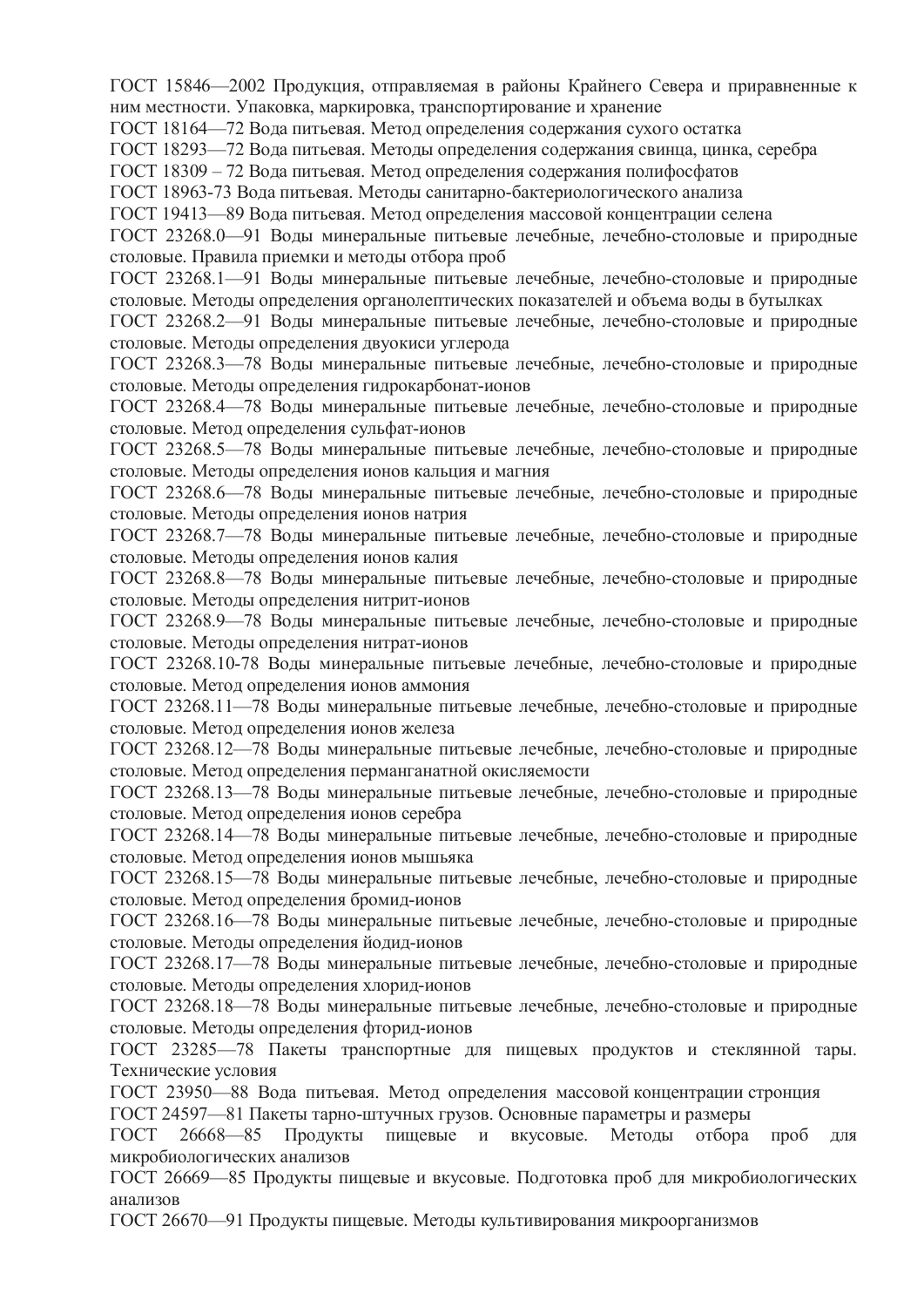ГОСТ 15846—2002 Продукция, отправляемая в районы Крайнего Севера и приравненные к ним местности. Упаковка, маркировка, транспортирование и хранение

ГОСТ 18164—72 Вода питьевая. Метод определения содержания сухого остатка

ГОСТ 18293—72 Вода питьевая. Методы определения содержания свинца, цинка, серебра

ГОСТ 18309 – 72 Вода питьевая. Метод определения содержания полифосфатов

ГОСТ 18963-73 Вода питьевая. Методы санитарно-бактериологического анализа

ГОСТ 19413—89 Вода питьевая. Метод определения массовой концентрации селена

ГОСТ 23268.0—91 Воды минеральные питьевые лечебные, лечебно-столовые и природные столовые. Правила приемки и методы отбора проб

ГОСТ 23268.1—91 Воды минеральные питьевые лечебные, лечебно-столовые и природные столовые. Методы определения органолептических показателей и объема воды в бутылках

ГОСТ 23268.2—91 Воды минеральные питьевые лечебные, лечебно-столовые и природные столовые. Методы определения двуокиси углерода

ГОСТ 23268.3—78 Воды минеральные питьевые лечебные, лечебно-столовые и природные столовые. Методы определения гидрокарбонат-ионов

ГОСТ 23268.4—78 Воды минеральные питьевые лечебные, лечебно-столовые и природные столовые. Метод определения сульфат-ионов

ГОСТ 23268.5—78 Воды минеральные питьевые лечебные, лечебно-столовые и природные столовые. Методы определения ионов кальция и магния

ГОСТ 23268.6—78 Воды минеральные питьевые лечебные, лечебно-столовые и природные столовые. Методы определения ионов натрия

ГОСТ 23268.7—78 Воды минеральные питьевые лечебные, лечебно-столовые и природные столовые. Методы определения ионов калия

ГОСТ 23268.8—78 Воды минеральные питьевые лечебные, лечебно-столовые и природные столовые. Методы определения нитрит-ионов

ГОСТ 23268.9—78 Воды минеральные питьевые лечебные, лечебно-столовые и природные столовые. Методы определения нитрат-ионов

ГОСТ 23268.10-78 Воды минеральные питьевые лечебные, лечебно-столовые и природные столовые. Метод определения ионов аммония

ГОСТ 23268.11—78 Воды минеральные питьевые лечебные, лечебно-столовые и природные столовые. Метод определения ионов железа

ГОСТ 23268.12—78 Воды минеральные питьевые лечебные, лечебно-столовые и природные столовые. Метод определения перманганатной окисляемости

ГОСТ 23268.13—78 Воды минеральные питьевые лечебные, лечебно-столовые и природные столовые. Метод определения ионов серебра

ГОСТ 23268.14—78 Воды минеральные питьевые лечебные, лечебно-столовые и природные столовые. Метод определения ионов мышьяка

ГОСТ 23268.15—78 Воды минеральные питьевые лечебные, лечебно-столовые и природные столовые. Метод определения бромид-ионов

ГОСТ 23268.16—78 Воды минеральные питьевые лечебные, лечебно-столовые и природные столовые. Методы определения йодид-ионов

ГОСТ 23268.17—78 Воды минеральные питьевые лечебные, лечебно-столовые и природные столовые. Методы определения хлорид-ионов

ГОСТ 23268.18—78 Воды минеральные питьевые лечебные, лечебно-столовые и природные столовые. Методы определения фторид-ионов

ГОСТ 23285—78 Пакеты транспортные для пищевых продуктов и стеклянной тары. Технические условия

ГОСТ 23950—88 Вода питьевая. Метод определения массовой концентрации стронция

ГОСТ 24597—81 Пакеты тарно-штучных грузов. Основные параметры и размеры

ГОСТ 26668—85 Продукты пищевые и вкусовые. Методы отбора проб для микробиологических анализов

ГОСТ 26669—85 Продукты пищевые и вкусовые. Подготовка проб для микробиологических анализов

ГОСТ 26670—91 Продукты пищевые. Методы культивирования микроорганизмов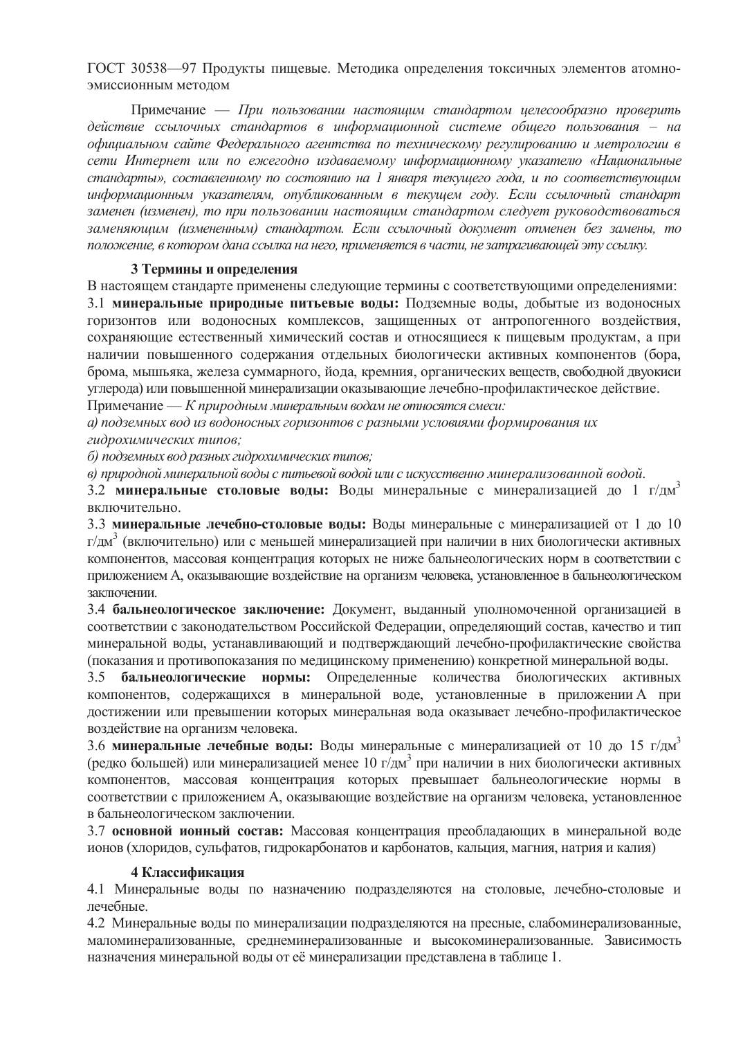ГОСТ 30538—97 Продукты пищевые. Методика определения токсичных элементов атомно-эмиссионным методом

Примечание — *При пользовании настоящим стандартом целесообразно проверить действие ссылочных стандартов в информационной системе общего пользования – на официальном сайте Федерального агентства по техническому регулированию и метрологии в сети Интернет или по ежегодно издаваемому информационному указателю «Национальные стандарты», составленному по состоянию на 1 января текущего года, и по соответствующим информационным указателям, опубликованным в текущем году. Если ссылочный стандарт заменен (изменен), то при пользовании настоящим стандартом следует руководствоваться заменяющим (измененным) стандартом. Если ссылочный документ отменен без замены, то положение, в котором дана ссылка на него, применяется в части, не затрагивающей эту ссылку.*

## 3 Термины и определения

В настоящем стандарте применены следующие термины с соответствующими определениями:

3.1 **минеральные природные питьевые воды:** Подземные воды, добытые из водоносных горизонтов или водоносных комплексов, защищенных от антропогенного воздействия, сохраняющие естественный химический состав и относящиеся к пищевым продуктам, а при наличии повышенного содержания отдельных биологически активных компонентов (бора, брома, мышьяка, железа суммарного, йода, кремния, органических веществ, свободной двуокиси углерода) или повышенной минерализации оказывающие лечебно-профилактическое действие.

Примечание — *К природным минеральным водам не относятся смеси:*

*а) подземных вод из водоносных горизонтов с разными условиями формирования их гидрохимических типов;*

*б) подземных вод разных гидрохимических типов;*

*в) природной минеральной воды с питьевой водой или с искусственно минерализованной водой.*

3.2 **минеральные столовые воды:** Воды минеральные с минерализацией до 1 г/дм$^3$ включительно.

3.3 **минеральные лечебно-столовые воды:** Воды минеральные с минерализацией от 1 до 10 г/дм$^3$ (включительно) или с меньшей минерализацией при наличии в них биологически активных компонентов, массовая концентрация которых не ниже бальнеологических норм в соответствии с приложением А, оказывающие воздействие на организм человека, установленное в бальнеологическом заключении.

3.4 **бальнеологическое заключение:** Документ, выданный уполномоченной организацией в соответствии с законодательством Российской Федерации, определяющий состав, качество и тип минеральной воды, устанавливающий и подтверждающий лечебно-профилактические свойства (показания и противопоказания по медицинскому применению) конкретной минеральной воды.

3.5 **бальнеологические нормы:** Определенные количества биологических активных компонентов, содержащихся в минеральной воде, установленные в приложении А при достижении или превышении которых минеральная вода оказывает лечебно-профилактическое воздействие на организм человека.

3.6 **минеральные лечебные воды:** Воды минеральные с минерализацией от 10 до 15 г/дм$^3$ (редко большей) или минерализацией менее 10 г/дм$^3$ при наличии в них биологически активных компонентов, массовая концентрация которых превышает бальнеологические нормы в соответствии с приложением А, оказывающие воздействие на организм человека, установленное в бальнеологическом заключении.

3.7 **основной ионный состав:** Массовая концентрация преобладающих в минеральной воде ионов (хлоридов, сульфатов, гидрокарбонатов и карбонатов, кальция, магния, натрия и калия)

## 4 Классификация

4.1 Минеральные воды по назначению подразделяются на столовые, лечебно-столовые и лечебные.

4.2 Минеральные воды по минерализации подразделяются на пресные, слабоминерализованные, маломинерализованные, среднеминерализованные и высокоминерализованные. Зависимость назначения минеральной воды от её минерализации представлена в таблице 1.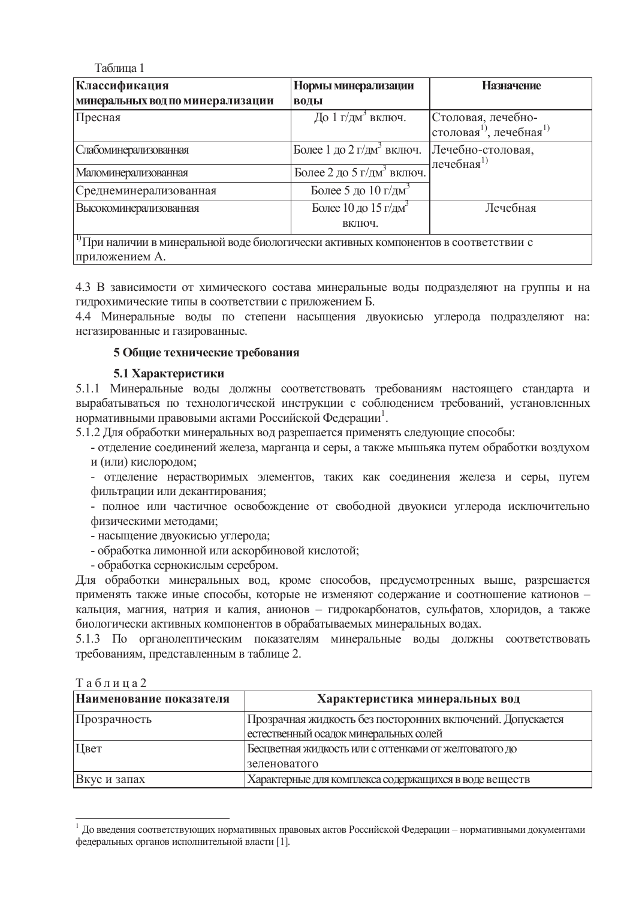Таблица 1

| Классификация минеральных вод по минерализации | Нормы минерализации воды | Назначение |
|---|---|---|
| Пресная | До 1 г/дм$^3$ включ. | Столовая, лечебно-столовая[1)], лечебная[1)] |
| Слабоминерализованная | Более 1 до 2 г/дм$^3$ включ. | Лечебно-столовая, лечебная[1)] |
| Маломинерализованная | Более 2 до 5 г/дм$^3$ включ. | |
| Среднеминерализованная | Более 5 до 10 г/дм$^3$ | |
| Высокоминерализованная | Более 10 до 15 г/дм$^3$ включ. | Лечебная |
| [1)]При наличии в минеральной воде биологически активных компонентов в соответствии с приложением А. | | |

4.3 В зависимости от химического состава минеральные воды подразделяют на группы и на гидрохимические типы в соответствии с приложением Б.

4.4 Минеральные воды по степени насыщения двуокисью углерода подразделяют на: негазированные и газированные.

## 5 Общие технические требования

### 5.1 Характеристики

5.1.1 Минеральные воды должны соответствовать требованиям настоящего стандарта и вырабатываться по технологической инструкции с соблюдением требований, установленных нормативными правовыми актами Российской Федерации[1].

5.1.2 Для обработки минеральных вод разрешается применять следующие способы:

- отделение соединений железа, марганца и серы, а также мышьяка путем обработки воздухом и (или) кислородом;
- отделение нерастворимых элементов, таких как соединения железа и серы, путем фильтрации или декантирования;
- полное или частичное освобождение от свободной двуокиси углерода исключительно физическими методами;
- насыщение двуокисью углерода;
- обработка лимонной или аскорбиновой кислотой;
- обработка сернокислым серебром.

Для обработки минеральных вод, кроме способов, предусмотренных выше, разрешается применять также иные способы, которые не изменяют содержание и соотношение катионов – кальция, магния, натрия и калия, анионов – гидрокарбонатов, сульфатов, хлоридов, а также биологически активных компонентов в обрабатываемых минеральных водах.

5.1.3 По органолептическим показателям минеральные воды должны соответствовать требованиям, представленным в таблице 2.

Таблица 2

| Наименование показателя | Характеристика минеральных вод |
|---|---|
| Прозрачность | Прозрачная жидкость без посторонних включений. Допускается естественный осадок минеральных солей |
| Цвет | Бесцветная жидкость или с оттенками от желтоватого до зеленоватого |
| Вкус и запах | Характерные для комплекса содержащихся в воде веществ |

[1] До введения соответствующих нормативных правовых актов Российской Федерации – нормативными документами федеральных органов исполнительной власти [1].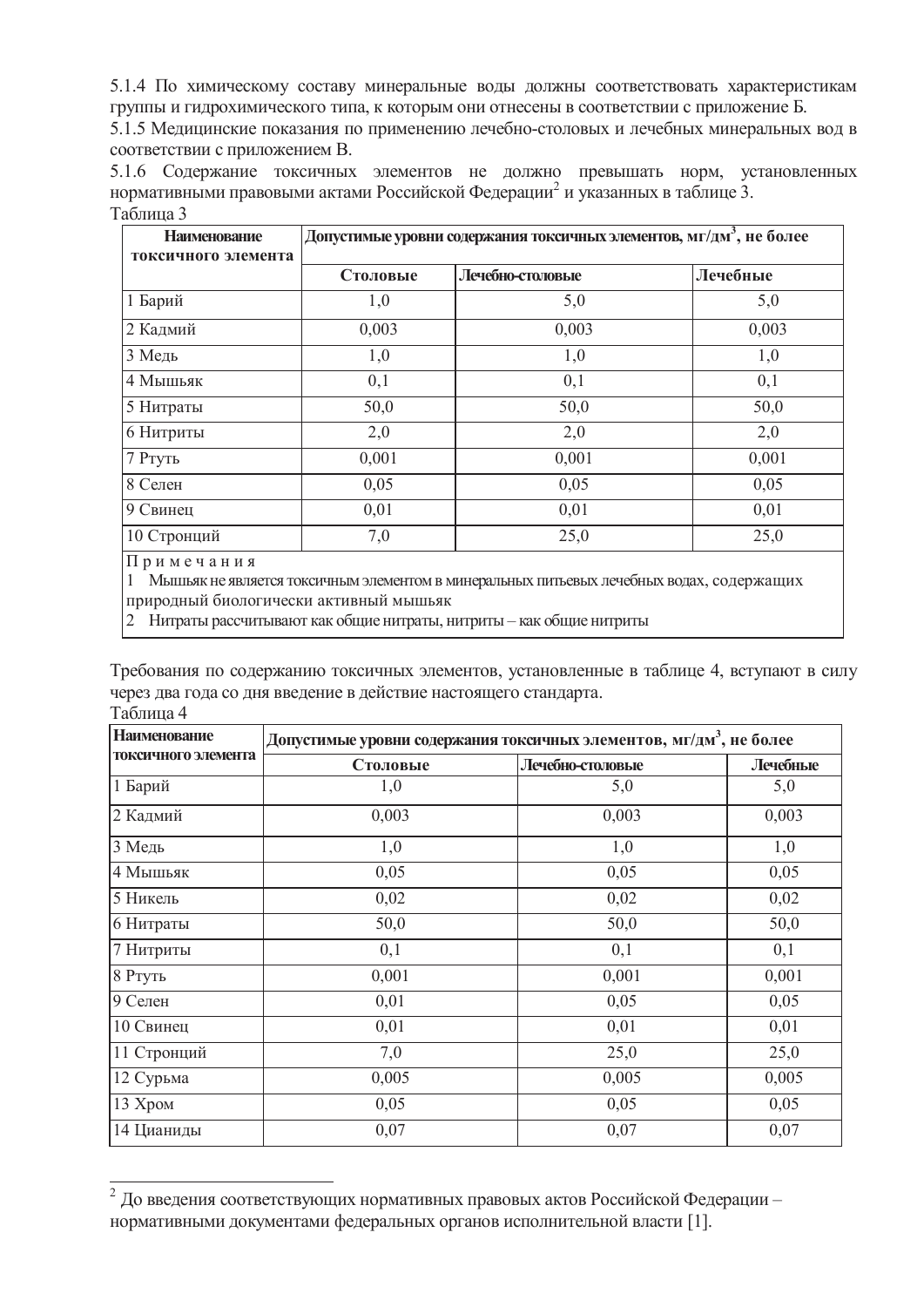5.1.4 По химическому составу минеральные воды должны соответствовать характеристикам группы и гидрохимического типа, к которым они отнесены в соответствии с приложение Б.

5.1.5 Медицинские показания по применению лечебно-столовых и лечебных минеральных вод в соответствии с приложением В.

5.1.6 Содержание токсичных элементов не должно превышать норм, установленных нормативными правовыми актами Российской Федерации[2] и указанных в таблице 3.

Таблица 3

| Наименование токсичного элемента | Допустимые уровни содержания токсичных элементов, мг/дм$^3$, не более | | |
|---|---|---|---|
| | Столовые | Лечебно-столовые | Лечебные |
| 1 Барий | 1,0 | 5,0 | 5,0 |
| 2 Кадмий | 0,003 | 0,003 | 0,003 |
| 3 Медь | 1,0 | 1,0 | 1,0 |
| 4 Мышьяк | 0,1 | 0,1 | 0,1 |
| 5 Нитраты | 50,0 | 50,0 | 50,0 |
| 6 Нитриты | 2,0 | 2,0 | 2,0 |
| 7 Ртуть | 0,001 | 0,001 | 0,001 |
| 8 Селен | 0,05 | 0,05 | 0,05 |
| 9 Свинец | 0,01 | 0,01 | 0,01 |
| 10 Стронций | 7,0 | 25,0 | 25,0 |

Примечания

1 Мышьяк не является токсичным элементом в минеральных питьевых лечебных водах, содержащих природный биологически активный мышьяк

2 Нитраты рассчитывают как общие нитраты, нитриты – как общие нитриты

Требования по содержанию токсичных элементов, установленные в таблице 4, вступают в силу через два года со дня введение в действие настоящего стандарта.

Таблица 4

| Наименование токсичного элемента | Допустимые уровни содержания токсичных элементов, мг/дм$^3$, не более | | |
|---|---|---|---|
| | Столовые | Лечебно-столовые | Лечебные |
| 1 Барий | 1,0 | 5,0 | 5,0 |
| 2 Кадмий | 0,003 | 0,003 | 0,003 |
| 3 Медь | 1,0 | 1,0 | 1,0 |
| 4 Мышьяк | 0,05 | 0,05 | 0,05 |
| 5 Никель | 0,02 | 0,02 | 0,02 |
| 6 Нитраты | 50,0 | 50,0 | 50,0 |
| 7 Нитриты | 0,1 | 0,1 | 0,1 |
| 8 Ртуть | 0,001 | 0,001 | 0,001 |
| 9 Селен | 0,01 | 0,05 | 0,05 |
| 10 Свинец | 0,01 | 0,01 | 0,01 |
| 11 Стронций | 7,0 | 25,0 | 25,0 |
| 12 Сурьма | 0,005 | 0,005 | 0,005 |
| 13 Хром | 0,05 | 0,05 | 0,05 |
| 14 Цианиды | 0,07 | 0,07 | 0,07 |

---

[2] До введения соответствующих нормативных правовых актов Российской Федерации – нормативными документами федеральных органов исполнительной власти [1].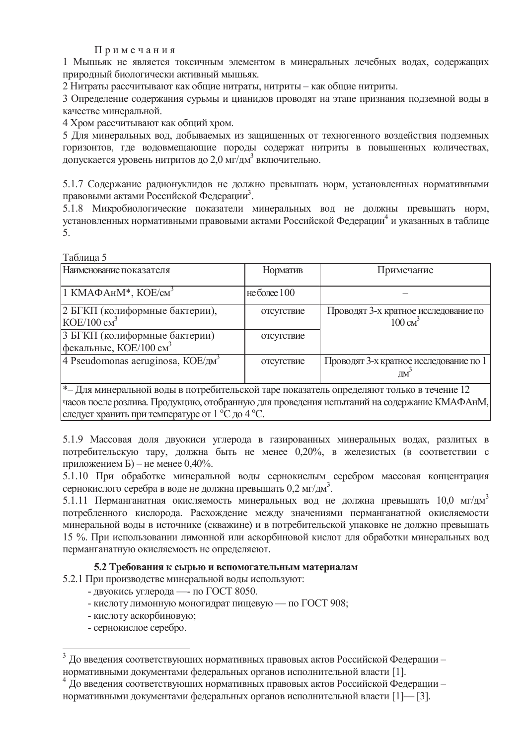Примечания

1 Мышьяк не является токсичным элементом в минеральных лечебных водах, содержащих природный биологически активный мышьяк.

2 Нитраты рассчитывают как общие нитраты, нитриты – как общие нитриты.

3 Определение содержания сурьмы и цианидов проводят на этапе признания подземной воды в качестве минеральной.

4 Хром рассчитывают как общий хром.

5 Для минеральных вод, добываемых из защищенных от техногенного воздействия подземных горизонтов, где водовмещающие породы содержат нитриты в повышенных количествах, допускается уровень нитритов до 2,0 мг/дм$^3$ включительно.

5.1.7 Содержание радионуклидов не должно превышать норм, установленных нормативными правовыми актами Российской Федерации[3].

5.1.8 Микробиологические показатели минеральных вод не должны превышать норм, установленных нормативными правовыми актами Российской Федерации[4] и указанных в таблице 5.

Таблица 5

| Наименование показателя | Норматив | Примечание |
|---|---|---|
| 1 КМАФАнМ*, КОЕ/см$^3$ | не более 100 | – |
| 2 БГКП (колиформные бактерии), КОЕ/100 см$^3$ | отсутствие | Проводят 3-х кратное исследование по 100 см$^3$ |
| 3 БГКП (колиформные бактерии) фекальные, КОЕ/100 см$^3$ | отсутствие | |
| 4 Pseudomonas aeruginosa, КОЕ/дм$^3$ | отсутствие | Проводят 3-х кратное исследование по 1 дм$^3$ |
| *– Для минеральной воды в потребительской таре показатель определяют только в течение 12 часов после розлива. Продукцию, отобранную для проведения испытаний на содержание КМАФАнМ, следует хранить при температуре от 1 °С до 4 °С. | | |

5.1.9 Массовая доля двуокиси углерода в газированных минеральных водах, разлитых в потребительскую тару, должна быть не менее 0,20%, в железистых (в соответствии с приложением Б) – не менее 0,40%.

5.1.10 При обработке минеральной воды сернокислым серебром массовая концентрация сернокислого серебра в воде не должна превышать 0,2 мг/дм$^3$.

5.1.11 Перманганатная окисляемость минеральных вод не должна превышать 10,0 мг/дм$^3$ потребленного кислорода. Расхождение между значениями перманганатной окисляемости минеральной воды в источнике (скважине) и в потребительской упаковке не должно превышать 15 %. При использовании лимонной или аскорбиновой кислот для обработки минеральных вод перманганатную окисляемость не определяеют.

### 5.2 Требования к сырью и вспомогательным материалам

5.2.1 При производстве минеральной воды используют:

- двуокись углерода —- по ГОСТ 8050.
- кислоту лимонную моногидрат пищевую — по ГОСТ 908;
- кислоту аскорбиновую;
- сернокислое серебро.

---

[3] До введения соответствующих нормативных правовых актов Российской Федерации – нормативными документами федеральных органов исполнительной власти [1].

[4] До введения соответствующих нормативных правовых актов Российской Федерации – нормативными документами федеральных органов исполнительной власти [1]— [3].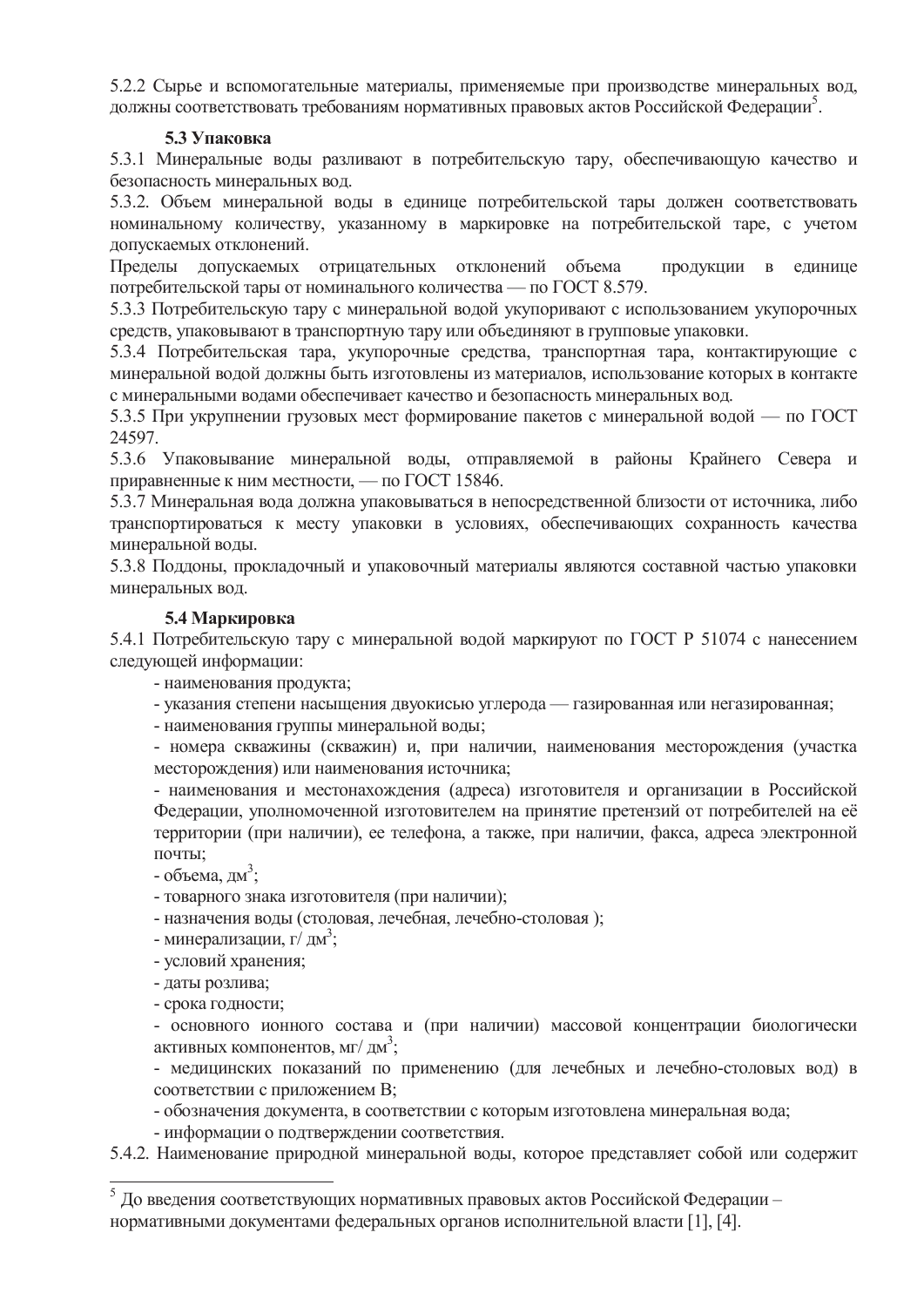5.2.2 Сырье и вспомогательные материалы, применяемые при производстве минеральных вод, должны соответствовать требованиям нормативных правовых актов Российской Федерации[5].

### 5.3 Упаковка

5.3.1 Минеральные воды разливают в потребительскую тару, обеспечивающую качество и безопасность минеральных вод.

5.3.2. Объем минеральной воды в единице потребительской тары должен соответствовать номинальному количеству, указанному в маркировке на потребительской таре, с учетом допускаемых отклонений.

Пределы допускаемых отрицательных отклонений объема продукции в единице потребительской тары от номинального количества — по ГОСТ 8.579.

5.3.3 Потребительскую тару с минеральной водой укупоривают с использованием укупорочных средств, упаковывают в транспортную тару или объединяют в групповые упаковки.

5.3.4 Потребительская тара, укупорочные средства, транспортная тара, контактирующие с минеральной водой должны быть изготовлены из материалов, использование которых в контакте с минеральными водами обеспечивает качество и безопасность минеральных вод.

5.3.5 При укрупнении грузовых мест формирование пакетов с минеральной водой — по ГОСТ 24597.

5.3.6 Упаковывание минеральной воды, отправляемой в районы Крайнего Севера и приравненные к ним местности, — по ГОСТ 15846.

5.3.7 Минеральная вода должна упаковываться в непосредственной близости от источника, либо транспортироваться к месту упаковки в условиях, обеспечивающих сохранность качества минеральной воды.

5.3.8 Поддоны, прокладочный и упаковочный материалы являются составной частью упаковки минеральных вод.

### 5.4 Маркировка

5.4.1 Потребительскую тару с минеральной водой маркируют по ГОСТ Р 51074 с нанесением следующей информации:

- наименования продукта;
- указания степени насыщения двуокисью углерода — газированная или негазированная;
- наименования группы минеральной воды;
- номера скважины (скважин) и, при наличии, наименования месторождения (участка месторождения) или наименования источника;
- наименования и местонахождения (адреса) изготовителя и организации в Российской Федерации, уполномоченной изготовителем на принятие претензий от потребителей на её территории (при наличии), ее телефона, а также, при наличии, факса, адреса электронной почты;
- объема, дм$^3$;
- товарного знака изготовителя (при наличии);
- назначения воды (столовая, лечебная, лечебно-столовая );
- минерализации, г/ дм$^3$;
- условий хранения;
- даты розлива;
- срока годности;
- основного ионного состава и (при наличии) массовой концентрации биологически активных компонентов, мг/ дм$^3$;
- медицинских показаний по применению (для лечебных и лечебно-столовых вод) в соответствии с приложением В;
- обозначения документа, в соответствии с которым изготовлена минеральная вода;
- информации о подтверждении соответствия.

5.4.2. Наименование природной минеральной воды, которое представляет собой или содержит

---

[5] До введения соответствующих нормативных правовых актов Российской Федерации – нормативными документами федеральных органов исполнительной власти [1], [4].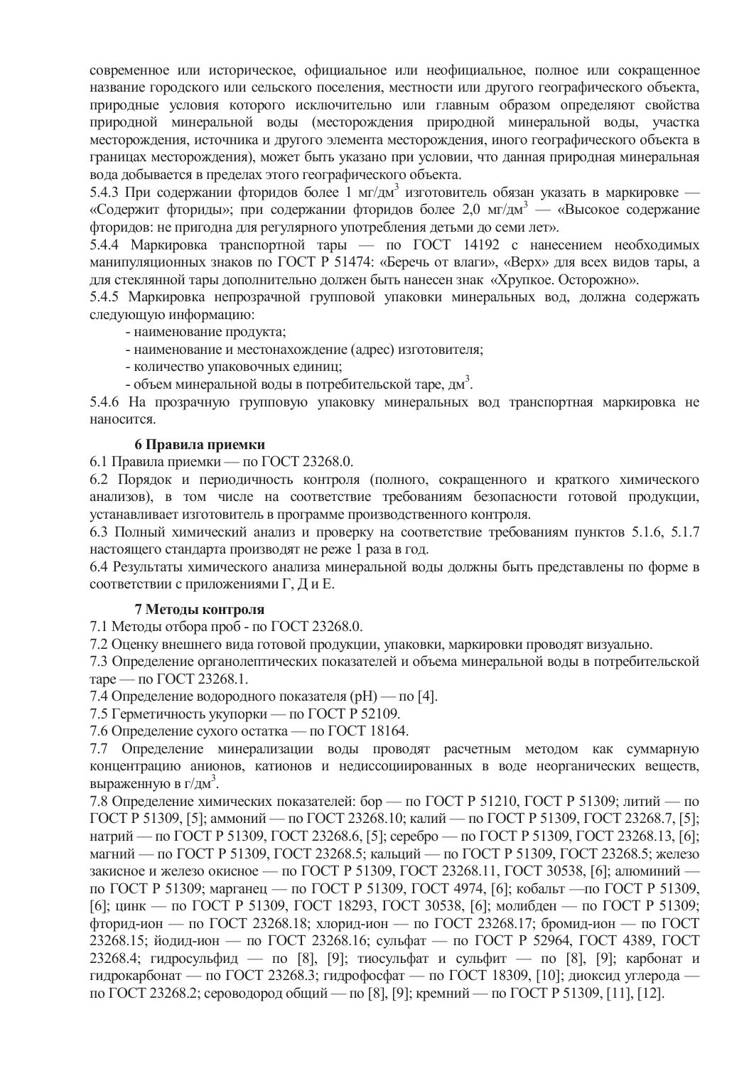современное или историческое, официальное или неофициальное, полное или сокращенное название городского или сельского поселения, местности или другого географического объекта, природные условия которого исключительно или главным образом определяют свойства природной минеральной воды (месторождения природной минеральной воды, участка месторождения, источника и другого элемента месторождения, иного географического объекта в границах месторождения), может быть указано при условии, что данная природная минеральная вода добывается в пределах этого географического объекта.

5.4.3 При содержании фторидов более 1 мг/дм$^3$ изготовитель обязан указать в маркировке — «Содержит фториды»; при содержании фторидов более 2,0 мг/дм$^3$ — «Высокое содержание фторидов: не пригодна для регулярного употребления детьми до семи лет».

5.4.4 Маркировка транспортной тары — по ГОСТ 14192 с нанесением необходимых манипуляционных знаков по ГОСТ Р 51474: «Беречь от влаги», «Верх» для всех видов тары, а для стеклянной тары дополнительно должен быть нанесен знак «Хрупкое. Осторожно».

5.4.5 Маркировка непрозрачной групповой упаковки минеральных вод, должна содержать следующую информацию:

- наименование продукта;
- наименование и местонахождение (адрес) изготовителя;
- количество упаковочных единиц;
- объем минеральной воды в потребительской таре, дм$^3$.

5.4.6 На прозрачную групповую упаковку минеральных вод транспортная маркировка не наносится.

## 6 Правила приемки

6.1 Правила приемки — по ГОСТ 23268.0.

6.2 Порядок и периодичность контроля (полного, сокращенного и краткого химического анализов), в том числе на соответствие требованиям безопасности готовой продукции, устанавливает изготовитель в программе производственного контроля.

6.3 Полный химический анализ и проверку на соответствие требованиям пунктов 5.1.6, 5.1.7 настоящего стандарта производят не реже 1 раза в год.

6.4 Результаты химического анализа минеральной воды должны быть представлены по форме в соответствии с приложениями Г, Д и Е.

## 7 Методы контроля

7.1 Методы отбора проб - по ГОСТ 23268.0.

7.2 Оценку внешнего вида готовой продукции, упаковки, маркировки проводят визуально.

7.3 Определение органолептических показателей и объема минеральной воды в потребительской таре — по ГОСТ 23268.1.

7.4 Определение водородного показателя (pH) — по [4].

7.5 Герметичность укупорки — по ГОСТ Р 52109.

7.6 Определение сухого остатка — по ГОСТ 18164.

7.7 Определение минерализации воды проводят расчетным методом как суммарную концентрацию анионов, катионов и недиссоциированных в воде неорганических веществ, выраженную в г/дм$^3$.

7.8 Определение химических показателей: бор — по ГОСТ Р 51210, ГОСТ Р 51309; литий — по ГОСТ Р 51309, [5]; аммоний — по ГОСТ 23268.10; калий — по ГОСТ Р 51309, ГОСТ 23268.7, [5]; натрий — по ГОСТ Р 51309, ГОСТ 23268.6, [5]; серебро — по ГОСТ Р 51309, ГОСТ 23268.13, [6]; магний — по ГОСТ Р 51309, ГОСТ 23268.5; кальций — по ГОСТ Р 51309, ГОСТ 23268.5; железо закисное и железо окисное — по ГОСТ Р 51309, ГОСТ 23268.11, ГОСТ 30538, [6]; алюминий — по ГОСТ Р 51309; марганец — по ГОСТ Р 51309, ГОСТ 4974, [6]; кобальт —по ГОСТ Р 51309, [6]; цинк — по ГОСТ Р 51309, ГОСТ 18293, ГОСТ 30538, [6]; молибден — по ГОСТ Р 51309; фторид-ион — по ГОСТ 23268.18; хлорид-ион — по ГОСТ 23268.17; бромид-ион — по ГОСТ 23268.15; йодид-ион — по ГОСТ 23268.16; сульфат — по ГОСТ Р 52964, ГОСТ 4389, ГОСТ 23268.4; гидросульфид — по [8], [9]; тиосульфат и сульфит — по [8], [9]; карбонат и гидрокарбонат — по ГОСТ 23268.3; гидрофосфат — по ГОСТ 18309, [10]; диоксид углерода — по ГОСТ 23268.2; сероводород общий — по [8], [9]; кремний — по ГОСТ Р 51309, [11], [12].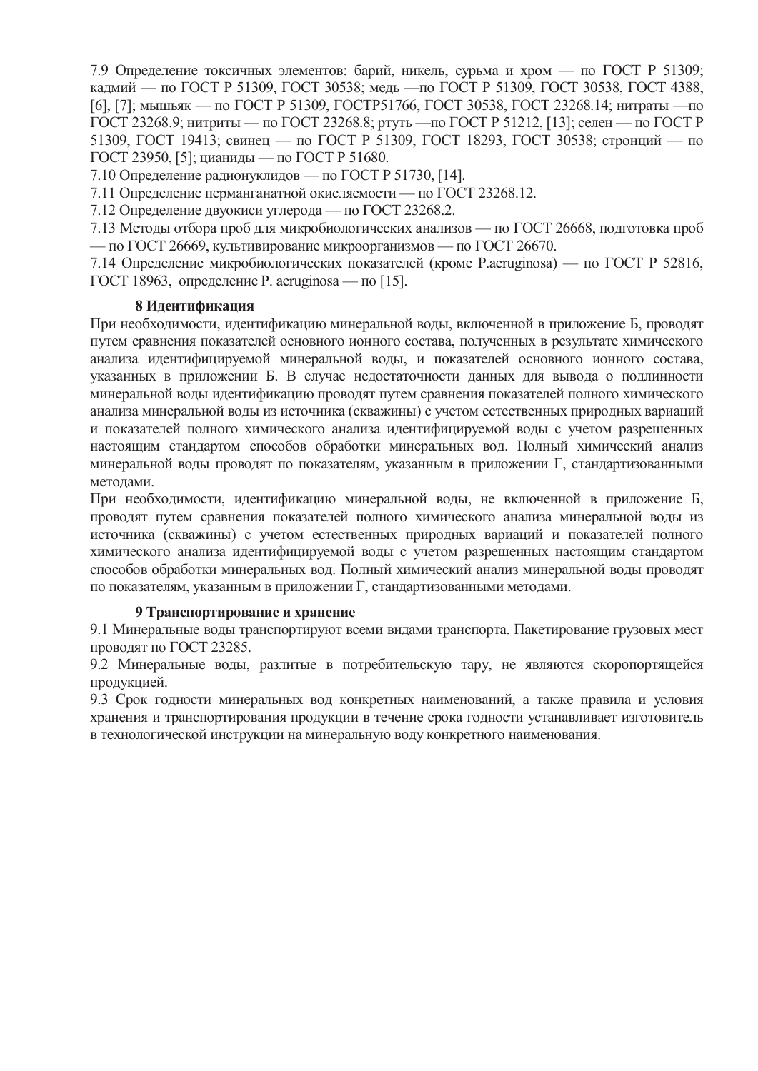7.9 Определение токсичных элементов: барий, никель, сурьма и хром — по ГОСТ Р 51309; кадмий — по ГОСТ Р 51309, ГОСТ 30538; медь —по ГОСТ Р 51309, ГОСТ 30538, ГОСТ 4388, [6], [7]; мышьяк — по ГОСТ Р 51309, ГОСТР51766, ГОСТ 30538, ГОСТ 23268.14; нитраты —по ГОСТ 23268.9; нитриты — по ГОСТ 23268.8; ртуть —по ГОСТ Р 51212, [13]; селен — по ГОСТ Р 51309, ГОСТ 19413; свинец — по ГОСТ Р 51309, ГОСТ 18293, ГОСТ 30538; стронций — по ГОСТ 23950, [5]; цианиды — по ГОСТ Р 51680.

7.10 Определение радионуклидов — по ГОСТ Р 51730, [14].

7.11 Определение перманганатной окисляемости — по ГОСТ 23268.12.

7.12 Определение двуокиси углерода — по ГОСТ 23268.2.

7.13 Методы отбора проб для микробиологических анализов — по ГОСТ 26668, подготовка проб — по ГОСТ 26669, культивирование микроорганизмов — по ГОСТ 26670.

7.14 Определение микробиологических показателей (кроме P.aeruginosa) — по ГОСТ Р 52816, ГОСТ 18963, определение P. aeruginosa — по [15].

## 8 Идентификация

При необходимости, идентификацию минеральной воды, включенной в приложение Б, проводят путем сравнения показателей основного ионного состава, полученных в результате химического анализа идентифицируемой минеральной воды, и показателей основного ионного состава, указанных в приложении Б. В случае недостаточности данных для вывода о подлинности минеральной воды идентификацию проводят путем сравнения показателей полного химического анализа минеральной воды из источника (скважины) с учетом естественных природных вариаций и показателей полного химического анализа идентифицируемой воды с учетом разрешенных настоящим стандартом способов обработки минеральных вод. Полный химический анализ минеральной воды проводят по показателям, указанным в приложении Г, стандартизованными методами.

При необходимости, идентификацию минеральной воды, не включенной в приложение Б, проводят путем сравнения показателей полного химического анализа минеральной воды из источника (скважины) с учетом естественных природных вариаций и показателей полного химического анализа идентифицируемой воды с учетом разрешенных настоящим стандартом способов обработки минеральных вод. Полный химический анализ минеральной воды проводят по показателям, указанным в приложении Г, стандартизованными методами.

## 9 Транспортирование и хранение

9.1 Минеральные воды транспортируют всеми видами транспорта. Пакетирование грузовых мест проводят по ГОСТ 23285.

9.2 Минеральные воды, разлитые в потребительскую тару, не являются скоропортящейся продукцией.

9.3 Срок годности минеральных вод конкретных наименований, а также правила и условия хранения и транспортирования продукции в течение срока годности устанавливает изготовитель в технологической инструкции на минеральную воду конкретного наименования.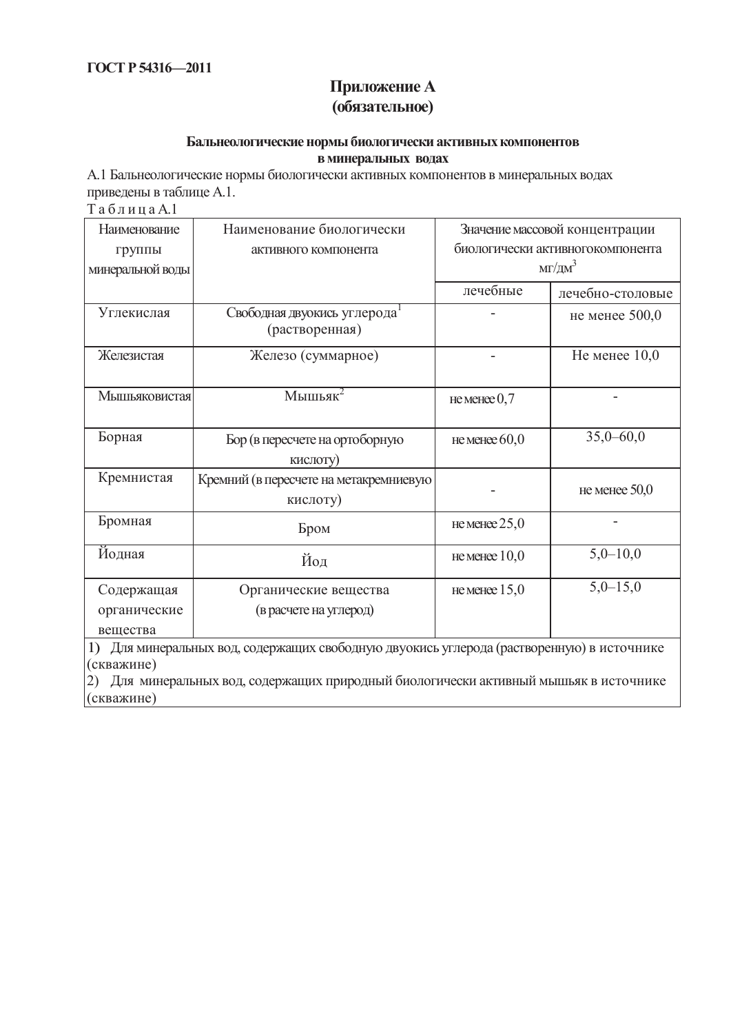## Приложение А
## (обязательное)

### Бальнеологические нормы биологически активных компонентов в минеральных водах

А.1 Бальнеологические нормы биологически активных компонентов в минеральных водах приведены в таблице А.1.

Т а б л и ц а А.1

| Наименование группы минеральной воды | Наименование биологически активного компонента | Значение массовой концентрации биологически активного компонента мг/дм$^3$ | |
|---|---|---|---|
| | | лечебные | лечебно-столовые |
| Углекислая | Свободная двуокись углерода[1] (растворенная) | - | не менее 500,0 |
| Железистая | Железо (суммарное) | - | Не менее 10,0 |
| Мышьяковистая | Мышьяк[2] | не менее 0,7 | - |
| Борная | Бор (в пересчете на ортоборную кислоту) | не менее 60,0 | 35,0–60,0 |
| Кремнистая | Кремний (в пересчете на метакремниевую кислоту) | - | не менее 50,0 |
| Бромная | Бром | не менее 25,0 | - |
| Йодная | Йод | не менее 10,0 | 5,0–10,0 |
| Содержащая органические вещества | Органические вещества (в расчете на углерод) | не менее 15,0 | 5,0–15,0 |

1) Для минеральных вод, содержащих свободную двуокись углерода (растворенную) в источнике (скважине)

2) Для минеральных вод, содержащих природный биологически активный мышьяк в источнике (скважине)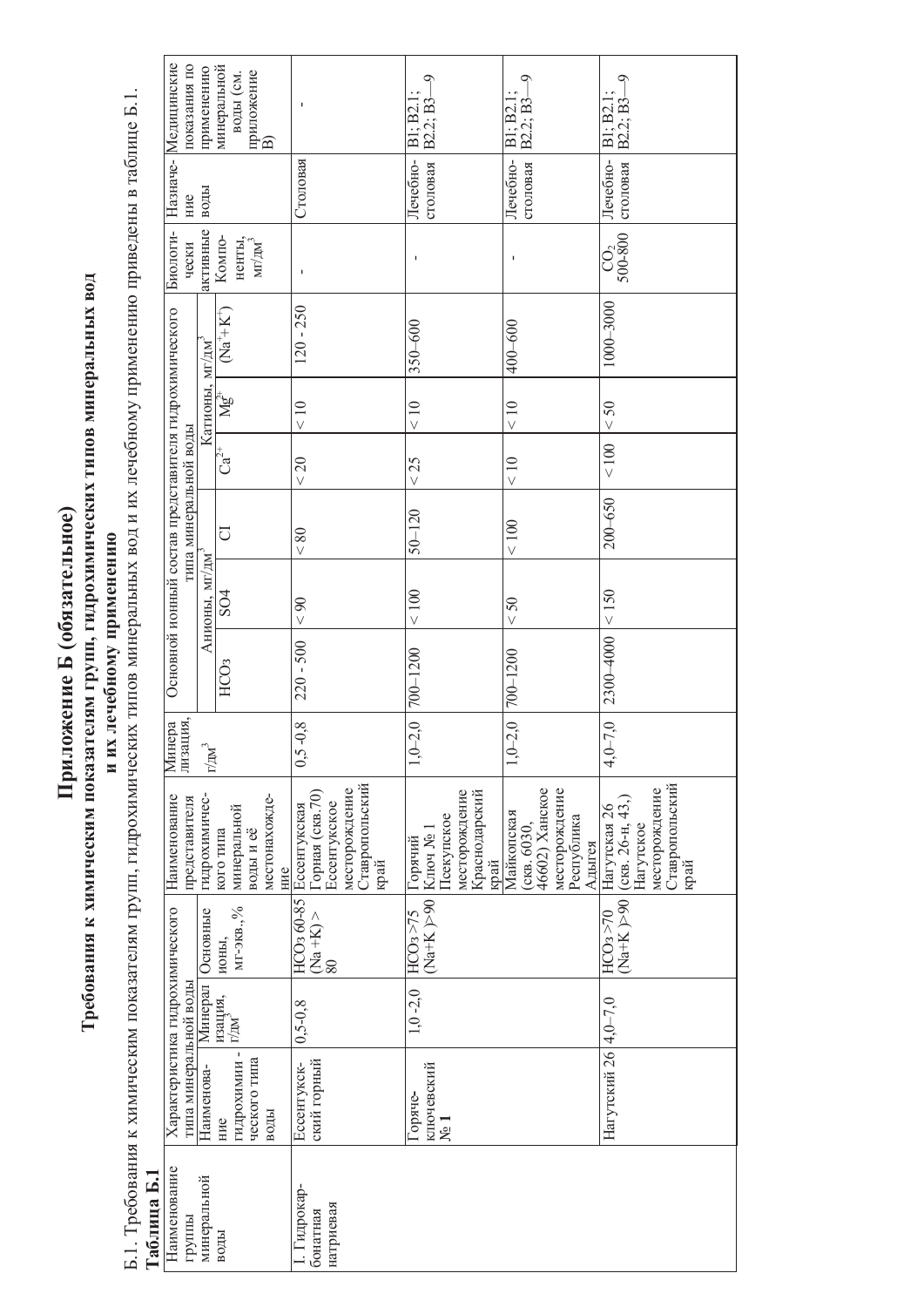# Приложение Б (обязательное)

## Требования к химическим показателям групп, гидрохимических типов минеральных вод и их лечебному применению

Б.1. Требования к химическим показателям групп, гидрохимических типов минеральных вод и их лечебному применению приведены в таблице Б.1.

**Таблица Б.1**

| Наименование группы минеральной воды | Характеристика гидрохимического типа минеральной воды | | | Наименование представителя гидрохимического типа минеральной воды и её местонахождение | Минерализация, г/дм³ | Основной ионный состав представителя гидрохимического типа минеральной воды | | | | | | Биологически активные Компоненты, мг/дм³ | Назначение воды | Медицинские показания по применению минеральной воды (см. приложение В) |
|---|---|---|---|---|---|---|---|---|---|---|---|---|---|---|
| | Наименование гидрохимического типа воды | Минерализация, г/дм³ | Основные ионы, мг-экв.,% | | | Анионы, мг/дм³ | | | Катионы, мг/дм³ | | | | | |
| | | | | | | $HCO_3$ | SO4 | Cl | $Ca^{2+}$ | $Mg^{2+}$ | $(Na^++K^+)$ | | | |
| I. Гидрокарбонатная натриевая | Ессентукский горный | 0,5-0,8 | $HCO_3$ 60-85 (Na+K) > 80 | Ессентукская Горная (скв.70) Ессентукское месторождение Ставропольский край | 0,5 -0,8 | 220 - 500 | < 90 | < 80 | < 20 | < 10 | 120 - 250 | - | Столовая | - |
| | Горячеключевский № 1 | 1,0 -2,0 | $HCO_3$>75 (Na+K )>90 | Горячий Ключ № 1 Псекупское месторождение Краснодарский край | 1,0–2,0 | 700–1200 | < 100 | 50–120 | < 25 | < 10 | 350–600 | - | Лечебно-столовая | В1; В2.1; В2.2; В3—9 |
| | | | | Майкопская (скв. 6030, 46602) Ханское месторождение Республика Адыгея | 1,0–2,0 | 700–1200 | < 50 | < 100 | < 10 | < 10 | 400–600 | - | Лечебно-столовая | В1; В2.1; В2.2; В3—9 |
| | Нагутский 26 | 4,0–7,0 | $HCO_3$>70 (Na+K )>90 | Нагутская 26 (скв. 26-н, 43,) Нагутское месторождение Ставропольский край | 4,0–7,0 | 2300–4000 | < 150 | 200–650 | < 100 | < 50 | 1000–3000 | $CO_2$ 500-800 | Лечебно-столовая | В1; В2.1; В2.2; В3—9 |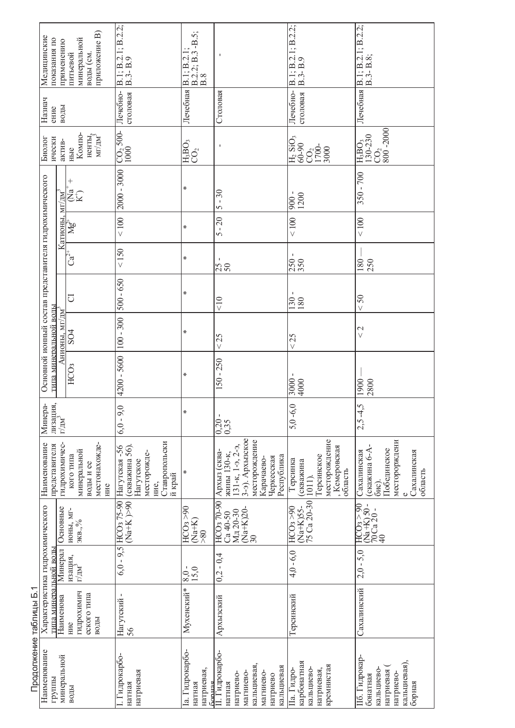Продолжение таблицы Б.1

| Наименование группы минеральной воды | Характеристика гидрохимического типа минеральной воды | | | Наименование представителя гидрохимического типа минеральной воды и ее местонахождение | Основной ионный состав представителя гидрохимического типа минеральной воды | | | | | | | Биологически активные компоненты, мг/дм$^3$ | Назначение воды | Медицинские показания по применению питьевой минеральной воды (см. приложение В) |
|---|---|---|---|---|---|---|---|---|---|---|---|---|---|---|
| | Наименование гидрохимического типа воды | Минерализация, г/дм$^3$ | Основные ионы, мг-экв.,% | | Минерализация, г/дм$^3$ | Анионы, мг/дм$^3$ | | | Катионы, мг/дм$^3$ | | | | | |
| | | | | | | $HCO_3$ | SO4 | Cl | $Ca^{2+}$ | $Mg^{2+}$ | ($Na^+$ + $K^+$) | | | |
| I. Гидрокарбонатная натриевая | Нагутский - 56 | 6,0 - 9,5 | $HCO_3$ 75-90 (Na+K )>90 | Нагутская -56 (скважина 56). Нагутское месторождение, Ставропольский край | 6,0 - 9,0 | 4200 - 5600 | 100 - 300 | 500 - 650 | < 150 | < 100 | 2000 - 3000 | $CO_2$ 500-1000 | Лечебно-столовая | В.1; В.2.1; В.2.2; В.3- В.9 |
| Iа. Гидрокарбонатная натриевая, борная | Мухенский* | 8,0 - 15,0 | $HCO_3$ >90 (Na+K) >80 | * | * | * | * | * | * | * | * | $H_3BO_3$ $CO_2$ | Лечебная | В.1; В.2.1; В.2.2; В.3 -В.5; В.8 |
| II. Гидрокарбонатная натриево-магниево-кальциевая, магниево-натриево кальциевая | Архызский | 0,2 - 0,4 | $HCO_3$ 70-90 Са 40-50 Мд 20-30 (Na+K)20-30 | Архыз (скважины 130-к, 131-к, 1-э, 2-э, 3-э). Архызское месторождение Карачаево-Черкесская Республика | 0,20 - 0,35 | 150 - 250 | < 25 | <10 | 25 - 50 | 5 - 20 | 5 - 30 | - | Столовая | - |
| IIа. Гидрокарбонатная кальциево-натриевая, кремнистая | Терсинский | 4,0 - 6,0 | $HCO_3$ >90 (Na+K)55-75 Са 20-30 | Терсинка (скважина 1011). Терсинское месторождение, Кемеровская область | 5,0 -6,0 | 3000 - 4000 | < 25 | 130 - 180 | 250 - 350 | < 100 | 900 - 1200 | $H_2SiO_3$ 60-90 $CO_2$ 1700-3000 | Лечебно-столовая | В.1; В.2.1; В.2.2; В.3- В.9 |
| IIб. Гидрокарбонатная кальциево-натриевая (натриево-кальциевая), борная | Сахалинский | 2,0 - 5,0 | $HCO_3$ >90 (Na +K) 50 - 70Са 20 - 40 | Сахалинская (скажина 6-А-бис). Побединское месторождение Сахалинская область | 2,5 -4,5 | 1900 — 2800 | < 2 | < 50 | 180 — 250 | < 100 | 350 - 700 | $H_3BO_3$ 130-230 $CO_2$ 800 -2000 | Лечебная | В.1; В.2.1; В.2.2; В.3- В.8; |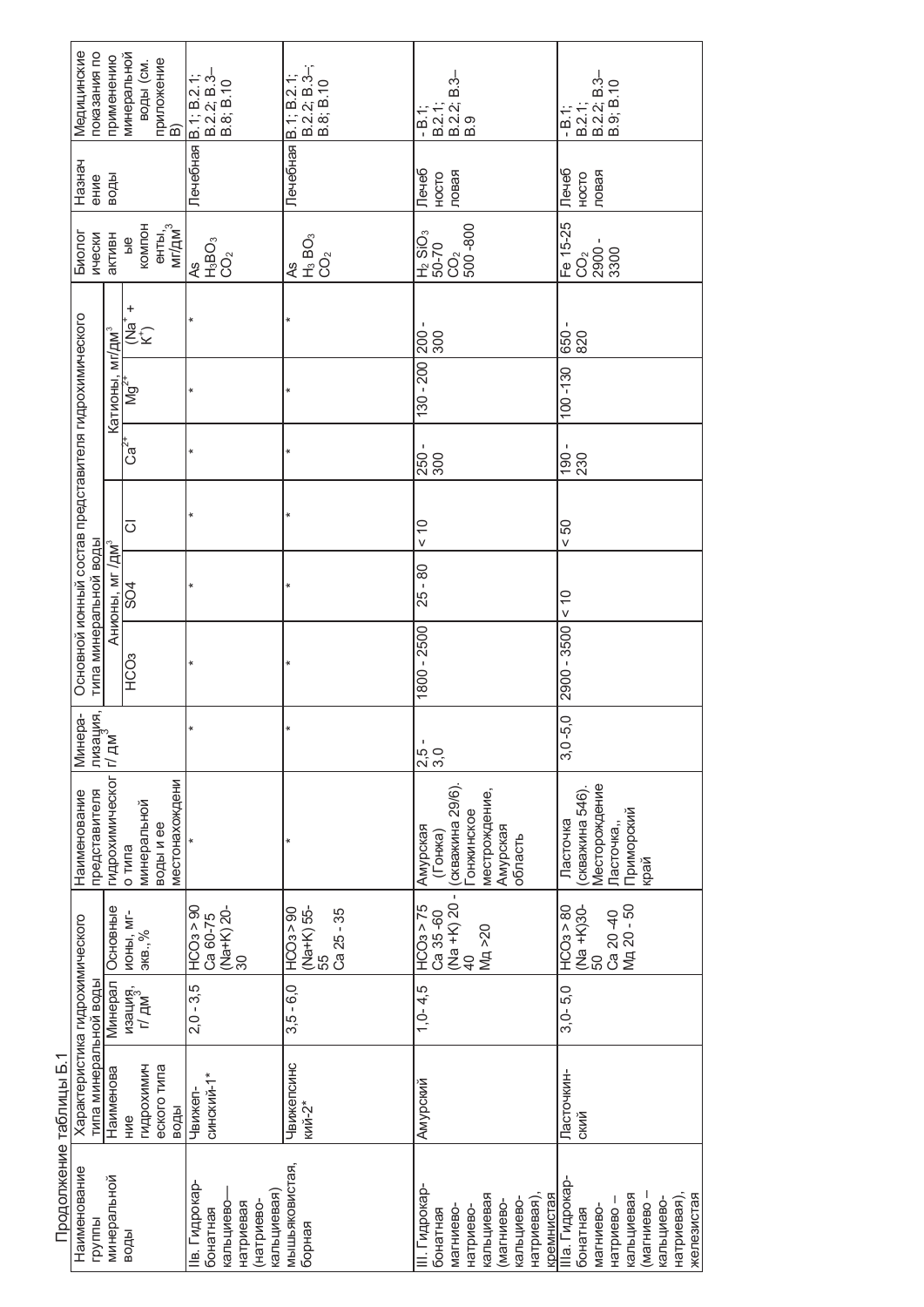Продолжение таблицы Б.1

| Наименование группы минеральной воды | Характеристика гидрохимического типа минеральной воды | | | Наименование представителя гидрохимического типа минеральной воды и ее местонахождени | Минерализация, г/ дм$^3$ | Основной ионный состав представителя гидрохимического типа минеральной воды | | | | | | Биологически активные компоненты, мг/дм$^3$ | Назначение воды | Медицинские показания по применению минеральной воды (см. приложение В) |
|---|---|---|---|---|---|---|---|---|---|---|---|---|---|---|
| | Наименование гидрохимического типа воды | Минерализация, г/ дм$^3$ | Основные ионы, мг-экв.,% | | | Анионы, мг /дм$^3$ | | | Катионы, мг/дм$^3$ | | | | | |
| | | | | | | $HCO_3$ | SO4 | Cl | $Ca^{2+}$ | $Mg^{2+}$ | ($Na^+$ + $K^+$) | | | |
| Iв. Гидрокарбонатная кальциево—натриевая (натриево-кальциевая) | Чвижепсинский-1* | 2,0 - 3,5 | $HCO_3$ > 90 Ca 60-75 (Na+K) 20-30 | * | * | * | * | * | * | * | * | As $H_3BO_3$ $CO_2$ | Лечебная | В.1; В.2.1; В.2.2; В.3–В.8; В.10 |
| мышьяковистая, борная | Чвижепсинский-2* | 3,5 - 6,0 | $HCO_3$ > 90 (Na+K) 55-55 Ca 25 - 35 | * | * | * | * | * | * | * | * | As $H_3BO_3$ $CO_2$ | Лечебная | В.1; В.2.1; В.2.2; В.3–; В.8; В.10 |
| II. Гидрокарбонатная магниево-натриево-кальциевая (магниево-кальциево-натриевая), кремнистая | Амурский | 1,0 - 4,5 | $HCO_3$ > 75 Ca 35 -60 (Na +K) 20 - 40 Мд >20 | Амурская (Гонжа) (скважина 29/б). Гонжинское месторождение, Амурская область | 2,5 - 3,0 | 1800 - 2500 | 25 - 80 | < 10 | 250 - 300 | 130 - 200 | 200 - 300 | $H_2SiO_3$ 50-70 $CO_2$ 500 -800 | Лечебно столовая | - В.1; В.2.1; В.2.2; В.3–В.9 |
| IIа. Гидрокарбонатная магниево-натриево – кальциевая (магниево – кальциево-натриевая), железистая | Ласточкинский | 3,0- 5,0 | $HCO_3$ > 80 (Na +K)30-50 Ca 20 -40 Мд 20 - 50 | Ласточка (скважина 546). Месторождение Ласточка,, Приморский край | 3,0-5,0 | 2900 - 3500 | < 10 | < 50 | 190 - 230 | 100 -130 | 650 - 820 | Fe 15-25 $CO_2$ 2900 - 3300 | Лечебно столовая | - В.1; В.2.1; В.2.2; В.3–В.9; В.10 |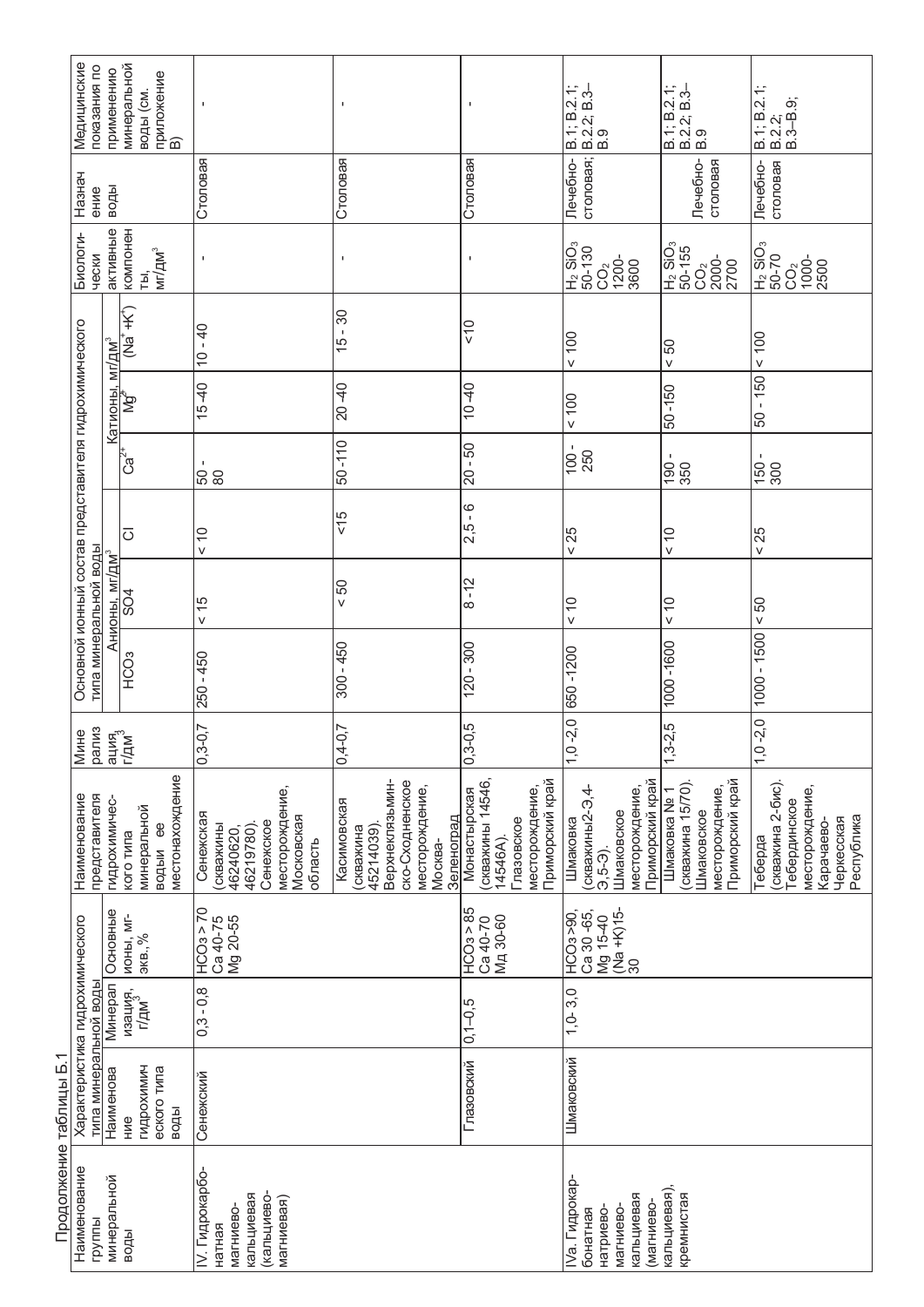Продолжение таблицы Б.1

| Наименование группы минеральной воды | Характеристика гидрохимического типа минеральной воды | | | Наименование представителя гидрохимического типа минеральной воды и ее местонахождение | Минерализация, г/дм³ | Основной ионный состав представителя гидрохимического типа минеральной воды | | | | | | Биологически активные компоненты, мг/дм³ | Назначение воды | Медицинские показания по применению минеральной воды (см. приложение В) |
|---|---|---|---|---|---|---|---|---|---|---|---|---|---|---|
| | | | | | | Анионы, мг/дм³ | | | Катионы, мг/дм³ | | | | | |
| | Наименование гидрохимического типа воды | Минерализация, г/дм³ | Основные ионы, мг-экв.,% | | | $HCO_3$ | SO4 | Cl | $Ca^{2+}$ | $Mg^{2+}$ | $(Na^{+}+K^{+})$ | | | |
| IV. Гидрокарбонатная магниево-кальциевая (кальциево-магниевая) | Сенежский | 0,3 - 0,8 | $HCO_3$ > 70 Ca 40-75 Mg 20-55 | Сенежская (скважины 46240620, 46219780). Сенежское месторождение, Московская область | 0,3-0,7 | 250 - 450 | < 15 | < 10 | 50 - 80 | 15 -40 | 10 - 40 | - | Столовая | - |
| | | | | Касимовская (скважина 45214039). Верхнеклязьминско-Сходненское месторождение, Москва-Зеленоград | 0,4-0,7 | 300 - 450 | < 50 | <15 | 50-110 | 20 -40 | 15 - 30 | - | Столовая | - |
| | Глазовский | 0,1–0,5 | $HCO_3$ > 85 Ca 40-70 Mg 30-60 | Монастырская (скважины 14546, 14546А). Глазовское месторождение, Приморский край | 0,3-0,5 | 120 - 300 | 8 -12 | 2,5 - 6 | 20 - 50 | 10-40 | <10 | - | Столовая | - |
| IVa. Гидрокарбонатная натриево-магниево-кальциевая (магниево-кальциевая), кремнистая | Шмаковский | 1,0 - 3,0 | $HCO_3$ >90, Ca 30 -65, Mg 15-40 (Na +K)15-30 | Шмаковка (скважины2-Э,4-Э,5-Э). Шмаковское месторождение, Приморский край | 1,0 -2,0 | 650 -1200 | < 10 | < 25 | 100 - 250 | < 100 | < 100 | $H_2SiO_3$ 50-130 $CO_2$ 1200-3600 | Лечебно-столовая; | В.1; В.2.1; В.2.2; В.3–В.9 |
| | | | | Шмаковка № 1 (скважина 15/70). Шмаковское месторождение, Приморский край | 1,3-2,5 | 1000 -1600 | < 10 | < 10 | 190 - 350 | 50-150 | < 50 | $H_2SiO_3$ 50-155 $CO_2$ 2000-2700 | Лечебно-столовая | В.1; В.2.1; В.2.2; В.3–В.9 |
| | | | | Теберда (скважина 2-бис). Тебердинское месторождение, Карачаево-Черкесская Республика | 1,0 -2,0 | 1000 - 1500 | < 50 | < 25 | 150 - 300 | 50 - 150 | < 100 | $H_2SiO_3$ 50-70 $CO_2$ 1000-2500 | Лечебно-столовая | В.1; В.2.1; В.2.2; В.3–В.9; |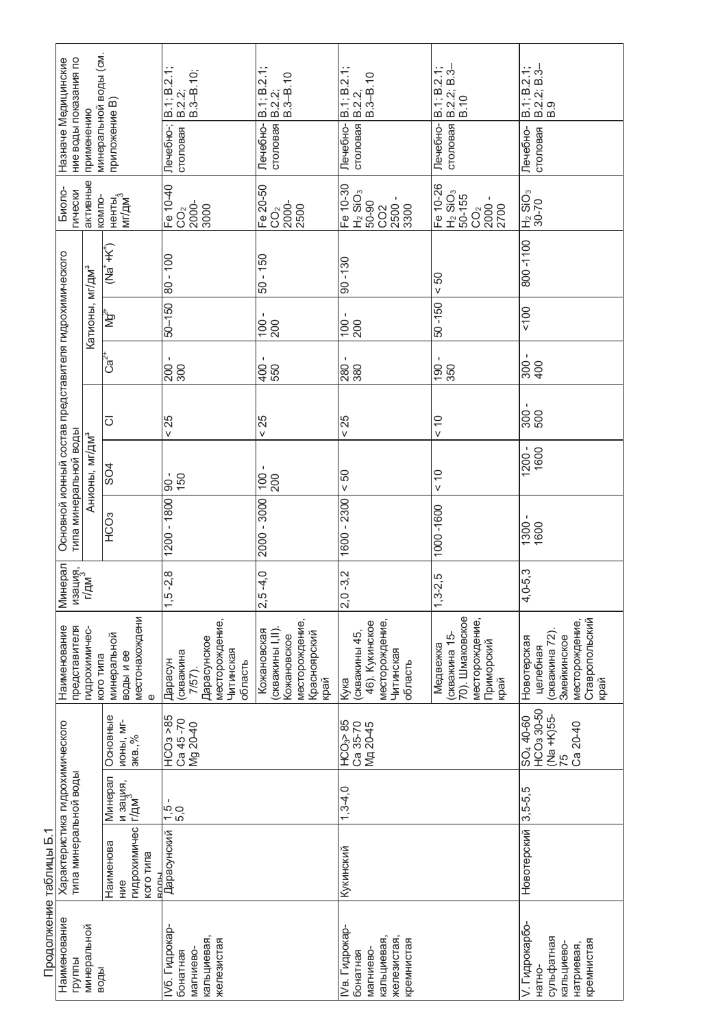Продолжение таблицы Б.1

| Наименование группы минеральной воды | Характеристика гидрохимического типа минеральной воды | | | Наименование представителя гидрохимического типа минеральной воды и ее местонахождение | Минерализация, г/дм³ | Основной ионный состав представителя гидрохимического типа минеральной воды | | | | | | Биологически активные компоненты, мг/дм³ | Назначение | Медицинские показания по применению минеральной воды (см. приложение В) |
|---|---|---|---|---|---|---|---|---|---|---|---|---|---|---|
| | Наименование гидрохимического типа воды | Минерализация, г/дм³ | Основные ионы, мг-экв.,% | | | Анионы, мг/дм³ | | | Катионы, мг/дм³ | | | | | |
| | | | | | | $HCO_3$ | SO4 | Cl | $Ca^{2+}$ | $Mg^{2+}$ | $(Na^{+}+K^{+})$ | | | |
| IVб. Гидрокарбонатная магниево-кальциевая, железистая | Дарасунский | 1,5 - 5,0 | $HCO_3$ >85 Ca 45-70 Mg 20-40 | Дарасун (скважина 7/57). Дарасунское месторождение, Читинская область | 1,5 -2,8 | 1200 - 1800 | 90 - 150 | < 25 | 200 - 300 | 50–150 | 80 - 100 | Fe 10-40 $CO_2$ 2000-3000 | Лечебно-столовая | В.1; В.2.1; В.2.2; В.3–В.10; |
| | | | | Кожановская (скважины I,II). Кожановское месторождение, Красноярский край | 2,5 -4,0 | 2000 - 3000 | 100 - 200 | < 25 | 400 - 550 | 100 - 200 | 50 - 150 | Fe 20-50 $CO_2$ 2000-2500 | Лечебно-столовая | В.1; В.2.1; В.2.2; В.3–В.10 |
| IVв. Гидрокарбонатная магниево-кальциевая, железистая, кремнистая | Кукинский | 1,3-4,0 | $HCO_3$ > 85 Ca 35-70 Мg 20-45 | Кука (скважины 45, 46). Кукинское месторождение, Читинская область | 2,0 -3,2 | 1600 - 2300 | < 50 | < 25 | 280 - 380 | 100 - 200 | 90 -130 | Fe 10-30 $H_2SiO_3$ 50-90 CO2 2500 - 3300 | Лечебно-столовая | В.1; В.2.1; В.2.2, В.3–В.10 |
| | | | | Медвежка (скважина 15-70). Шмаковское месторождение, Приморский край | 1,3-2,5 | 1000 -1600 | < 10 | < 10 | 190 - 350 | 50 -150 | < 50 | Fe 10-26 $H_2SiO_3$ 50-155 $CO_2$ 2000 - 2700 | Лечебно-столовая | В.1; В.2.1; В.2.2; В.3–В.10 |
| V. Гидрокарбонатно-сульфатная кальциево-натриевая, кремнистая | Новотерский | 3,5-5,5 | $SO_4$ 40-60 $HCO_3$ 30-50 (Na +K)55-75 Ca 20-40 | Новотерская целебная (скважина 72). Змейкинское месторождение, Ставропольский край | 4,0-5,3 | 1300 - 1600 | 1200 - 1600 | 300 - 500 | 300 - 400 | <100 | 800 -1100 | $H_2SiO_3$ 30-70 | Лечебно-столовая | В.1; В.2.1; В.2.2; В.3–В.9 |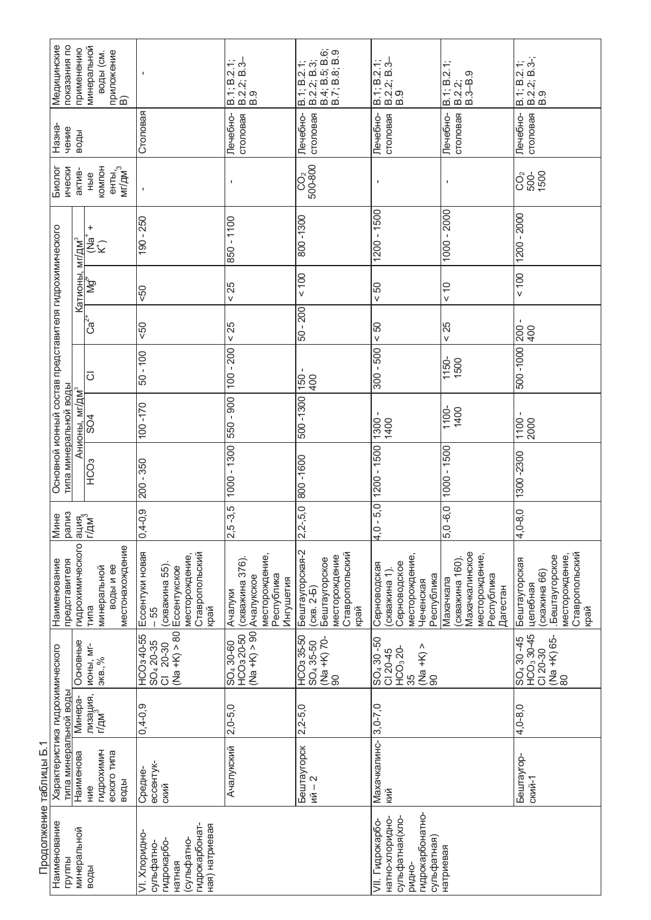Продолжение таблицы Б.1

| Наименование группы минеральной воды | Характеристика гидрохимического типа минеральной воды | | | Наименование представителя гидрохимического типа минеральной воды и ее местонахождение | Минерализация г/дм$^3$ | Основной ионный состав представителя гидрохимического типа минеральной воды | | | | | | Биологически активные компоненты, мг/дм$^3$ | Назначение воды | Медицинские показания по применению минеральной воды (см. приложение В) |
|---|---|---|---|---|---|---|---|---|---|---|---|---|---|---|
| | Наименование гидрохимического типа воды | Минерализация, г/дм$^3$ | Основные ионы, мг-экв.,% | | | Анионы, мг/дм$^3$ | | | Катионы, мг/дм$^3$ | | | | | |
| | | | | | | $HCO_3$ | SO4 | Cl | $Ca^{2+}$ | $Mg^{2+}$ | $(Na^+ + K^+)$ | | | |
| VI. Хлоридно-сульфатно-гидрокарбонатная (сульфатно-гидрокарбонатная) натриевая | Средне-ессентукский | 0,4-0,9 | $HCO_3$ 40-55 $SO_4$ 20-35 Cl 20-30 (Na +K) > 80 | Ессентуки новая – 55 (скважина 55). Ессентукское месторождение, Ставропольский край | 0,4-0,9 | 200 - 350 | 100 -170 | 50 - 100 | <50 | <50 | 190 - 250 | - | Столовая | - |
| | Ачалукский | 2,0-5,0 | $SO_4$ 30-60 $HCO_3$ 20-50 (Na +K) > 90 | Ачалуки (скважина 376). Ачалукское месторождение, Республика Ингушетия | 2,5 -3,5 | 1000 - 1300 | 550 - 900 | 100 - 200 | < 25 | < 25 | 850 - 1100 | - | Лечебно-столовая | В.1; В.2.1; В.2.2; В.3–В.9 |
| | Бештаугорский – 2 | 2,2-5,0 | $HCO_3$ 35-50 $SO_4$ 35-50 (Na +K) 70-90 | Бештаугорская-2 (скв. 2-Б) Бештаугорское месторождение Ставропольский край | 2,2-5,0 | 800 -1600 | 500 -1300 | 150 - 400 | 50 - 200 | < 100 | 800 -1300 | $CO_2$ 500-800 | Лечебно-столовая | В.1; В.2.1; В.2.2; В.3; В.4; В.5; В.6; В.7; В.8; В.9 |
| VII. Гидрокарбонатно-хлоридно-сульфатная(хлоридно-гидрокарбонатно-сульфатная) натриевая | Махачкалинский | 3,0-7,0 | $SO_4$ 30 -50 Cl 20-45 $HCO_3$ 20-35 (Na +K) > 90 | Серноводская (скважина 1). Серноводское месторождение, Чеченская Республика | 4,0 - 5,0 | 1200 - 1500 | 1300 - 1400 | 300 - 500 | < 50 | < 50 | 1200 - 1500 | - | Лечебно-столовая | В.1; В.2.1; В.2.2; В.3–В.9 |
| | | | | Махачкала (скважина 160). Махачкалинское месторождение, Республика Дагестан | 5,0 -6,0 | 1000 - 1500 | 1100-1400 | 1150-1500 | < 25 | < 10 | 1000 - 2000 | - | Лечебно-столовая | В.1; В.2.1; В.2.2; В.3–В.9 |
| | Бештаугорский-1 | 4,0-8,0 | $SO_4$ 30 -45 $HCO_3$ 30-45 Cl 20-30 (Na +K) 65-80 | Бештаугорская целебная (скажина 66) .Бештаугорское месторождение, Ставропольский край | 4,0-8,0 | 1300 -2300 | 1100 - 2000 | 500 -1000 | 200 - 400 | < 100 | 1200 - 2000 | $CO_2$ 500-1500 | Лечебно-столовая | В.1; В.2.1; В.2.2; В.3-; В.9 |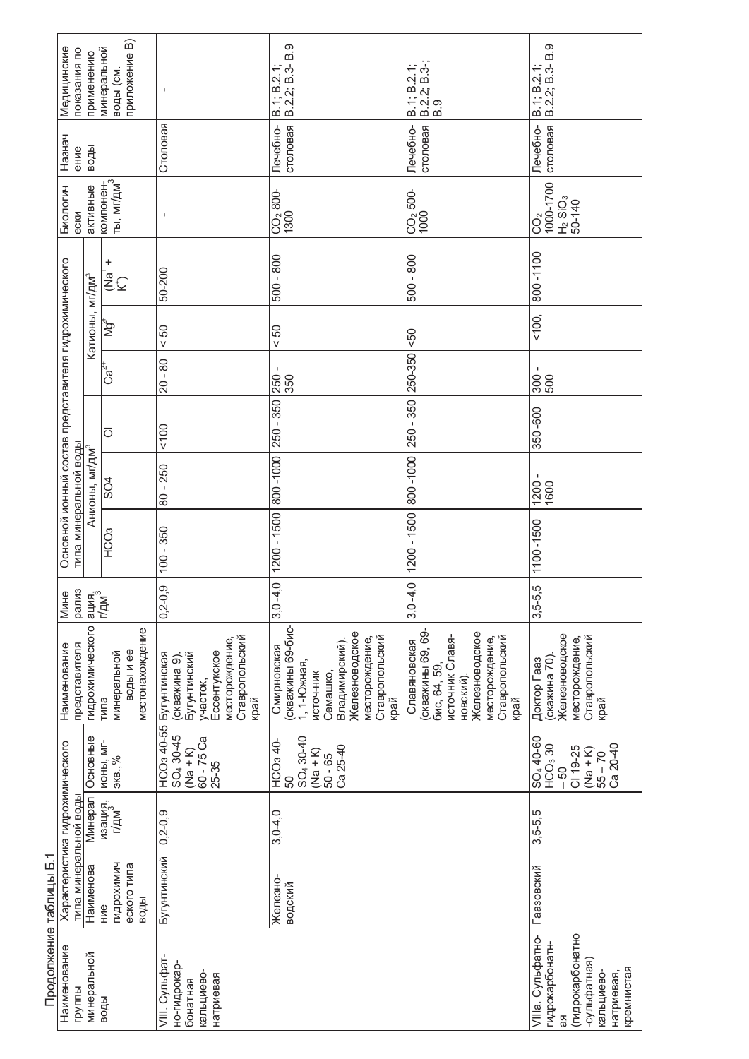Продолжение таблицы Б.1

| Наименование группы минеральной воды | Характеристика гидрохимического типа минеральной воды | | | Наименование представителя гидрохимического типа минеральной воды и ее местонахождение | Минерализация, г/дм$^3$ | Основной ионный состав представителя гидрохимического типа минеральной воды | | | | | | Биологически активные компоненты, мг/дм$^3$ | Назначение воды | Медицинские показания по применению минеральной воды (см. приложение В) |
|---|---|---|---|---|---|---|---|---|---|---|---|---|---|---|
| | Наименование гидрохимического типа воды | Минерализация, г/дм$^3$ | Основные ионы, мг-экв.,% | | | Анионы, мг/дм$^3$ | | | Катионы, мг/дм$^3$ | | | | | |
| | | | | | | $HCO_3$ | SO4 | Cl | $Ca^{2+}$ | $Mg^{2+}$ | ($Na^+$ + $K^+$) | | | |
| VIII. Сульфатно-гидрокарбонатная кальциево-натриевая | Бугунтинский | 0,2-0,9 | $HCO_3$ 40-55 $SO_4$ 30-45 (Na + K) 60 - 75 Ca 25-35 | Бугунтинская (скважина 9). Бугунтинский участок, Ессентукское месторождение, Ставропольский край | 0,2-0,9 | 100 - 350 | 80 - 250 | <100 | 20 - 80 | < 50 | 50-200 | - | Столовая | - |
| | Железноводский | 3,0-4,0 | $HCO_3$ 40-50 $SO_4$ 30-40 (Na + K) 50 - 65 Ca 25-40 | Смирновская (скважины 69-бис-1, 1-Южная, источник Семашко, Владимирский). Железноводское месторождение, Ставропольский край | 3,0 -4,0 | 1200 - 1500 | 800 -1000 | 250 - 350 | 250 - 350 | < 50 | 500 - 800 | $CO_2$ 800-1300 | Лечебно-столовая | В.1; В.2.1; В.2.2; В.3- В.9 |
| | | | | Славяновская (скважины 69, 69-бис, 64, 59, источник Славяновский). Железноводское месторождение, Ставропольский край | 3,0-4,0 | 1200 - 1500 | 800-1000 | 250 - 350 | 250-350 | <50 | 500 - 800 | $CO_2$ 500-1000 | Лечебно-столовая | В.1; В.2.1; В.2.2; В.3-; В.9 |
| VIIIа. Сульфатно-гидрокарбонатная (гидрокарбонатно-сульфатная) кальциево-натриевая, кремнистая | Гаазовский | 3,5-5,5 | $SO_4$ 40-60 $HCO_3$ 30 – 50 Cl 19-25 (Na + K) 55 – 70 Ca 20-40 | Доктор Гааз (скажина 70). Железноводское месторождение, Ставропольский край | 3,5-5,5 | 1100-1500 | 1200 - 1600 | 350-600 | 300 - 500 | <100, | 800 -1100 | $CO_2$ 1000-1700 $H_2SiO_3$ 50-140 | Лечебно-столовая | В.1; В.2.1; В.2.2; В.3- В.9 |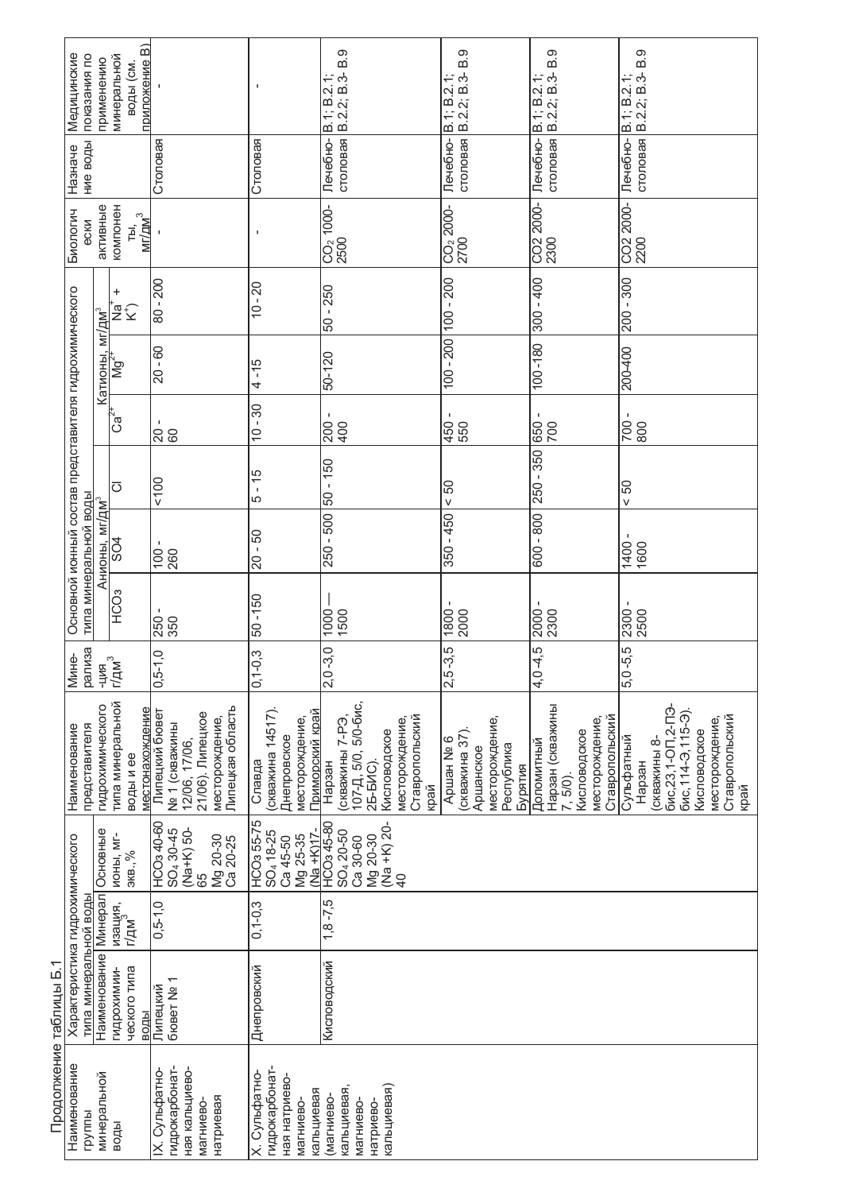Продолжение таблицы Б.1

| Наименование группы минеральной воды | Характеристика гидрохимического типа минеральной воды | | | Наименование представителя гидрохимического типа минеральной воды и ее местонахождение | Минерализация, г/дм³ | Основной ионный состав представителя гидрохимического типа минеральной воды | | | | | | Биологически активные компоненты, мг/дм³ | Назначение воды | Медицинские показания по применению минеральной воды (см. приложение В) |
|---|---|---|---|---|---|---|---|---|---|---|---|---|---|---|
| | Наименование гидрохимического типа воды | Минерализация, г/дм³ | Основные ионы, мг-экв., % | | | Анионы, мг/дм³ | | | Катионы, мг/дм³ | | | | | |
| | | | | | | $HCO_3$ | $SO_4$ | Cl | $Ca^{2+}$ | $Mg^{2+}$ | $Na^+ + K^+$) | | | |
| IX. Сульфатно-гидрокарбонатная кальциево-магниево-натриевая | Липецкий бювет № 1 | 0,5-1,0 | $HCO_3$ 40-60 $SO_4$ 30-45 (Na+K) 50-65 Mg 20-30 Ca 20-25 | Липецкий бювет № 1 (скважины 12/06, 17/06, 21/06). Липецкое месторождение, Липецкая область | 0,5-1,0 | 250 - 350 | 100 - 260 | <100 | 20 - 60 | 20 - 60 | 80 - 200 | - | Столовая | - |
| X. Сульфатно-гидрокарбонатная натриево-магниево-кальциевая (магниево-кальциевая, магниево-натриево-кальциевая) | Днепровский | 0,1-0,3 | $HCO_3$ 55-75 $SO_4$ 18-25 Ca 45-50 Mg 25-35 (Na +K)17- | Славда (скважина 14517). Днепровское месторождение, Приморский край | 0,1-0,3 | 50 -150 | 20 - 50 | 5 - 15 | 10 - 30 | 4 - 15 | 10 - 20 | - | Столовая | - |
| | Кисловодский | 1,8 -7,5 | $HCO_3$ 45-80 $SO_4$ 20-50 Ca 30-60 Mg 20-30 (Na +K) 20-40 | Нарзан (скважины 7-РЭ, 107-Д, 5/0, 5/0-бис, 2Б-БИС). Кисловодское месторождение, Ставропольский край | 2,0 -3,0 | 1000 — 1500 | 250 - 500 | 50 - 150 | 200 - 400 | 50-120 | 50 - 250 | $CO_2$ 1000-2500 | Лечебно-столовая | В.1; В.2.1; В.2.2; В.3- В.9 |
| | | | | Аршан № 6 (скважина 37). Аршанское месторождение, Республика Бурятия | 2,5 -3,5 | 1800 - 2000 | 350 - 450 | < 50 | 450 - 550 | 100 - 200 | 100 - 200 | $CO_2$ 2000-2700 | Лечебно-столовая | В.1; В.2.1; В.2.2; В.3- В.9 |
| | | | | Доломитный Нарзан (скважины 7, 5/0). Кисловодское месторождение, Ставропольский | 4,0 -4,5 | 2000 - 2300 | 600 - 800 | 250 - 350 | 650 - 700 | 100-180 | 300 - 400 | $CO_2$ 2000-2300 | Лечебно-столовая | В.1; В.2.1; В.2.2; В.3- В.9 |
| | | | | Сульфатный Нарзан (скважины 8-бис,23,1-ОП,2-ПЭ-бис, 114-Э,115-Э). Кисловодское месторождение, Ставропольский край | 5,0 -5,5 | 2300 - 2500 | 1400 - 1600 | < 50 | 700 - 800 | 200-400 | 200 - 300 | $CO_2$ 2000-2200 | Лечебно-столовая | В.1; В.2.1; В.2.2; В.3- В.9 |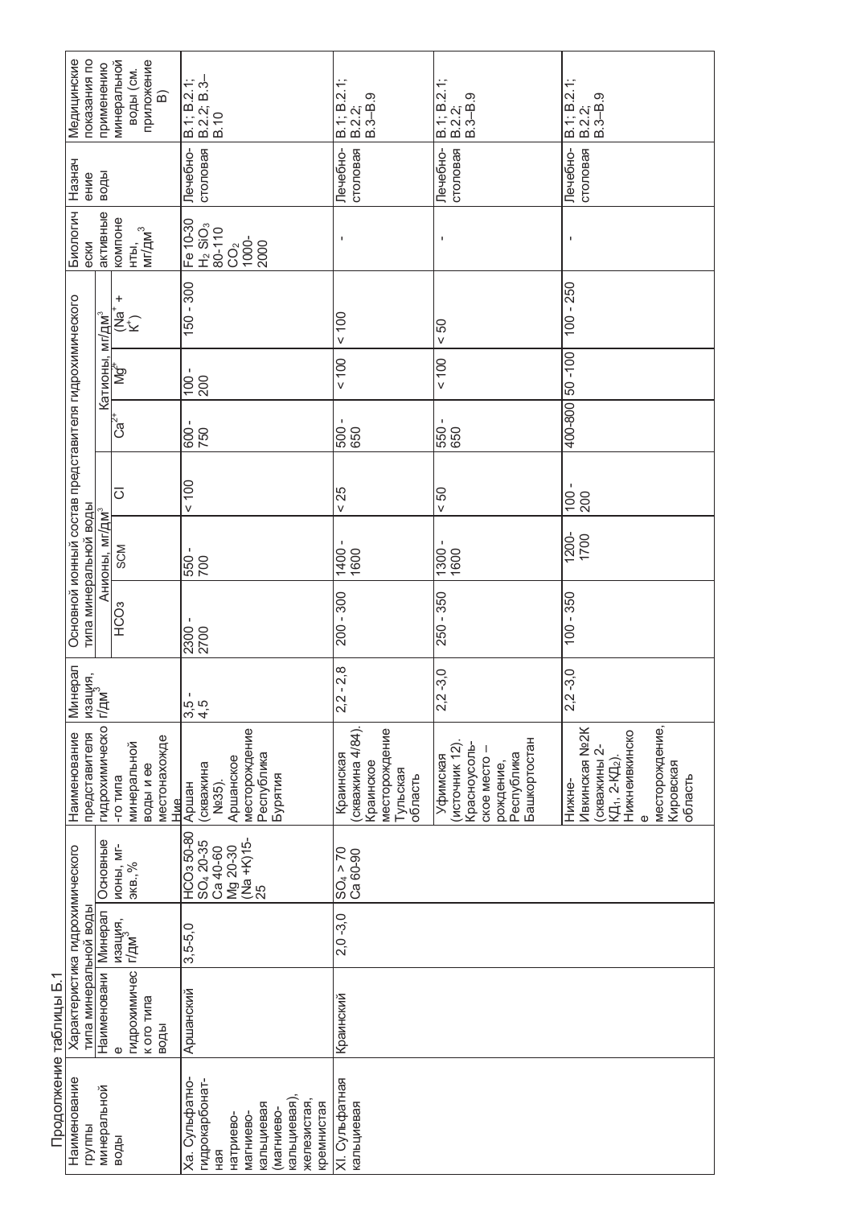Продолжение таблицы Б.1

| Наименование группы минеральной воды | Характеристика гидрохимического типа минеральной воды | | | Наименование представителя гидрохимического типа минеральной воды и ее местонахождение | Минерализация, г/дм³ | Основной ионный состав представителя гидрохимического типа минеральной воды | | | | | | Биологически активные компоненты, мг/дм³ | Назначение воды | Медицинские показания по применению минеральной воды (см. приложение В) |
|---|---|---|---|---|---|---|---|---|---|---|---|---|---|---|
| | Наименование гидрохимического типа воды | Минерализация, г/дм³ | Основные ионы, мг-экв., % | | | Анионы, мг/дм³ | | | Катионы, мг/дм³ | | | | | |
| | | | | | | $HCO_3$ | SO4 | Cl | $Ca^{2+}$ | $Mg^{2+}$ | ($Na^+$ + $K^+$) | | | |
| Xa. Сульфатно-гидрокарбонатная натриево-магниево-кальциевая (магниево-кальциевая), железистая, кремнистая | Аршанский | 3,5-5,0 | $HCO_3$ 50-80<br>$SO_4$ 20-35<br>Ca 40-60<br>Mg 20-30<br>(Na +K)15-25 | Аршан (скважина №35). Аршанское месторождение Республика Бурятия | 3,5 - 4,5 | 2300 - 2700 | 550 - 700 | < 100 | 600 - 750 | 100 - 200 | 150 - 300 | Fe 10-30<br>$H_2SiO_3$ 80-110<br>$CO_2$ 1000-2000 | Лечебно-столовая | В.1; В.2.1; В.2.2; В.3–В.10 |
| XI. Сульфатная кальциевая | Краинский | 2,0 -3,0 | $SO_4$ > 70<br>Ca 60-90 | Краинская (скважина 4/84). Краинское месторождение Тульская область | 2,2 - 2,8 | 200 - 300 | 1400 - 1600 | < 25 | 500 - 650 | < 100 | < 100 | - | Лечебно-столовая | В.1; В.2.1; В.2.2; В.3–В.9 |
| | | | | Уфимская (источник 12). Красноусольское месторождение, Республика Башкортостан | 2,2 -3,0 | 250 - 350 | 1300 - 1600 | < 50 | 550 - 650 | < 100 | < 50 | - | Лечебно-столовая | В.1; В.2.1; В.2.2; В.3–В.9 |
| | | | | Нижне-Ивкинская №2К (скважины 2-КД₁, 2-КД₂). Нижнеивкинское месторождение, Кировская область | 2,2 -3,0 | 100 - 350 | 1200-1700 | 100 - 200 | 400-800 | 50 -100 | 100 - 250 | - | Лечебно-столовая | В.1; В.2.1; В.2.2; В.3–В.9 |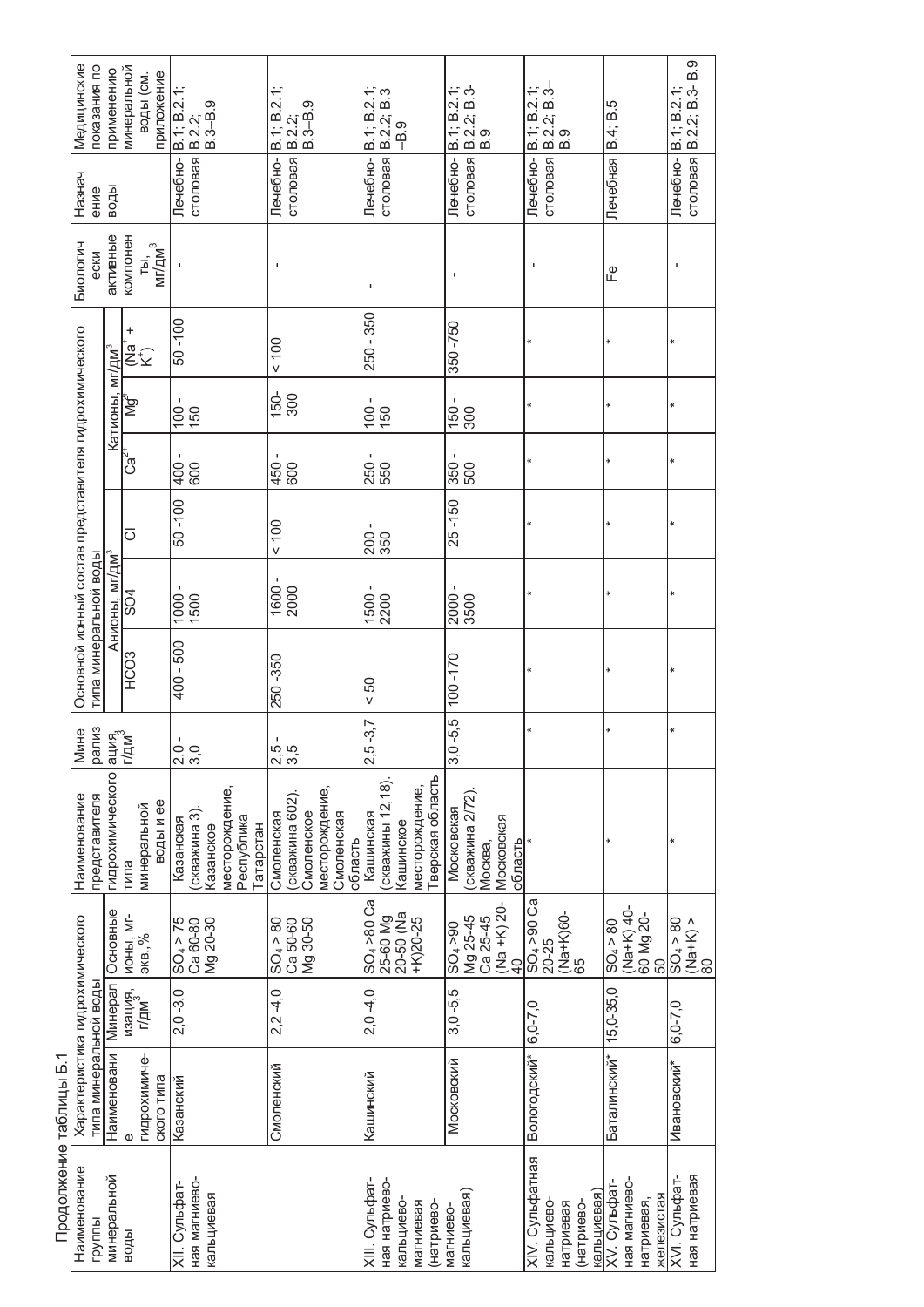Продолжение таблицы Б.1

| Наименование группы минеральной воды | Характеристика гидрохимического типа минеральной воды | | | Наименование представителя гидрохимического типа минеральной воды и ее | Минерализация г/дм$^3$ | Основной ионный состав представителя гидрохимического типа минеральной воды | | | | | | Биологически активные компоненты, мг/дм$^3$ | Назначение воды | Медицинские показания по применению минеральной воды (см. приложение |
|---|---|---|---|---|---|---|---|---|---|---|---|---|---|---|
| | Наименование гидрохимического типа | Минерализация, г/дм$^3$ | Основные ионы, мг-экв.,% | | | Анионы, мг/дм$^3$ | | | Катионы, мг/дм$^3$ | | | | | |
| | | | | | | HCO3 | SO4 | Cl | $Ca^{2+}$ | $Mg^{2+}$ | ($Na^+$ + $K^+$) | | | |
| XII. Сульфатная магниево-кальциевая | Казанский | 2,0 -3,0 | $SO_4$ > 75 Ca 60-80 Mg 20-30 | Казанская (скважина 3). Казанское месторождение, Республика Татарстан | 2,0 - 3,0 | 400 - 500 | 1000 - 1500 | 50 -100 | 400 - 600 | 100 - 150 | 50 -100 | - | Лечебно-столовая | В.1; В.2.1; В.2.2; В.3–В.9 |
| | Смоленский | 2,2 -4,0 | $SO_4$ > 80 Ca 50-60 Mg 30-50 | Смоленская (скважина 602). Смоленское месторождение, Смоленская область | 2,5 - 3,5 | 250 -350 | 1600 - 2000 | < 100 | 450 - 600 | 150- 300 | < 100 | - | Лечебно-столовая | В.1; В.2.1; В.2.2; В.3–В.9 |
| XIII. Сульфатная натриево-кальциево-магниевая (натриево-магниево-кальциевая) | Кашинский | 2,0 -4,0 | $SO_4$ >80 Ca 25-60 Mg 20-50 (Na +K)20-25 | Кашинская (скважины 12,18). Кашинское месторождение, Тверская область | 2,5 -3,7 | < 50 | 1500 - 2200 | 200 - 350 | 250 - 550 | 100 - 150 | 250 - 350 | - | Лечебно-столовая | В.1; В.2.1; В.2.2; В.3 –В.9 |
| | Московский | 3,0 -5,5 | $SO_4$ >90 Mg 25-45 Ca 25-45 (Na +K) 20-40 | Московская (скважина 2/72). Москва, Московская область | 3,0 -5,5 | 100 -170 | 2000 - 3500 | 25 -150 | 350 - 500 | 150 - 300 | 350-750 | - | Лечебно-столовая | В.1; В.2.1; В.2.2; В.3- В.9 |
| XIV. Сульфатная кальциево-натриевая (натриево-кальциевая) | Вологодский* | 6,0-7,0 | $SO_4$ >90 Ca 20-25 (Na+K)60-65 | * | * | * | * | * | * | * | * | - | Лечебно-столовая | В.1; В.2.1; В.2.2; В.3– В.9 |
| XV. Сульфатная магниево-натриевая, железистая | Баталинский* | 15,0-35,0 | $SO_4$ > 80 (Na+K) 40-60 Mg 20-50 | * | * | * | * | * | * | * | * | Fe | Лечебная | В.4; В.5 |
| XVI. Сульфатная натриевая | Ивановский* | 6,0-7,0 | $SO_4$ > 80 (Na+K) > 80 | * | * | * | * | * | * | * | * | - | Лечебно-столовая | В.1; В.2.1; В.2.2; В.3- В.9 |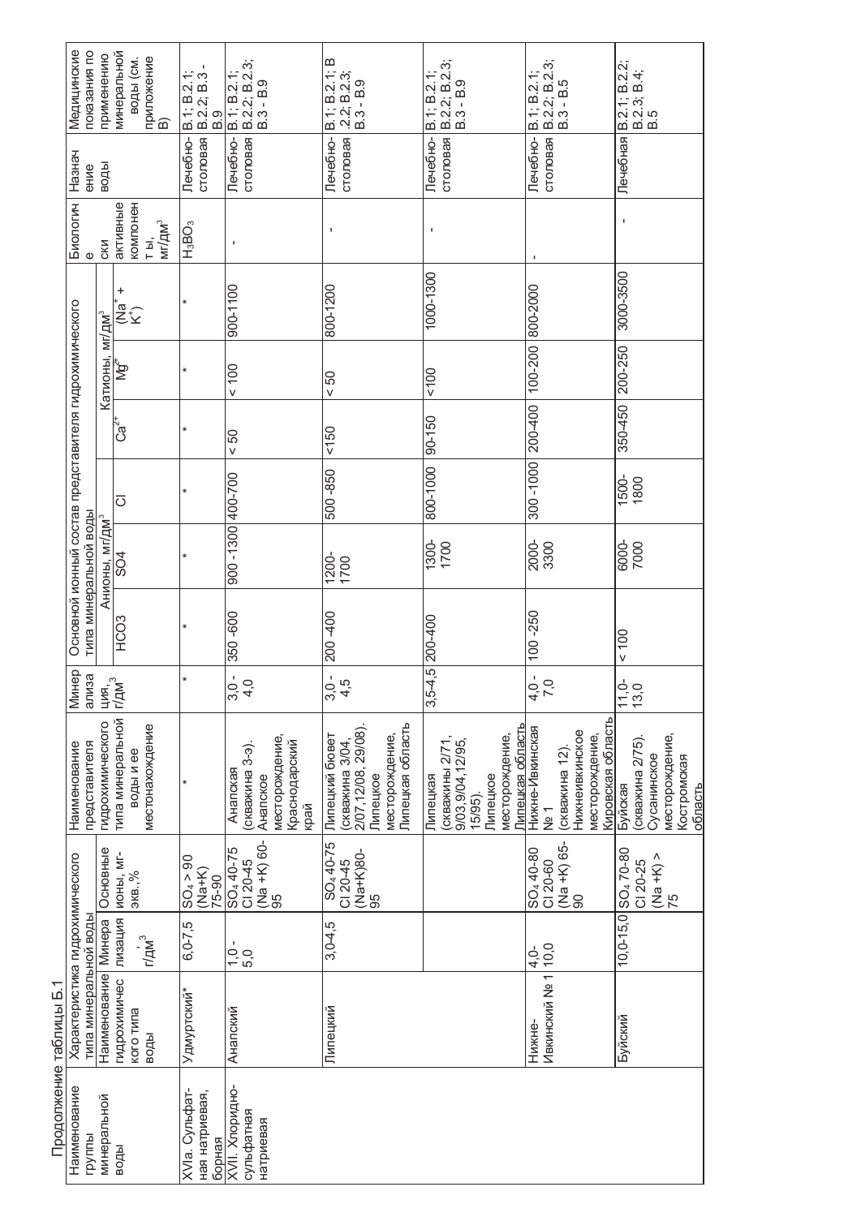Продолжение таблицы Б.1

| Наименование группы минеральной воды | Характеристика гидрохимического типа минеральной воды | | | Наименование представителя гидрохимического типа минеральной воды и ее местонахождение | Минерализация, г/дм³ | Основной ионный состав представителя гидрохимического типа минеральной воды | | | | | | Биологически активные компоненты, мг/дм³ | Назначение воды | Медицинские показания по применению минеральной воды (см. приложение В) |
|---|---|---|---|---|---|---|---|---|---|---|---|---|---|---|
| | Наименование гидрохимического типа воды | Минерализация, г/дм³ | Основные ионы, мг-экв.,% | | | Анионы, мг/дм³ | | | Катионы, мг/дм³ | | | | | |
| | | | | | | $HCO_3$ | $SO_4$ | Cl | $Ca^{2+}$ | $Mg^{2+}$ | ($Na^+$ + $K^+$) | | | |
| XVIa. Сульфатная натриевая, борная | Удмуртский* | 6,0-7,5 | $SO_4$ > 90 (Na+K) 75-90 | * | * | * | * | * | * | * | * | $H_3BO_3$ | Лечебно-столовая | В.1; В.2.1; В.2.2; В.3 - В.9 |
| XVII. Хлоридно-сульфатная натриевая | Анапский | 1,0 - 5,0 | $SO_4$ 40-75 Cl 20-45 (Na +K) 60-95 | Анапская (скважина 3-э). Анапское месторождение, Краснодарский край | 3,0 - 4,0 | 350 -600 | 900 -1300 | 400-700 | < 50 | < 100 | 900-1100 | - | Лечебно-столовая | В.1; В.2.1; В.2.2; В.2.3; В.3 - В.9 |
| | Липецкий | 3,0-4,5 | $SO_4$ 40-75 Cl 20-45 (Na+K)80-95 | Липецкий бювет (скважина 3/04, 2/07,12/08, 29/08). Липецкое месторождение, Липецкая область | 3,0 - 4,5 | 200 -400 | 1200-1700 | 500 -850 | <150 | < 50 | 800-1200 | - | Лечебно-столовая | В.1; В.2.1; В.2.2; В.2.3; В.3 - В.9 |
| | | | | Липецкая (скважины 2/71, 9/03,9/04,12/95, 15/95). Липецкое месторождение, Липецкая область | 3,5-4,5 | 200-400 | 1300-1700 | 800-1000 | 90-150 | <100 | 1000-1300 | - | Лечебно-столовая | В.1; В.2.1; В.2.2; В.2.3; В.3 - В.9 |
| | Нижне-Ивкинский № 1 | 4,0-10,0 | $SO_4$ 40-80 Cl 20-60 (Na +K) 65-90 | Нижне-Ивкинская № 1 (скважина 12). Нижнеивкинское месторождение, Кировская область | 4,0 - 7,0 | 100 -250 | 2000-3300 | 300 -1000 | 200-400 | 100-200 | 800-2000 | - | Лечебно-столовая | В.1; В.2.1; В.2.2; В.2.3; В.3 - В.5 |
| | Буйский | 10,0-15,0 | $SO_4$ 70-80 Cl 20-25 (Na +K) > 75 | Буйская (скважина 2/75). Сусанинское месторождение, Костромская область | 11,0-13,0 | < 100 | 6000-7000 | 1500-1800 | 350-450 | 200-250 | 3000-3500 | - | Лечебная | В.2.1; В.2.2; В.2.3; В.4; В.5 |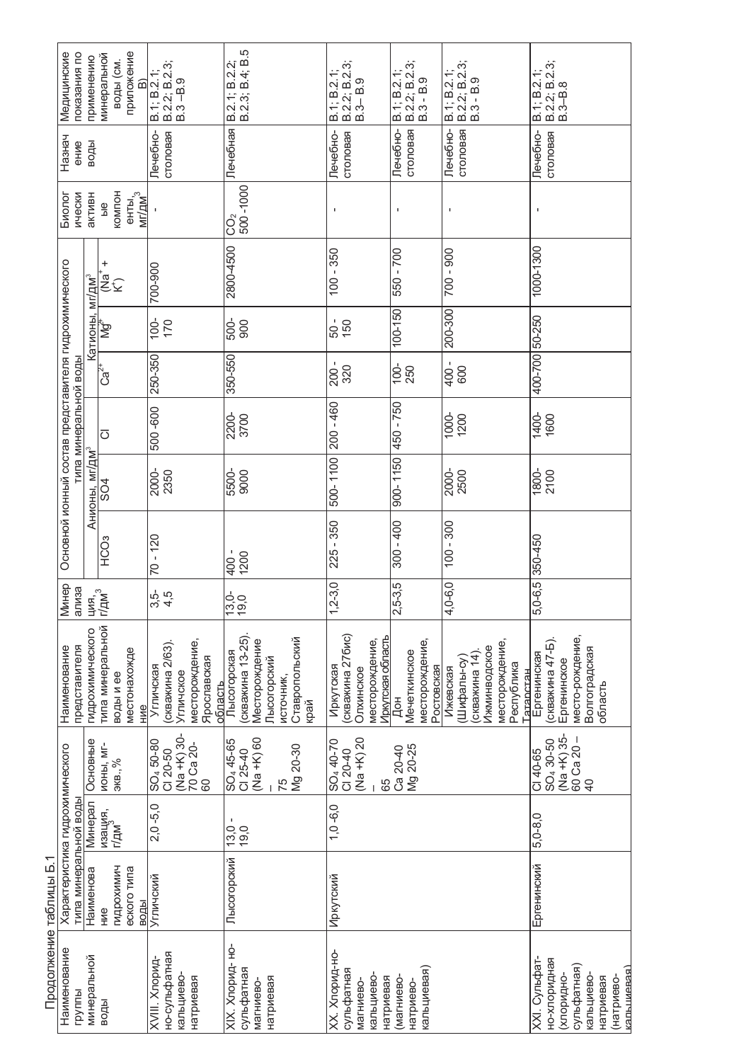Продолжение таблицы Б.1

| Наименование группы минеральной воды | Характеристика гидрохимического типа минеральной воды | | | Наименование гидрохимического типа минеральной воды и ее местонахождение | Минерализация, г/дм³ | Основной ионный состав представителя гидрохимического типа минеральной воды | | | | | | Биологически активные компоненты, мг/дм³ | Назначение воды | Медицинские показания по применению минеральной воды (см. приложение В) |
|---|---|---|---|---|---|---|---|---|---|---|---|---|---|---|
| | Наименование гидрохимического типа воды | Минерализация, г/дм³ | Основные ионы, мг-экв.,% | | | Анионы, мг/дм³ | | | Катионы, мг/дм³ | | | | | |
| | | | | | | $HCO_3$ | $SO_4$ | Cl | $Ca^{2+}$ | $Mg^{2+}$ | $(Na^+ + K^+)$ | | | |
| XVIII. Хлоридно-сульфатная кальциево-натриевая | Угличский | 2,0 -5,0 | $SO_4$ 50-80 Cl 20-50 (Na +K) 30-70 Ca 20-60 | Угличская (скважина 2/63). Угличское месторождение, Ярославская область | 3,5-4,5 | 70 - 120 | 2000-2350 | 500 -600 | 250-350 | 100-170 | 700-900 | - | Лечебно-столовая | В.1; В.2.1; В.2.2; В.2.3; В.3 –В.9 |
| XIX. Хлорид- но-сульфатная магниево-натриевая | Лысогорский | 13,0 - 19,0 | $SO_4$ 45-65 Cl 25-40 (Na +K) 60 – 75 Mg 20-30 | Лысогорская (скважина 13-25). Месторождение Лысогорский источник, Ставропольский край | 13,0-19,0 | 400 - 1200 | 5500-9000 | 2200-3700 | 350-550 | 500-900 | 2800-4500 | $CO_2$ 500 -1000 | Лечебная | В.2.1; В.2.2; В.2.3; В.4; В.5 |
| XX. Хлорид-но-сульфатная магниево-кальциево-натриевая (магниево-натриево-кальциевая) | Иркутский | 1,0 -6,0 | $SO_4$ 40-70 Cl 20-40 (Na +K) 20 – 65 Ca 20-40 Mg 20-25 | Иркутская (скважина 27бис) Олхинское месторождение, Иркутская область | 1,2-3,0 | 225 - 350 | 500- 1100 | 200 - 460 | 200 - 320 | 50 - 150 | 100 - 350 | - | Лечебно-столовая | В.1; В.2.1; В.2.2; В.2.3; В.3– В.9 |
| | | | | Дон Мечеткинское месторождение, Ростовская | 2,5-3,5 | 300 - 400 | 900- 1150 | 450 - 750 | 100-250 | 100-150 | 550 - 700 | - | Лечебно-столовая | В.1; В.2.1; В.2.2; В.2.3; В.3 - В.9 |
| | | | | Ижевская (Шифальы-су) (скважина 14). Ижминводское месторождение, Республика Татарстан | 4,0-6,0 | 100 - 300 | 2000-2500 | 1000-1200 | 400 - 600 | 200-300 | 700 - 900 | - | Лечебно-столовая | В.1; В.2.1; В.2.2; В.2.3; В.3 - В.9 |
| XXI. Сульфатно-хлоридная (хлоридно-сульфатная) кальциево-натриевая (натриево-кальциевая) | Ергенинский | 5,0-8,0 | Cl 40-65 $SO_4$ 30-50 (Na +K) 35-60 Ca 20 – 40 | Ергенинская (скважина 47-Б). Ергенинское место-рождение, Волгоградская область | 5,0-6,5 | 350-450 | 1800-2100 | 1400-1600 | 400-700 | 50-250 | 1000-1300 | - | Лечебно-столовая | В.1; В.2.1; В.2.2; В.2.3; В.3–В.8 |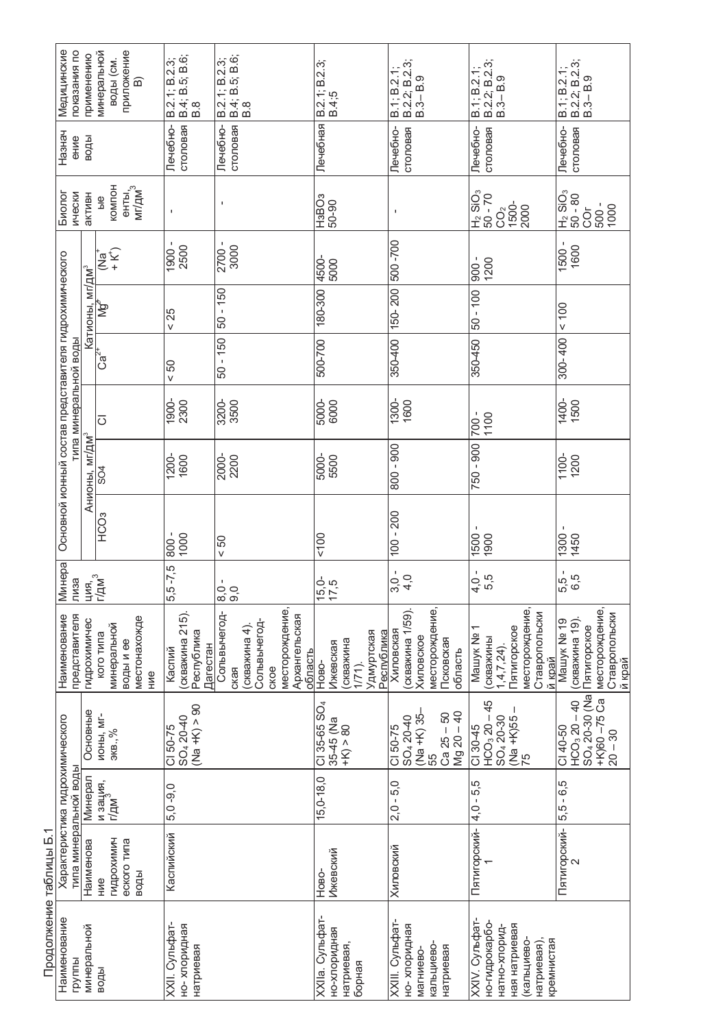Продолжение таблицы Б.1

| Наименование группы минеральной воды | Характеристика гидрохимического типа минеральной воды | | | Наименование представителя гидрохимического типа минеральной воды и ее местонахождение | Минерализация, г/дм³ | Основной ионный состав представителя гидрохимического типа минеральной воды | | | | | | Биологически активные компоненты, мг/дм³ | Назначение воды | Медицинские показания по применению минеральной воды (см. приложение В) |
|---|---|---|---|---|---|---|---|---|---|---|---|---|---|---|
| | Наименование гидрохимического типа воды | Минерализация, г/дм³ | Основные ионы, мг-экв.,% | | | Анионы, мг/дм³ | | | Катионы, мг/дм³ | | | | | |
| | | | | | | $HCO_3$ | $SO_4$ | Cl | $Ca^{2+}$ | $Mg^{2+}$ | $(Na^+ + K^+)$ | | | |
| XXI. Сульфатно- хлоридная натриевая | Каспийский | 5,0-9,0 | Cl 50-75 $SO_4$ 20-40 (Na +K) > 90 | Каспий (скважина 215). Республика Дагестан | 5,5-7,5 | 800 - 1000 | 1200- 1600 | 1900- 2300 | < 50 | < 25 | 1900 - 2500 | - | Лечебно-столовая | В.2.1; В.2.3; В.4; В.5; В.6; В.8 |
| | | | | Сольвычегодская (скважина 4). Сольвычегодское месторождение, Архангельская область | 8,0 - 9,0 | < 50 | 2000- 2200 | 3200- 3500 | 50 - 150 | 50 - 150 | 2700 - 3000 | - | Лечебно-столовая | В.2.1; В.2.3; В.4; В.5; В.6; В.8 |
| XXIa. Сульфат-но-хлоридная натриевая, борная | Ново-Ижевский | 15,0-18,0 | Cl 35-65 $SO_4$ 35-45 (Na +K) > 80 | Ново-Ижевская (скважина 1/71). Удмуртская Республика | 15,0- 17,5 | <100 | 5000- 5500 | 5000- 6000 | 500-700 | 180-300 | 4500- 5000 | $H_3BO_3$ 50-90 | Лечебная | В.2.1; В.2.3; В.4;5 |
| XXII. Сульфат-но- хлоридная магниево-кальциево-натриевая | Хиловский | 2,0 - 5,0 | Cl 50-75 $SO_4$ 20-40 (Na +K) 35–55 Ca 25 – 50 Mg 20 – 40 | Хиловская (скважина 1/59). Хиловское месторождение, Псковская область | 3,0 - 4,0 | 100 - 200 | 800 - 900 | 1300- 1600 | 350-400 | 150- 200 | 500 -700 | - | Лечебно-столовая | В.1; В.2.1; В.2.2; В.2.3; В.3– В.9 |
| XXIV. Сульфат-но-гидрокарбо-натно-хлорид-ная натриевая (кальциево-натриевая), кремнистая | Пятигорский-1 | 4,0 - 5,5 | Cl 30-45 $HCO_3$ 20 – 45 $SO_4$ 20-30 (Na +K)55 – 75 | Машук № 1 (скважины 1,4,7,24). Пятигорское месторождение, Ставропольский край | 4,0 - 5,5 | 1500 - 1900 | 750 - 900 | 700 - 1100 | 350-450 | 50 - 100 | 900 - 1200 | $H_2SiO_3$ 50 - 70 $CO_2$ 1500- 2000 | Лечебно-столовая | В.1; В.2.1; В.2.2; В.2.3; В.3– В.9 |
| | Пятигорский-2 | 5,5 - 6,5 | Cl 40-50 $HCO_3$ 20 – 40 $SO_4$ 20-30 (Na +K)60 –75 Ca 20 – 30 | Машук № 19 (скважина 19). Пятигорское месторождение, Ставропольский край | 5,5 - 6,5 | 1300 - 1450 | 1100- 1200 | 1400- 1500 | 300- 400 | < 100 | 1500 - 1600 | $H_2SiO_3$ 50 - 80 $CO_2$ 500 - 1000 | Лечебно-столовая | В.1; В.2.1; В.2.2; В.2.3; В.3– В.9 |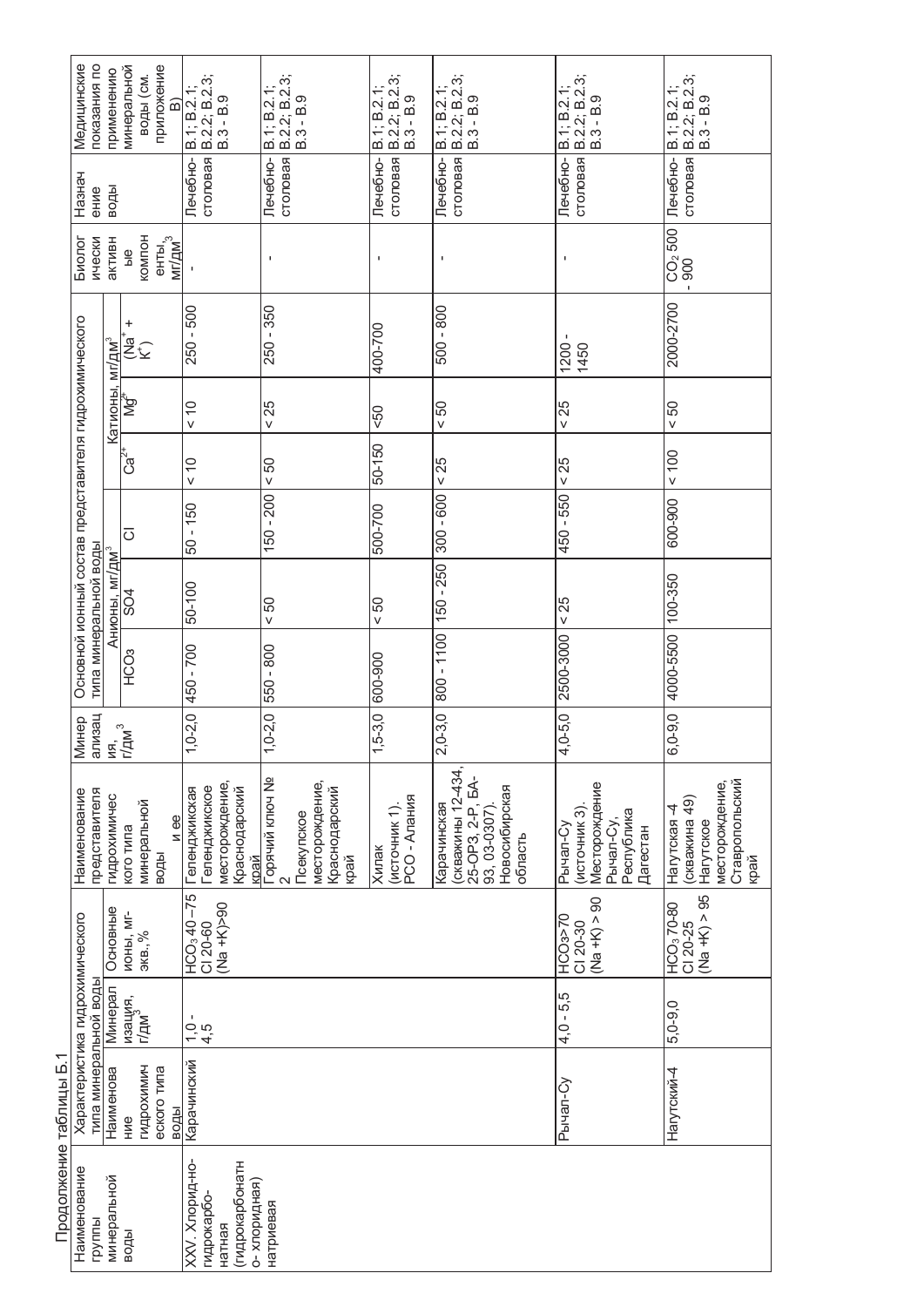Продолжение таблицы Б.1

| Наименование группы минеральной воды | Характеристика гидрохимического типа минеральной воды | | | Наименование представителя гидрохимического типа минеральной воды и ее | Минерализация, г/дм³ | Основной ионный состав представителя гидрохимического типа минеральной воды | | | | | | Биологически активные компоненты, мг/дм³ | Назначение воды | Медицинские показания по применению минеральной воды (см. приложение В) |
|---|---|---|---|---|---|---|---|---|---|---|---|---|---|---|
| | Наименование гидрохимического типа воды | Минерализация, г/дм³ | Основные ионы, мг-экв.,% | | | Анионы, мг/дм³ | | | Катионы, мг/дм³ | | | | | |
| | | | | | | $HCO_3$ | SO4 | Cl | $Ca^{2+}$ | $Mg^{2+}$ | $(Na^+ + K^+)$ | | | |
| XXV. Хлорид-но-гидрокарбо-натная (гидрокарбонатно-хлоридная) натриевая | Карачинский | 1,0 - 4,5 | $HCO_3$ 40 –75 Cl 20-60 (Na +K)>90 | Геленджикская Геленджикское месторождение, Краснодарский край | 1,0-2,0 | 450 - 700 | 50-100 | 50 - 150 | < 10 | < 10 | 250 - 500 | - | Лечебно-столовая | В.1; В.2.1; В.2.2; В.2.3; В.3 - В.9 |
| | | | | Горячий ключ № 2 Псекупское месторождение, Краснодарский край | 1,0-2,0 | 550 - 800 | < 50 | 150 - 200 | < 50 | < 25 | 250 - 350 | - | Лечебно-столовая | В.1; В.2.1; В.2.2; В.2.3; В.3 - В.9 |
| | | | | Хилак (источник 1). РСО - Алания | 1,5-3,0 | 600-900 | < 50 | 500-700 | 50-150 | <50 | 400-700 | - | Лечебно-столовая | В.1; В.2.1; В.2.2; В.2.3; В.3 - В.9 |
| | | | | Карачинская (скважины 12-434, 25-ОРЗ, 2-Р, БА-93, 03-0307). Новосибирская область | 2,0-3,0 | 800 - 1100 | 150 - 250 | 300 - 600 | < 25 | < 50 | 500 - 800 | - | Лечебно-столовая | В.1; В.2.1; В.2.2; В.2.3; В.3 - В.9 |
| | Рычал-Су | 4,0 - 5,5 | $HCO_3$>70 Cl 20-30 (Na +K) > 90 | Рычал-Су (источник 3). Месторождение Рычал-Су, Республика Дагестан | 4,0-5,0 | 2500-3000 | < 25 | 450 - 550 | < 25 | < 25 | 1200 - 1450 | - | Лечебно-столовая | В.1; В.2.1; В.2.2; В.2.3; В.3 - В.9 |
| | Нагутский-4 | 5,0-9,0 | $HCO_3$ 70-80 Cl 20-25 (Na +K) > 95 | Нагутская -4 (скважина 49) Нагутское месторождение, Ставропольский край | 6,0-9,0 | 4000-5500 | 100-350 | 600-900 | < 100 | < 50 | 2000-2700 | $CO_2$ 500 - 900 | Лечебно-столовая | В.1; В.2.1; В.2.2; В.2.3; В.3 - В.9 |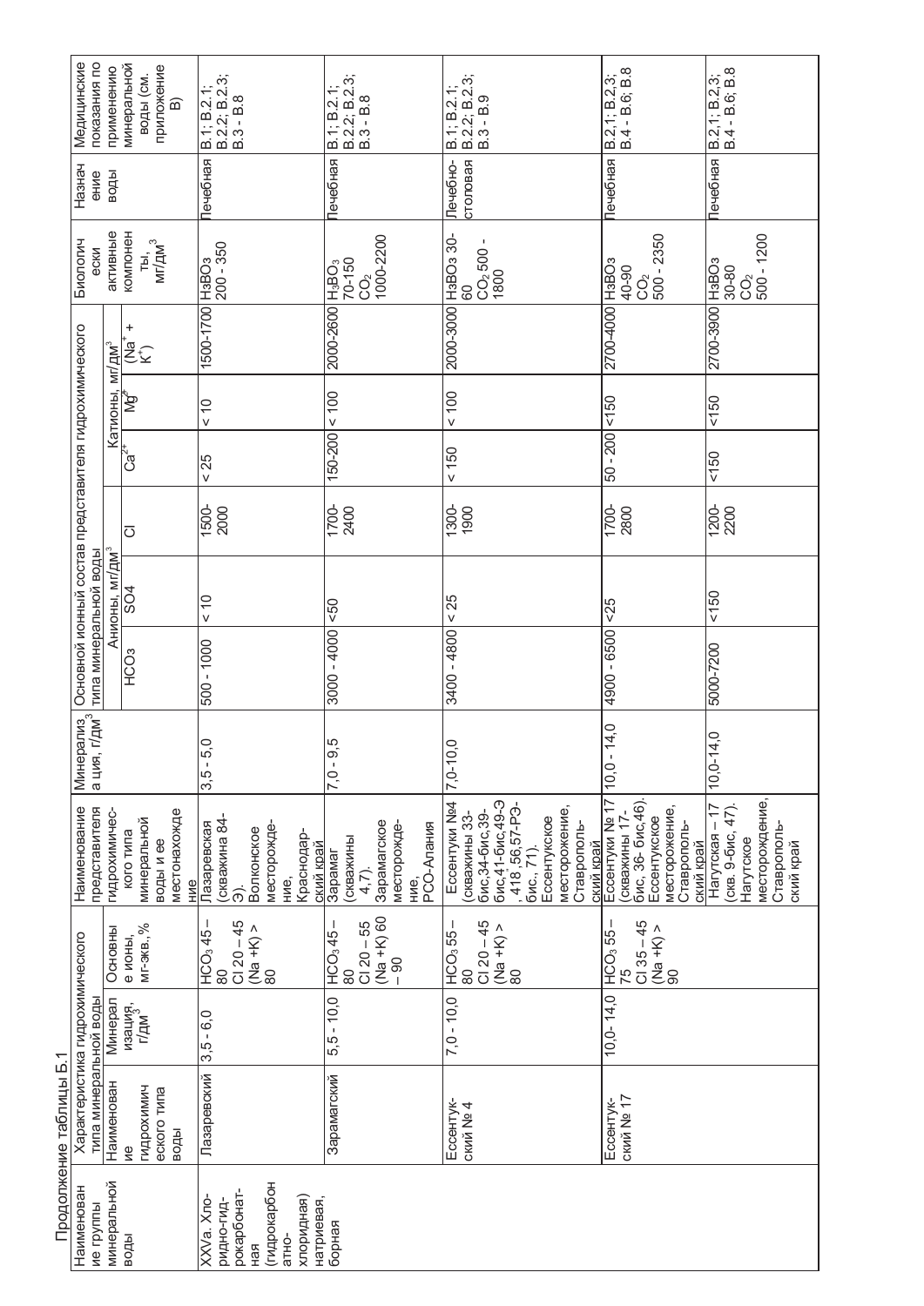Продолжение таблицы Б.1

| Наименование группы минеральной воды | Характеристика гидрохимического типа минеральной воды | | | Наименование представителя гидрохимического типа минеральной воды и ее местонахождение | Минерализация, г/дм$^3$ | Основной ионный состав представителя гидрохимического типа минеральной воды | | | | | | Биологически активные компоненты, мг/дм$^3$ | Назначение воды | Медицинские показания по применению минеральной воды (см. приложение В) |
|---|---|---|---|---|---|---|---|---|---|---|---|---|---|---|
| | Наименование гидрохимического типа воды | Минерализация, г/дм$^3$ | Основные ионы, мг-экв., % | | | Анионы, мг/дм$^3$ | | | Катионы, мг/дм$^3$ | | | | | |
| | | | | | | $HCO_3$ | SO4 | Cl | $Ca^{2+}$ | $Mg^{2+}$ | $(Na^+ + K^+)$ | | | |
| XXVa. Хлоридно-гидрокарбонатная (гидрокарбонатно-хлоридная) натриевая, борная | Лазаревский | 3,5 - 6,0 | $HCO_3$ 45 – 80<br>Cl 20 – 45<br>(Na +K) > 80 | Лазаревская (скважина 84-Э).<br>Волконское месторождение, Краснодарский край | 3,5 - 5,0 | 500 - 1000 | < 10 | 1500-2000 | < 25 | < 10 | 1500-1700 | $H_3BO_3$ 200 - 350 | Лечебная | В.1; В.2.1; В.2.2; В.2.3; В.3 - В.8 |
| | Зарамагский | 5,5 - 10,0 | $HCO_3$ 45 – 80<br>Cl 20 – 55<br>(Na +K) 60 – 90 | Зарамаг (скважины 4,7).<br>Зарамагское месторождение, РСО-Алания | 7,0 - 9,5 | 3000 - 4000 | <50 | 1700-2400 | 150-200 | < 100 | 2000-2600 | $H_3BO_3$ 70-150<br>$CO_2$ 1000-2200 | Лечебная | В.1; В.2.1; В.2.2; В.2.3; В.3 - В.8 |
| | Ессентукский № 4 | 7,0 - 10,0 | $HCO_3$ 55 – 80<br>Cl 20 – 45<br>(Na +K) > 80 | Ессентуки №4 (скважины 33-бис,34-бис,39-бис,41-бис,49-Э, 418 ,56,57-РЭ-бис., 71).<br>Ессентукское месторождение, Ставропольский край | 7,0-10,0 | 3400 - 4800 | < 25 | 1300-1900 | < 150 | < 100 | 2000-3000 | $H_3BO_3$ 30-60<br>$CO_2$ 500 - 1800 | Лечебно-столовая | В.1; В.2.1; В.2.2; В.2.3; В.3 - В.9 |
| | Ессентукский № 17 | 10,0- 14,0 | $HCO_3$ 55 – 75<br>Cl 35 – 45<br>(Na +K) > 90 | Ессентуки № 17 (скважины 17-бис, 36- бис,46).<br>Ессентукское месторождение, Ставропольский край | 10,0 - 14,0 | 4900 - 6500 | <25 | 1700-2800 | 50 - 200 | <150 | 2700-4000 | $H_3BO_3$ 40-90<br>$CO_2$ 500 - 2350 | Лечебная | В.2.1; В.2.3; В.4 - В.6; В.8 |
| | | | | Нагутская – 17 (скв. 9-бис, 47).<br>Нагутское месторождение, Ставропольский край | 10,0-14,0 | 5000-7200 | <150 | 1200-2200 | <150 | <150 | 2700-3900 | $H_3BO_3$ 30-80<br>$CO_2$ 500 - 1200 | Лечебная | В.2.1; В.2.3; В.4 - В.6; В.8 |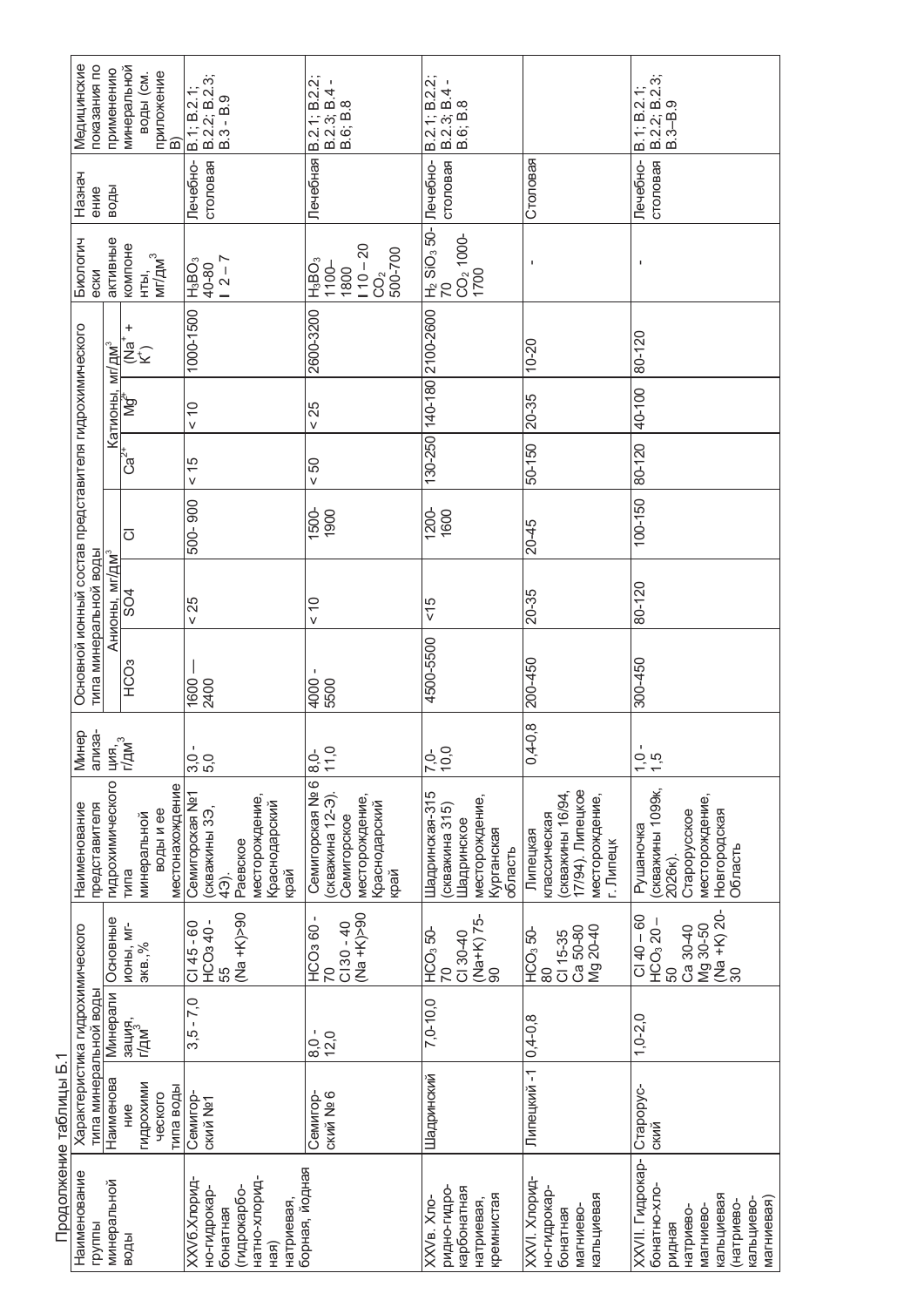Продолжение таблицы Б.1

| Наименование группы минеральной воды | Характеристика гидрохимического типа минеральной воды | | | Наименование представителя гидрохимического типа минеральной воды и ее местонахождение | Минерализация, г/дм³ | Основной ионный состав представителя гидрохимического типа минеральной воды | | | | | | Биологически активные компоненты, мг/дм³ | Назначение воды | Медицинские показания по применению минеральной воды (см. приложение В) |
|---|---|---|---|---|---|---|---|---|---|---|---|---|---|---|
| | Наименование гидрохимического типа воды | Минерализация, г/дм³ | Основные ионы, мг-экв.,% | | | Анионы, мг/дм³ | | | Катионы, мг/дм³ | | | | | |
| | | | | | | $HCO_3$ | SO4 | Cl | $Ca^{2+}$ | $Mg^{2+}$ | ($Na^+$ + $K^+$) | | | |
| XXVб. Хлоридно-гидрокарбонатная (гидрокарбонатно-хлоридная) натриевая, борная, йодная | Семигорский №1 | 3,5 - 7,0 | Cl 45 - 60 HCO3 40 - 55 (Na +K)>90 | Семигорская №1 (скважины 3Э, 4Э). Раевское месторождение, Краснодарский край | 3,0 - 5,0 | 1600 — 2400 | < 25 | 500- 900 | < 15 | < 10 | 1000-1500 | $H_3BO_3$ 40-80 I 2 – 7 | Лечебно-столовая | В.1; В.2.1; В.2.2; В.2.3; В.3 - В.9 |
| | Семигорский № 6 | 8,0 - 12,0 | HCO3 60 - 70 Cl 30 - 40 (Na +K)>90 | Семигорская № 6 (скважина 12-Э). Семигорское месторождение, Краснодарский край | 8,0- 11,0 | 4000 - 5500 | < 10 | 1500- 1900 | < 50 | < 25 | 2600-3200 | $H_3BO_3$ 1100-1800 I 10 – 20 $CO_2$ 500-700 | Лечебная | В.2.1; В.2.2; В.2.3; В.4 - В.6; В.8 |
| XXVв. Хлоридно-гидрокарбонатная натриевая, кремнистая | Шадринский | 7,0-10,0 | $HCO_3$ 50-70 Cl 30-40 (Na+K) 75-90 | Шадринская-315 (скважина 315) Шадринское месторождение, Курганская область | 7,0- 10,0 | 4500-5500 | <15 | 1200- 1600 | 130-250 | 140-180 | 2100-2600 | $H_2SiO_3$ 50-70 $CO_2$ 1000-1700 | Лечебно-столовая | В.2.1; В.2.2; В.2.3; В.4 - В.6; В.8 |
| XXVI. Хлоридно-гидрокарбонатная магниево-кальциевая | Липецкий -1 | 0,4-0,8 | $HCO_3$ 50-80 Cl 15-35 Ca 50-80 Mg 20-40 | Липецкая классическая (скважины 16/94, 17/94). Липецкое месторождение, г. Липецк | 0,4-0,8 | 200-450 | 20-35 | 20-45 | 50-150 | 20-35 | 10-20 | - | Столовая | |
| XXVII. Гидрокарбонатно-хлоридная натриево-магниево-кальциевая (натриево-кальциево-магниевая) | Старорусский | 1,0-2,0 | Cl 40 – 60 $HCO_3$ 20 – 50 Ca 30-40 Mg 30-50 (Na +K) 20-30 | Рушаночка (скважины 1099к, 2026к). Старорусское месторождение, Новгородская Область | 1,0 - 1,5 | 300-450 | 80-120 | 100-150 | 80-120 | 40-100 | 80-120 | - | Лечебно-столовая | В.1; В.2.1; В.2.2; В.2.3; В.3–В.9 |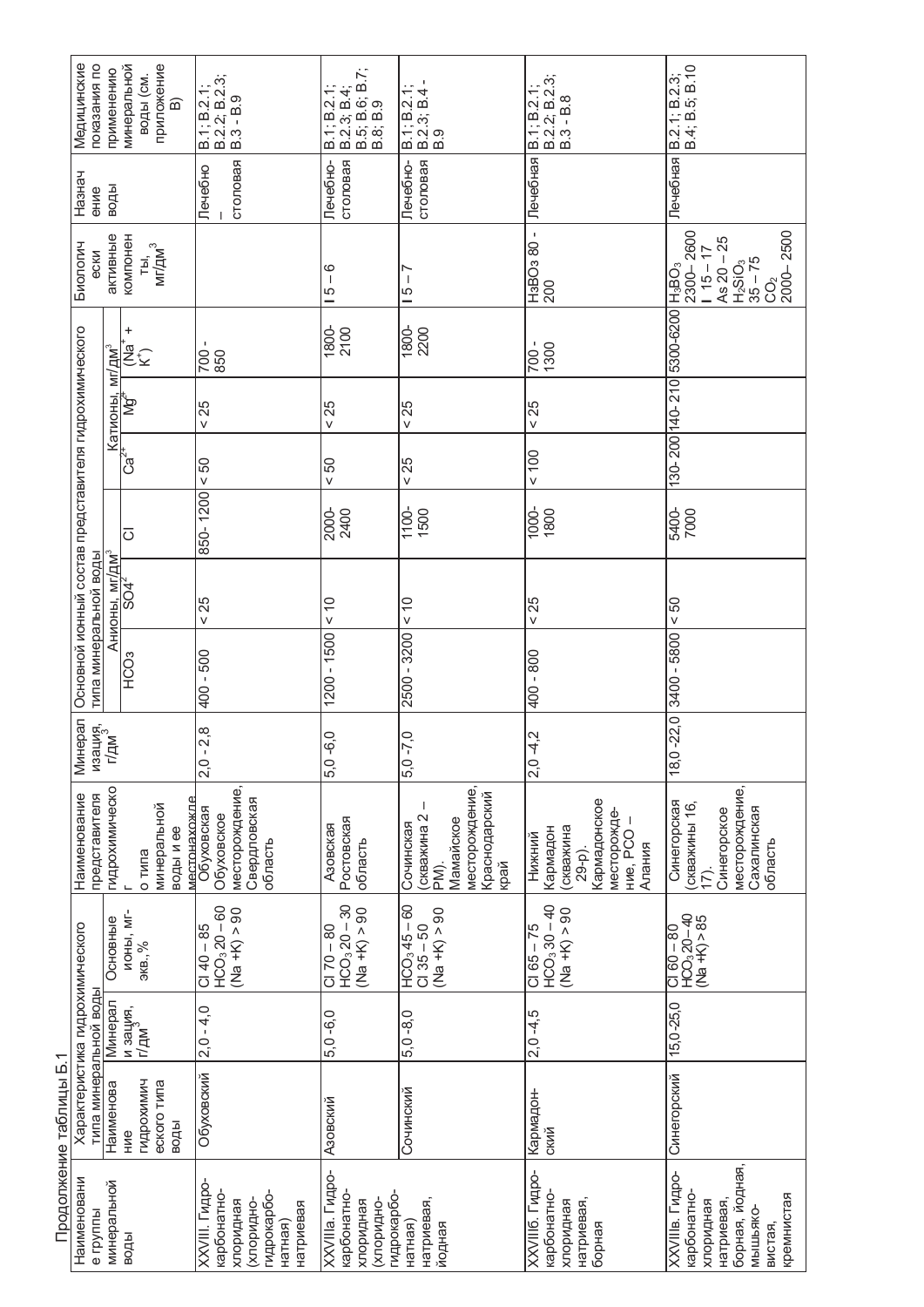Продолжение таблицы Б.1

| Наименование группы минеральной воды | Характеристика гидрохимического типа минеральной воды | | | Наименование представителя гидрохимического типа минеральной воды и ее местонахождение | Минерализация, г/дм³ | Основной ионный состав представителя гидрохимического типа минеральной воды | | | | | | Биологически активные компоненты, мг/дм³ | Назначение воды | Медицинские показания по применению минеральной воды (см. приложение В) |
|---|---|---|---|---|---|---|---|---|---|---|---|---|---|---|
| | Наименование гидрохимического типа воды | Минерализация, г/дм³ | Основные ионы, мг-экв.,% | | | Анионы, мг/дм³ | | | Катионы, мг/дм³ | | | | | |
| | | | | | | $HCO_3$ | $SO_4^{2-}$ | Cl | $Ca^{2+}$ | $Mg^{2+}$ | $(Na^+ + K^+)$ | | | |
| XXVIII. Гидрокарбонатно-хлоридная (хлоридно-гидрокарбонатная) натриевая | Обуховский | 2,0 - 4,0 | Cl 40 – 85<br>$HCO_3$ 20 – 60<br>(Na +K) > 90 | Обуховская<br>Обуховское месторождение, Свердловская область | 2,0 - 2,8 | 400 - 500 | < 25 | 850- 1200 | < 50 | < 25 | 700- 850 | | Лечебно – столовая | B.1; B.2.1; B.2.2; B.2.3; B.3 - B.9 |
| XXVIIIa. Гидрокарбонатно-хлоридная (хлоридно-гидрокарбонатная) натриевая, йодная | Азовский | 5,0 -6,0 | Cl 70 – 80<br>$HCO_3$ 20 – 30<br>(Na +K) > 90 | Азовская<br>Ростовская область | 5,0 -6,0 | 1200 - 1500 | < 10 | 2000- 2400 | < 50 | < 25 | 1800- 2100 | **I** 5 – 6 | Лечебно-столовая | B.1; B.2.1; B.2.3; B.4; B.5; B.6; B.7; B.8; B.9 |
| | Сочинский | 5,0 -8,0 | $HCO_3$ 45 – 60<br>Cl 35 – 50<br>(Na +K) > 90 | Сочинская (скважина 2 – РМ).<br>Мамайское месторождение, Краснодарский край | 5,0 -7,0 | 2500 - 3200 | < 10 | 1100- 1500 | < 25 | < 25 | 1800- 2200 | **I** 5 – 7 | Лечебно-столовая | B.1; B.2.1; B.2.3; B.4 - B.9 |
| XXVIIIб. Гидрокарбонатно-хлоридная натриевая, борная | Кармадонский | 2,0 -4,5 | Cl 65 – 75<br>$HCO_3$ 30 – 40<br>(Na +K) > 90 | Нижний Кармадон (скважина 29-р).<br>Кармадонское месторождение, РСО – Алания | 2,0 -4,2 | 400 - 800 | < 25 | 1000- 1800 | < 100 | < 25 | 700- 1300 | $H_3BO_3$ 80 - 200 | Лечебная | B.1; B.2.1; B.2.2; B.2.3; B.3 - B.8 |
| XXVIIIв. Гидрокарбонатно-хлоридная натриевая, борная, йодная, мышьяковистая, кремнистая | Синегорский | 15,0-25,0 | Cl 60 – 80<br>$HCO_3$ 20–40<br>(Na +K) > 85 | Синегорская (скважины 16, 17).<br>Синегорское месторождение, Сахалинская область | 18,0 -22,0 | 3400 - 5800 | < 50 | 5400- 7000 | 130- 200 | 140- 210 | 5300-6200 | $H_3BO_3$ 2300– 2600<br>**I** 15 – 17<br>As 20 – 25<br>$H_2SiO_3$ 35 – 75<br>$CO_2$ 2000– 2500 | Лечебная | B.2.1; B.2.3; B.4; B.5; B.10 |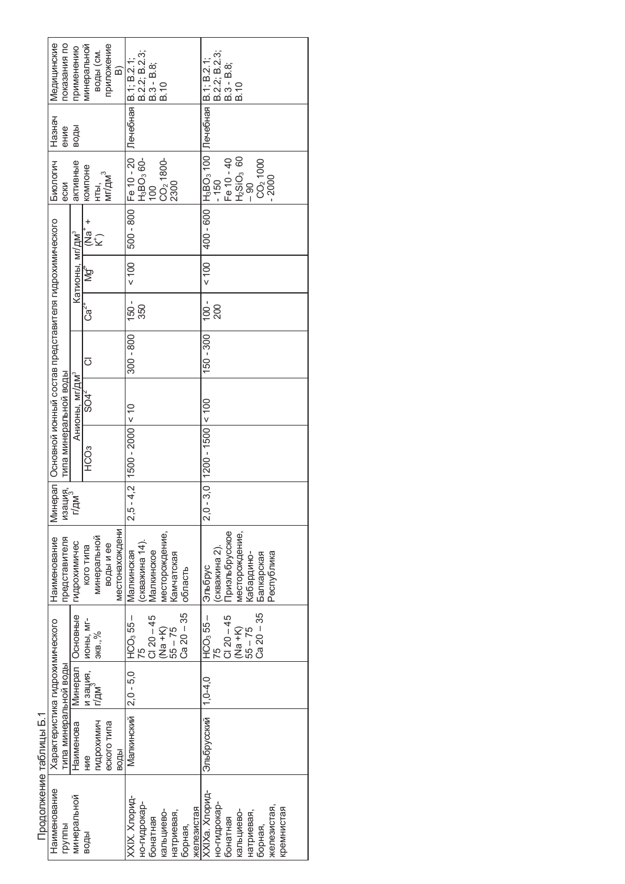Продолжение таблицы Б.1

| Наименование группы минеральной воды | Характеристика гидрохимического типа минеральной воды | | | Наименование представителя гидрохимического типа минеральной воды и ее местонахождения | Минерализация, г/дм³ | Основной ионный состав представителя гидрохимического типа минеральной воды | | | | | | Биологически активные компоненты, мг/дм³ | Назначение воды | Медицинские показания по применению минеральной воды (см. приложение В) |
|---|---|---|---|---|---|---|---|---|---|---|---|---|---|---|
| | Наименование гидрохимического типа воды | Минерализация, г/дм³ | Основные ионы, мг-экв.,% | | | Анионы, мг/дм³ | | | Катионы, мг/дм³ | | | | | |
| | | | | | | $HCO_3$ | $SO_4^{2-}$ | Cl | $Ca^{2+}$ | $Mg^{2+}$ | $(Na^+ + K^+)$ | | | |
| XXIX. Хлоридно-гидрокарбонатная кальциево-натриевая, борная, железистая | Малкинский | 2,0 - 5,0 | $HCO_3$ 55 – 75<br>Cl 20 – 45<br>(Na +K) 55 – 75<br>Ca 20 – 35 | Малкинская (скважина 14). Малкинское месторождение, Камчатская область | 2,5 - 4,2 | 1500 - 2000 | < 10 | 300 - 800 | 150 - 350 | < 100 | 500 - 800 | Fe 10 - 20<br>$H_3BO_3$ 60-100<br>$CO_2$ 1800-2300 | Лечебная | В.1; В.2.1; В.2.2; В.2.3; В.3 - В.8; В.10 |
| XXIXа. Хлоридно-гидрокарбонатная кальциево-натриевая, борная, железистая, кремнистая | Эльбрусский | 1,0-4,0 | $HCO_3$ 55 – 75<br>Cl 20 – 45<br>(Na +K) 55 – 75<br>Ca 20 – 35 | Эльбрус (скважина 2). Приэльбрусское месторождение, Кабардино-Балкарская Республика | 2,0 - 3,0 | 1200 - 1500 | < 100 | 150 - 300 | 100 - 200 | < 100 | 400 - 600 | $H_3BO_3$ 100 - 150<br>Fe 10 - 40<br>$H_2SiO_3$ 60 – 90<br>$CO_2$ 1000 - 2000 | Лечебная | В.1; В.2.1; В.2.2; В.2.3; В.3 - В.8; В.10 |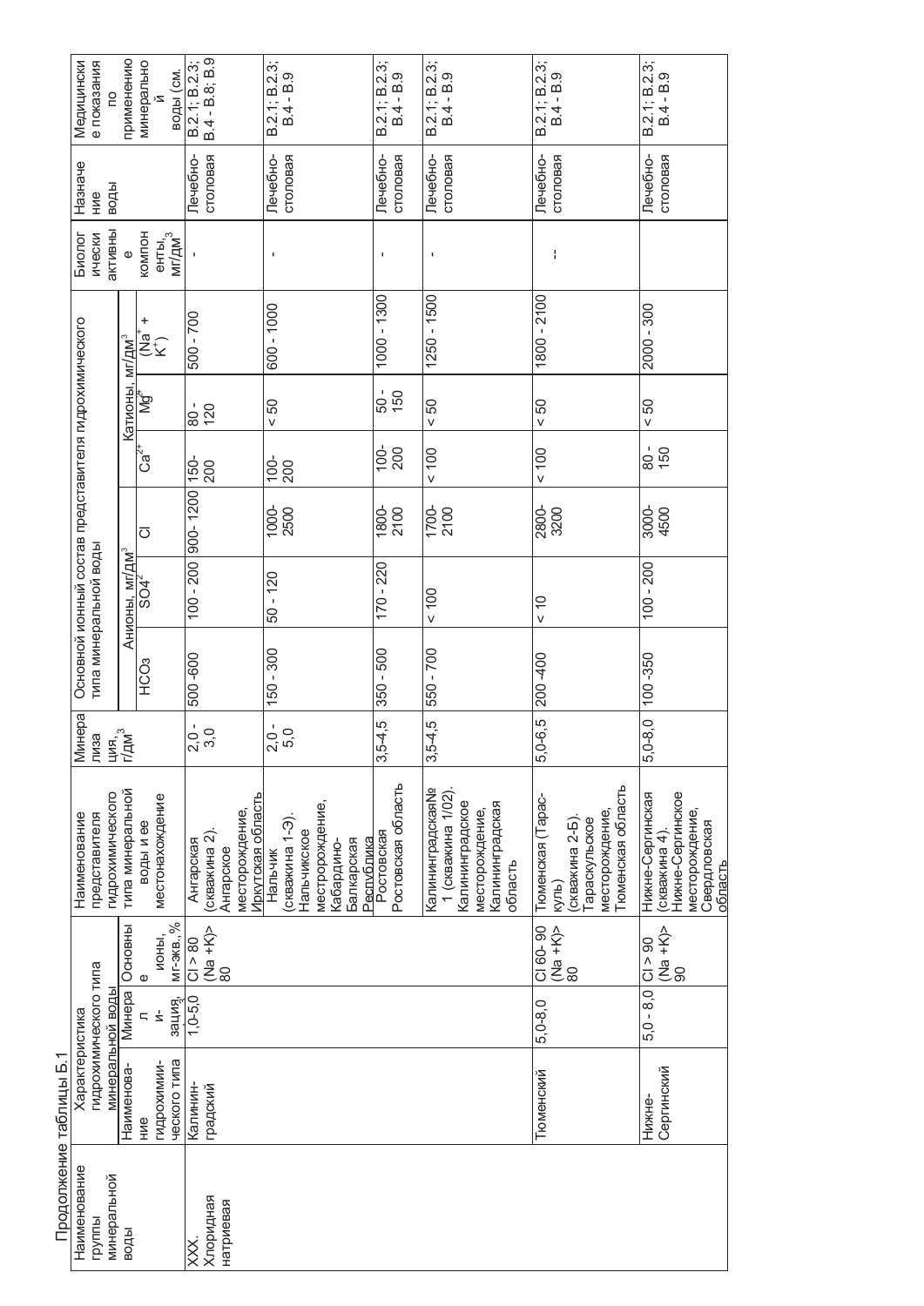Продолжение таблицы Б.1

| Наименование группы минеральной воды | Характеристика гидрохимического типа минеральной воды | | | Наименование представителя гидрохимического типа минеральной воды и ее местонахождение | Минерализация, г/дм$^3$ | Основной ионный состав представителя гидрохимического типа минеральной воды | | | | | | Биологически активные компоненты, мг/дм$^3$ | Назначение воды | Медицинские показания по применению минеральной воды (см. |
|---|---|---|---|---|---|---|---|---|---|---|---|---|---|---|
| | Наименование гидрохимического типа | Минерализация, г/дм$^3$ | Основные ионы, мг-экв.,% | | | Анионы, мг/дм$^3$ | | | Катионы, мг/дм$^3$ | | | | | |
| | | | | | | $HCO_3$ | $SO_4^{2-}$ | $Cl^-$ | $Ca^{2+}$ | $Mg^{2+}$ | $(Na^+ + K^+)$ | | | |
| XXX. Хлоридная натриевая | Калининградский | 1,0-5,0 | Cl > 80 (Na +K)> 80 | Ангарская (скважина 2). Ангарское месторождение, Иркутская область | 2,0 - 3,0 | 500 -600 | 100 - 200 | 900- 1200 | 150- 200 | 80 - 120 | 500 - 700 | - | Лечебно-столовая | В.2.1; В.2.3; В.4 - В.8; В.9 |
| | | | | Нальчик (скважина 1-Э). Нальчикское месторождение, Кабардино-Балкарская Республика | 2,0 - 5,0 | 150 - 300 | 50 - 120 | 1000- 2500 | 100- 200 | < 50 | 600 - 1000 | - | Лечебно-столовая | В.2.1; В.2.3; В.4 - В.9 |
| | | | | Ростовская Ростовская область | 3,5-4,5 | 350 - 500 | 170 - 220 | 1800- 2100 | 100- 200 | 50 - 150 | 1000 - 1300 | - | Лечебно-столовая | В.2.1; В.2.3; В.4 - В.9 |
| | | | | Калининградская№ 1 (скважина 1/02). Калининградское месторождение, Калининградская область | 3,5-4,5 | 550 - 700 | < 100 | 1700- 2100 | < 100 | < 50 | 1250 - 1500 | - | Лечебно-столовая | В.2.1; В.2.3; В.4 - В.9 |
| | Тюменский | 5,0-8,0 | Cl 60- 90 (Na +K)> 80 | Тюменская (Тарас-куль) (скважина 2-Б). Тараскульское месторождение, Тюменская область | 5,0-6,5 | 200 -400 | < 10 | 2800- 3200 | < 100 | < 50 | 1800 - 2100 | - | Лечебно-столовая | В.2.1; В.2.3; В.4 - В.9 |
| | Нижне-Сергинский | 5,0 - 8,0 | Cl > 90 (Na +K)> 90 | Нижне-Сергинская (скважина 4). Нижне-Сергинское месторождение, Свердловская область | 5,0-8,0 | 100 -350 | 100 - 200 | 3000- 4500 | 80 - 150 | < 50 | 2000 - 300 | | Лечебно-столовая | В.2.1; В.2.3; В.4 - В.9 |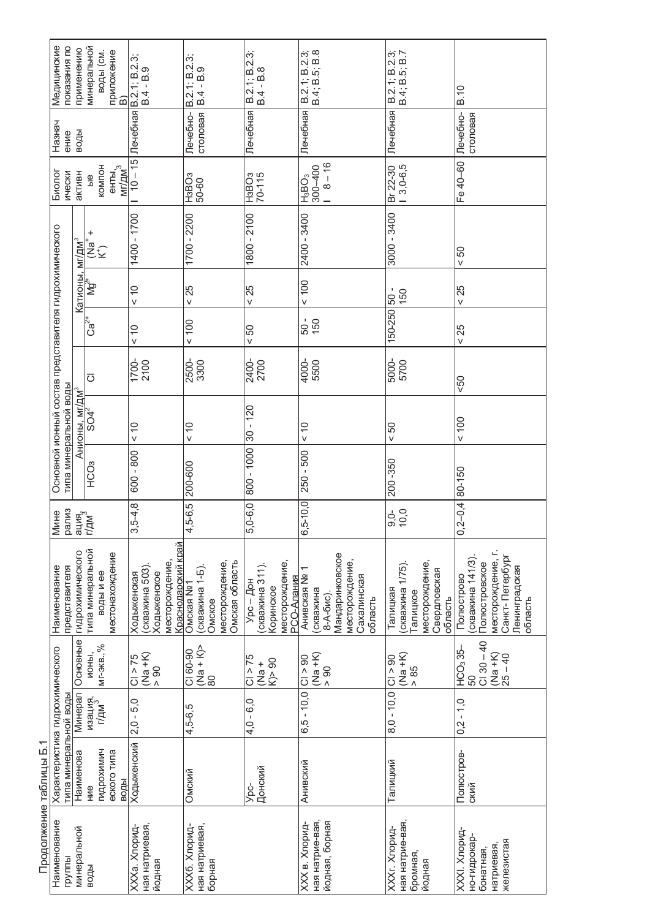Продолжение таблицы Б.1

| Наименование группы минеральной воды | Характеристика гидрохимического типа минеральной воды | | | Наименование гидрохимического типа минеральной воды и ее местонахождение | Минерализация, г/дм³ | Основной ионный состав представителя гидрохимического типа минеральной воды | | | | | | Биологически активные компоненты, мг/дм³ | Назначение воды | Медицинские показания по применению минеральной воды (см. приложение В) |
|---|---|---|---|---|---|---|---|---|---|---|---|---|---|---|
| | Наименование гидрохимического типа воды | Минерализация, г/дм³ | Основные ионы, мг-экв, % | | | Анионы, мг/дм³ | | | Катионы, мг/дм³ | | | | | |
| | | | | | | $HCO_3$ | $SO_4^{2-}$ | Cl | $Ca^{2+}$ | $Mg^{2+}$ | ($Na^+$ + $K^+$) | | | |
| XXXа. Хлоридная натриевая, йодная | Ходыженский | 2,0 - 5,0 | Cl > 75 (Na +K) > 90 | Ходыженская (скважина 503). Ходыженское месторождение, Краснодарский край | 3,5-4,8 | 600 - 800 | < 10 | 1700-2100 | < 10 | < 10 | 1400 - 1700 | I 10 – 15 | Лечебная | В.2.1; В.2.3; В.4 - В.9 |
| XXXб. Хлоридная натриевая, борная | Омский | 4,5-6,5 | Cl 60-90 (Na + K)> 80 | Омская №1 (скважина 1-Б). Омское месторождение, Омская область | 4,5-6,5 | 200-600 | < 10 | 2500-3300 | < 100 | < 25 | 1700 - 2200 | $H_3BO_3$ 50-60 | Лечебно-столовая | В.2.1; В.2.3; В.4 - В.9 |
| | Урс-Донский | 4,0 - 6,0 | Cl > 75 (Na + K)> 90 | Урс – Дон (скважина 311). Коринское месторождение, РСО-Алания | 5,0-6,0 | 800 - 1000 | 30 - 120 | 2400-2700 | < 50 | < 25 | 1800 - 2100 | $H_3BO_3$ 70-115 | Лечебная | В.2.1; В.2.3; В.4 - В.8 |
| XXX в. Хлоридная натриевая, йодная, борная | Анивский | 6,5 - 10,0 | Cl > 90 (Na +K) > 90 | Анивская № 1 (скважина 8-А-бис). Мандаринковское месторождение, Сахалинская область | 6,5-10,0 | 250 - 500 | < 10 | 4000-5500 | 50 - 150 | < 100 | 2400 - 3400 | $H_3BO_3$ 300–400 I 8 – 16 | Лечебная | В.2.1; В.2.3; В.4; В.5; В.8 |
| XXXг. Хлоридная натриевая, бромная, йодная | Талицкий | 8,0 - 10,0 | Cl > 90 (Na +K) > 85 | Талицкая (скважина 1/75). Талицкое месторождение, Свердловская область | 9,0-10,0 | 200 -350 | < 50 | 5000-5700 | 150-250 | 50 - 150 | 3000 - 3400 | Br 22-30 I 3,0-6,5 | Лечебная | В.2.1; В.2.3; В.4; В.5; В.7 |
| XXXI. Хлоридно-гидрокарбонатная, натриевая, железистая | Полюстровский | 0,2 - 1,0 | $HCO_3$ 35–50 Cl 30 – 40 (Na +K) 25 – 40 | Полюстрово (скважина 141/3). Полюстровское месторождение, г. Санкт- Петербург Ленинградская область | 0,2–0,4 | 80-150 | < 100 | <50 | < 25 | < 25 | < 50 | Fe 40–60 | Лечебно-столовая | В.10 |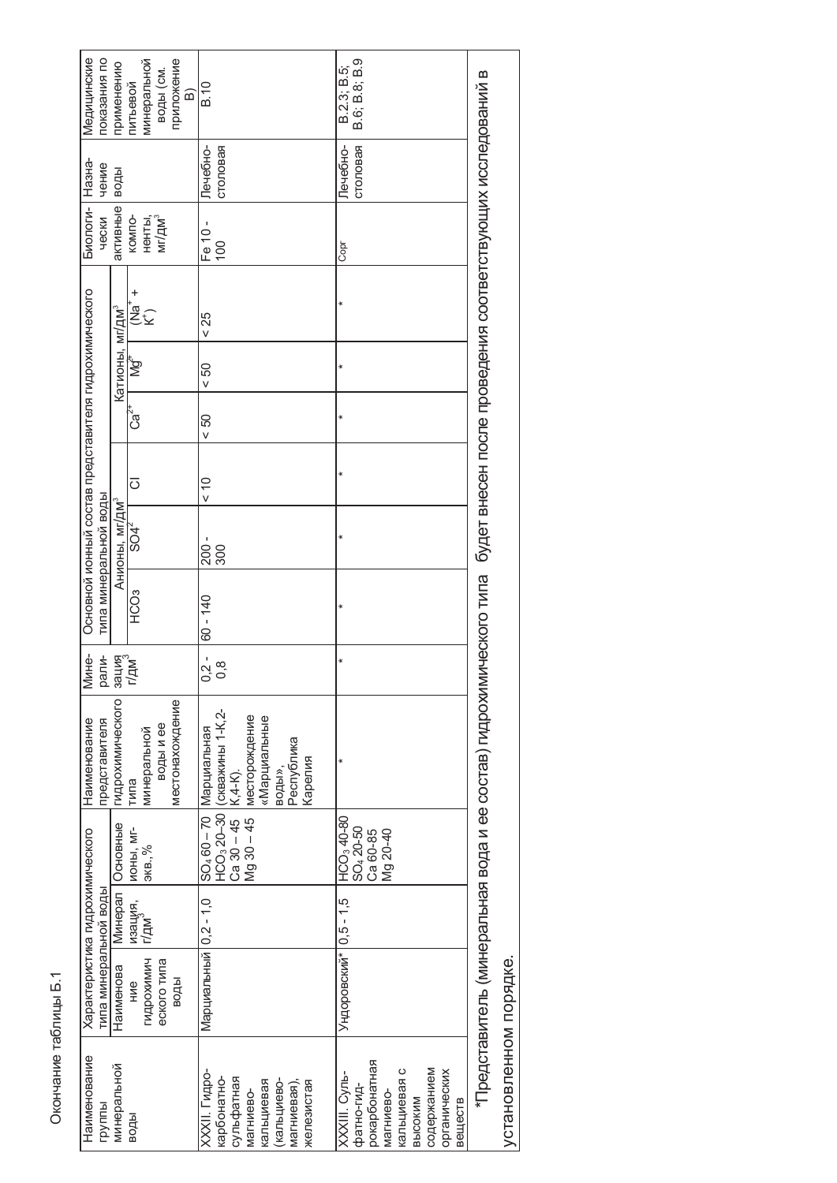Окончание таблицы Б.1

| Наименование группы минеральной воды | Характеристика гидрохимического типа минеральной воды | | | Наименование представителя гидрохимического типа минеральной воды и ее местонахождение | Минерализация г/дм$^3$ | Основной ионный состав представителя гидрохимического типа минеральной воды | | | | | | Биологически активные компоненты, мг/дм$^3$ | Назначение воды | Медицинские показания по применению питьевой минеральной воды (см. приложение В) |
|---|---|---|---|---|---|---|---|---|---|---|---|---|---|---|
| | Наименование гидрохимического типа воды | Минерализация, г/дм$^3$ | Основные ионы, мг-экв.,% | | | Анионы, мг/дм$^3$ | | | Катионы, мг/дм$^3$ | | | | | |
| | | | | | | $HCO_3$ | $SO_4^{2-}$ | Cl | $Ca^{2+}$ | $Mg^{2+}$ | ($Na^+$ + $K^+$) | | | |
| XXXII. Гидрокарбонатно-сульфатная магниево-кальциевая (кальциево-магниевая), железистая | Марциальный | 0,2 - 1,0 | $SO_4$ 60 – 70<br>$HCO_3$ 20–30<br>Ca 30 – 45<br>Mg 30 – 45 | Марциальная (скважины 1-К,2-К,4-К). месторождение «Марциальные воды», Республика Карелия | 0,2 - 0,8 | 60 - 140 | 200 - 300 | < 10 | < 50 | < 50 | < 25 | Fe 10 - 100 | Лечебно-столовая | В.10 |
| XXXIII. Сульфатно-гидрокарбонатная магниево-кальциевая с высоким содержанием органических веществ | Ундоровский* | 0,5 - 1,5 | $HCO_3$ 40-80<br>$SO_4$ 20-50<br>Ca 60-85<br>Mg 20-40 | * | * | * | * | * | * | * | * | $C_{орг}$ | Лечебно-столовая | В.2.3; В.5; В.6; В.8; В.9 |

*Представитель (минеральная вода и ее состав) гидрохимического типа будет внесен после проведения соответствующих исследований в установленном порядке.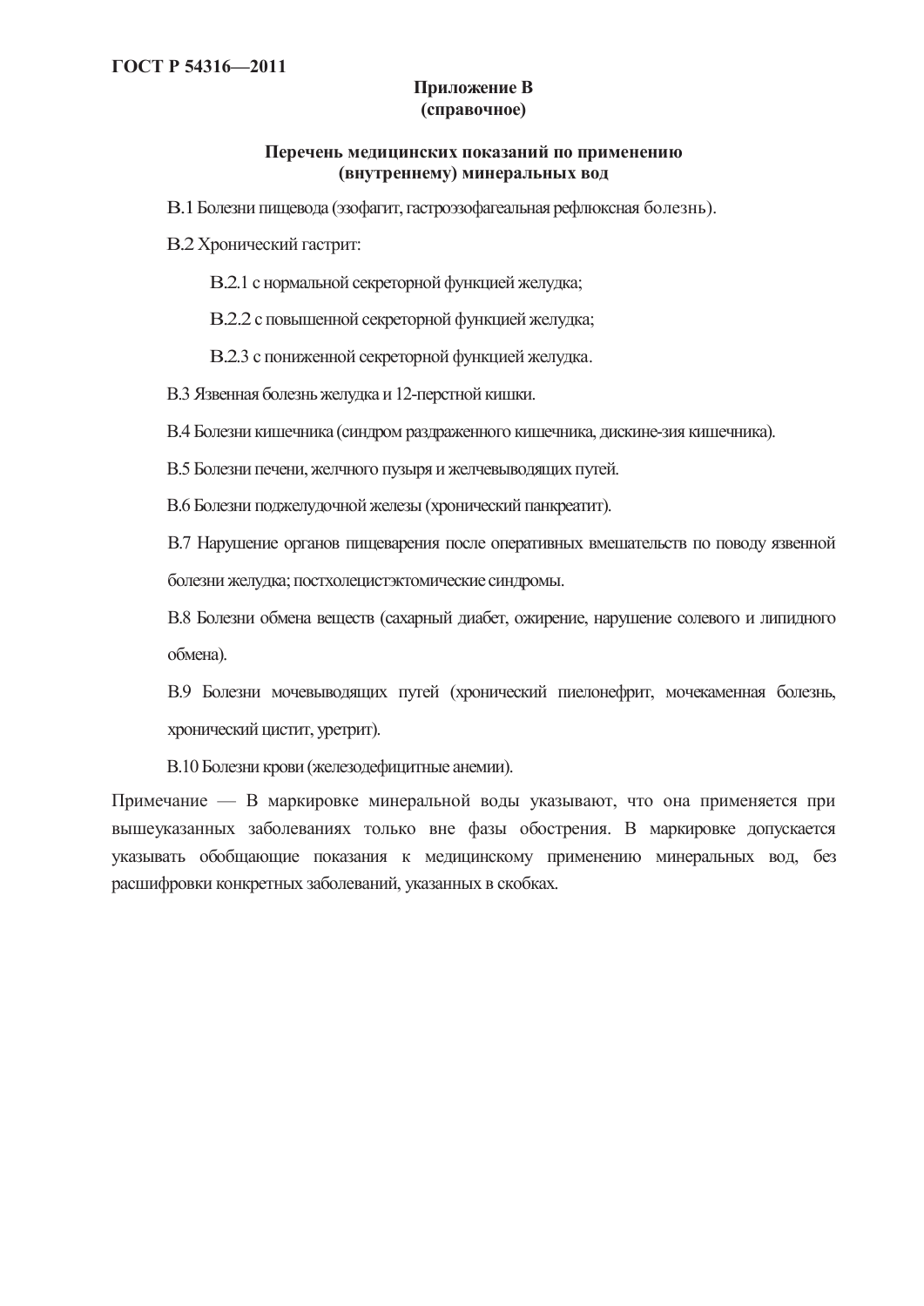## Приложение В (справочное)

### Перечень медицинских показаний по применению (внутреннему) минеральных вод

В.1 Болезни пищевода (эзофагит, гастроэзофагеальная рефлюксная болезнь).

В.2 Хронический гастрит:

- В.2.1 с нормальной секреторной функцией желудка;
- В.2.2 с повышенной секреторной функцией желудка;
- В.2.3 с пониженной секреторной функцией желудка.

В.3 Язвенная болезнь желудка и 12-перстной кишки.

В.4 Болезни кишечника (синдром раздраженного кишечника, дискине-зия кишечника).

В.5 Болезни печени, желчного пузыря и желчевыводящих путей.

В.6 Болезни поджелудочной железы (хронический панкреатит).

В.7 Нарушение органов пищеварения после оперативных вмешательств по поводу язвенной болезни желудка; постхолецистэктомические синдромы.

В.8 Болезни обмена веществ (сахарный диабет, ожирение, нарушение солевого и липидного обмена).

В.9 Болезни мочевыводящих путей (хронический пиелонефрит, мочекаменная болезнь, хронический цистит, уретрит).

В.10 Болезни крови (железодефицитные анемии).

Примечание — В маркировке минеральной воды указывают, что она применяется при вышеуказанных заболеваниях только вне фазы обострения. В маркировке допускается указывать обобщающие показания к медицинскому применению минеральных вод, без расшифровки конкретных заболеваний, указанных в скобках.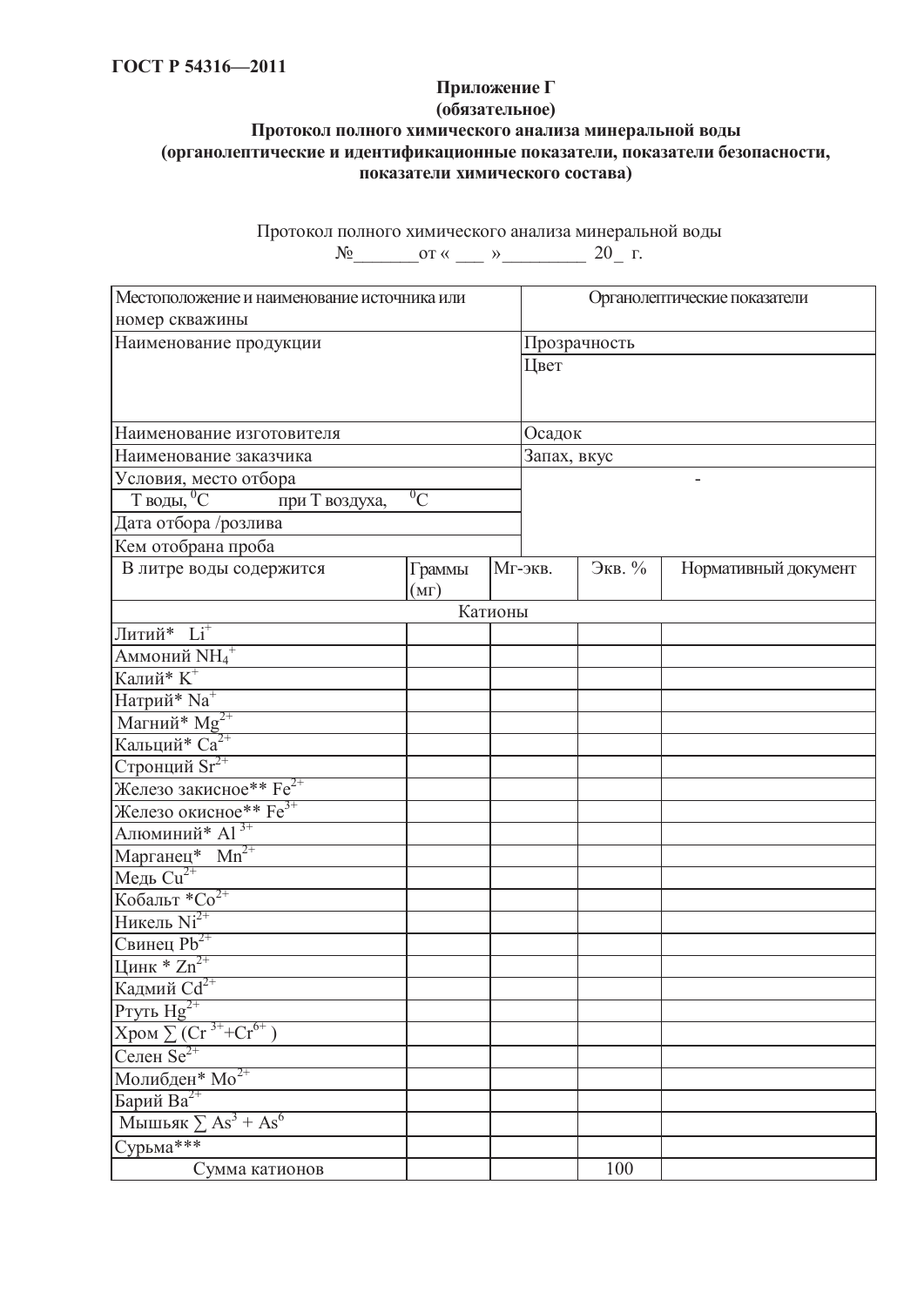**Приложение Г**
**(обязательное)**

## Протокол полного химического анализа минеральной воды (органолептические и идентификационные показатели, показатели безопасности, показатели химического состава)

Протокол полного химического анализа минеральной воды
№_______от « ___ »_________ 20_ г.

| Местоположение и наименование источника или номер скважины | | | Органолептические показатели | |
|---|---|---|---|---|
| Наименование продукции | | | Прозрачность | |
| | | | Цвет | |
| Наименование изготовителя | | | Осадок | |
| Наименование заказчика | | | Запах, вкус | |
| Условия, место отбора | | | - | |
| Т воды, $^0C$ при Т воздуха, $^0C$ | | | | |
| Дата отбора /розлива | | | | |
| Кем отобрана проба | | | | |
| В литре воды содержится | Граммы (мг) | Мг-экв. | Экв. % | Нормативный документ |
| Катионы | | | | |
| Литий* $Li^+$ | | | | |
| Аммоний $NH_4^+$ | | | | |
| Калий* $K^+$ | | | | |
| Натрий* $Na^+$ | | | | |
| Магний* $Mg^{2+}$ | | | | |
| Кальций* $Ca^{2+}$ | | | | |
| Стронций $Sr^{2+}$ | | | | |
| Железо закисное** $Fe^{2+}$ | | | | |
| Железо окисное** $Fe^{3+}$ | | | | |
| Алюминий* $Al^{3+}$ | | | | |
| Марганец* $Mn^{2+}$ | | | | |
| Медь $Cu^{2+}$ | | | | |
| Кобальт *$Co^{2+}$ | | | | |
| Никель $Ni^{2+}$ | | | | |
| Свинец $Pb^{2+}$ | | | | |
| Цинк * $Zn^{2+}$ | | | | |
| Кадмий $Cd^{2+}$ | | | | |
| Ртуть $Hg^{2+}$ | | | | |
| Хром $\sum (Cr^{3+}+Cr^{6+})$ | | | | |
| Селен $Se^{2+}$ | | | | |
| Молибден* $Mo^{2+}$ | | | | |
| Барий $Ba^{2+}$ | | | | |
| Мышьяк $\sum As^3 + As^6$ | | | | |
| Сурьма*** | | | | |
| Сумма катионов | | | 100 | |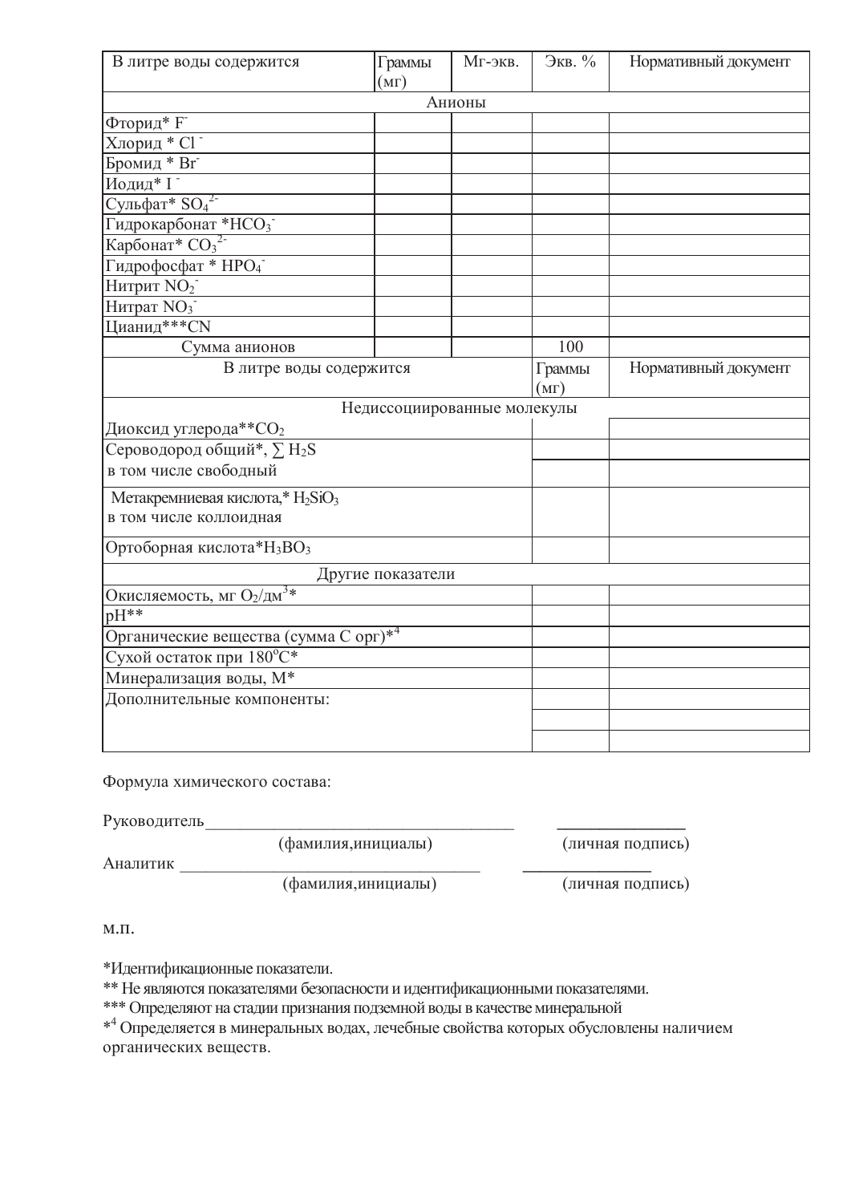| В литре воды содержится | Граммы (мг) | Мг-экв. | Экв. % | Нормативный документ |
|---|---|---|---|---|
| Анионы | | | | |
| Фторид* $F^-$ | | | | |
| Хлорид * $Cl^-$ | | | | |
| Бромид * $Br^-$ | | | | |
| Иодид* $I^-$ | | | | |
| Сульфат* $SO_4^{2-}$ | | | | |
| Гидрокарбонат *$HCO_3^-$ | | | | |
| Карбонат* $CO_3^{2-}$ | | | | |
| Гидрофосфат * $HPO_4^-$ | | | | |
| Нитрит $NO_2^-$ | | | | |
| Нитрат $NO_3^-$ | | | | |
| Цианид***CN | | | | |
| Сумма анионов | | | 100 | |

| В литре воды содержится | Граммы (мг) | Нормативный документ |
|---|---|---|
| Недиссоциированные молекулы | | |
| Диоксид углерода**$CO_2$ | | |
| Сероводород общий*, $\sum H_2S$ в том числе свободный | | |
| Метакремниевая кислота,* $H_2SiO_3$ в том числе коллоидная | | |
| Ортоборная кислота*$H_3BO_3$ | | |
| Другие показатели | | |
| Окисляемость, мг $O_2$/дм$^3$* | | |
| pH** | | |
| Органические вещества (сумма С орг)*[4] | | |
| Сухой остаток при 180$^o$C* | | |
| Минерализация воды, М* | | |
| Дополнительные компоненты: | | |
| | | |
| | | |

Формула химического состава:

Руководитель_______________________________________ _______________

(фамилия,инициалы) (личная подпись)

Аналитик _____________________________________ _______________

(фамилия,инициалы) (личная подпись)

м.п.

*Идентификационные показатели.

** Не являются показателями безопасности и идентификационными показателями.

*** Определяют на стадии признания подземной воды в качестве минеральной

*[4] Определяется в минеральных водах, лечебные свойства которых обусловлены наличием органических веществ.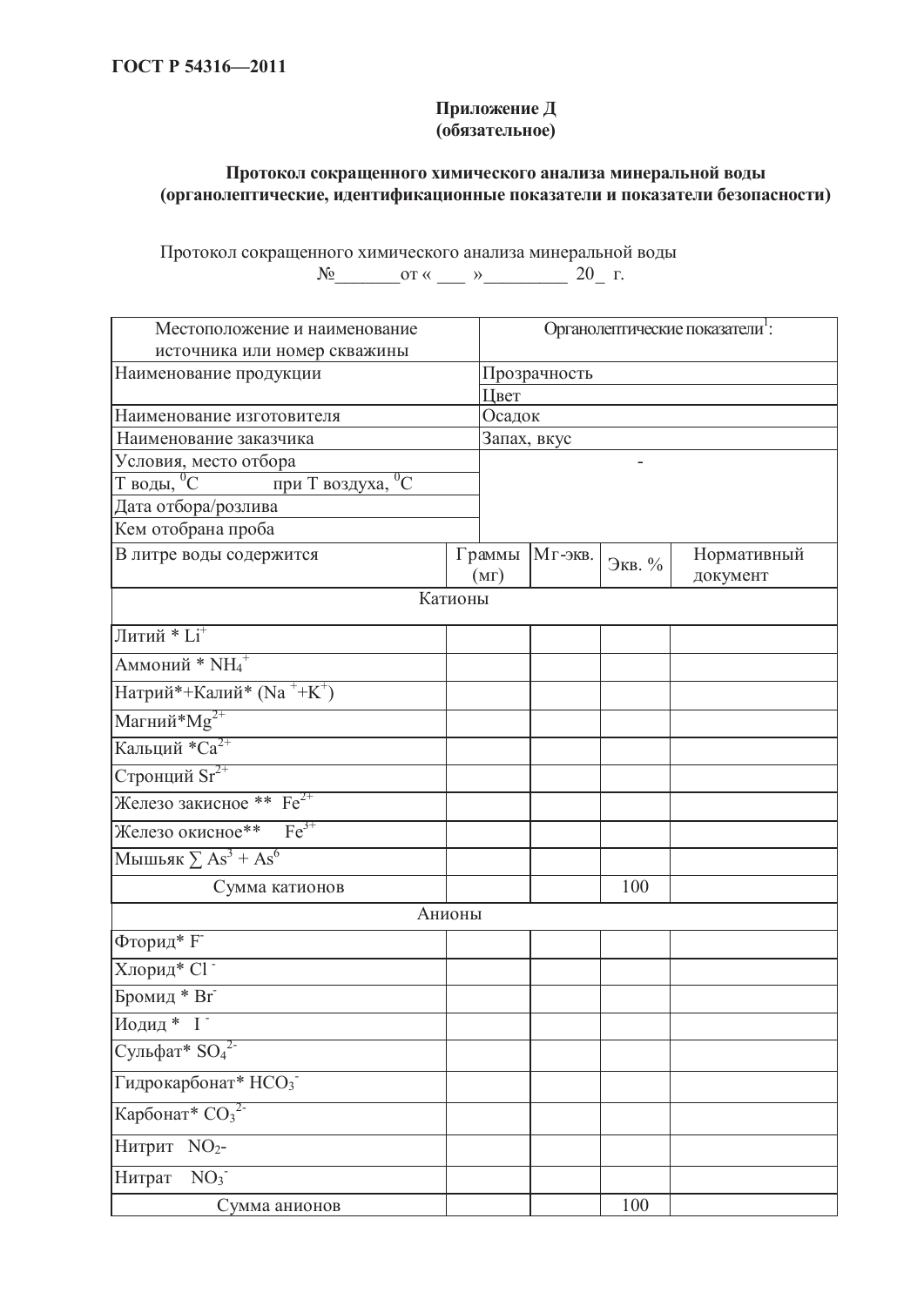## Приложение Д
**(обязательное)**

### Протокол сокращенного химического анализа минеральной воды (органолептические, идентификационные показатели и показатели безопасности)

Протокол сокращенного химического анализа минеральной воды

№_______от « ___ »_________ 20_ г.

| Местоположение и наименование источника или номер скважины | | Органолептические показатели[1]: | | |
|---|---|---|---|---|
| Наименование продукции | | Прозрачность | | |
| | | Цвет | | |
| Наименование изготовителя | | Осадок | | |
| Наименование заказчика | | Запах, вкус | | |
| Условия, место отбора | | - | | |
| Т воды, $^0C$ при Т воздуха, $^0C$ | | | | |
| Дата отбора/розлива | | | | |
| Кем отобрана проба | | | | |
| В литре воды содержится | Граммы (мг) | Мг-экв. | Экв. % | Нормативный документ |
| Катионы | | | | |
| Литий * $Li^+$ | | | | |
| Аммоний * $NH_4^+$ | | | | |
| Натрий*+Калий* ($Na^+$+$K^+$) | | | | |
| Магний*$Mg^{2+}$ | | | | |
| Кальций *$Ca^{2+}$ | | | | |
| Стронций $Sr^{2+}$ | | | | |
| Железо закисное ** $Fe^{2+}$ | | | | |
| Железо окисное** $Fe^{3+}$ | | | | |
| Мышьяк $\sum As^3 + As^6$ | | | | |
| Сумма катионов | | | 100 | |
| Анионы | | | | |
| Фторид* $F^-$ | | | | |
| Хлорид* $Cl^-$ | | | | |
| Бромид * $Br^-$ | | | | |
| Иодид * $I^-$ | | | | |
| Сульфат* $SO_4^{2-}$ | | | | |
| Гидрокарбонат* $HCO_3^-$ | | | | |
| Карбонат* $CO_3^{2-}$ | | | | |
| Нитрит $NO_2$- | | | | |
| Нитрат $NO_3^-$ | | | | |
| Сумма анионов | | | 100 | |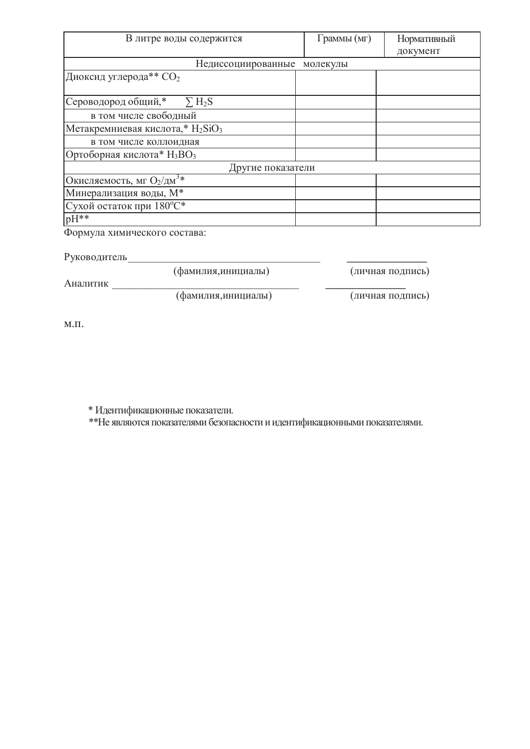| В литре воды содержится | Граммы (мг) | Нормативный документ |
|---|---|---|
| Недиссоциированные молекулы | | |
| Диоксид углерода** $CO_2$ | | |
| Сероводород общий,* $\sum H_2S$ | | |
| в том числе свободный | | |
| Метакремниевая кислота,* $H_2SiO_3$ | | |
| в том числе коллоидная | | |
| Ортоборная кислота* $H_3BO_3$ | | |
| Другие показатели | | |
| Окисляемость, мг $O_2$/дм$^3$* | | |
| Минерализация воды, М* | | |
| Сухой остаток при 180°С* | | |
| pH** | | |

Формула химического состава:

Руководитель\_\_\_\_\_\_\_\_\_\_\_\_\_\_\_\_\_\_\_\_\_\_\_\_\_\_\_\_\_\_\_\_\_\_\_\_ \_\_\_\_\_\_\_\_\_\_\_\_\_\_\_
(фамилия,инициалы) (личная подпись)

Аналитик \_\_\_\_\_\_\_\_\_\_\_\_\_\_\_\_\_\_\_\_\_\_\_\_\_\_\_\_\_\_\_\_\_\_\_\_ \_\_\_\_\_\_\_\_\_\_\_\_\_\_\_
(фамилия,инициалы) (личная подпись)

м.п.

\* Идентификационные показатели.

\*\*Не являются показателями безопасности и идентификационными показателями.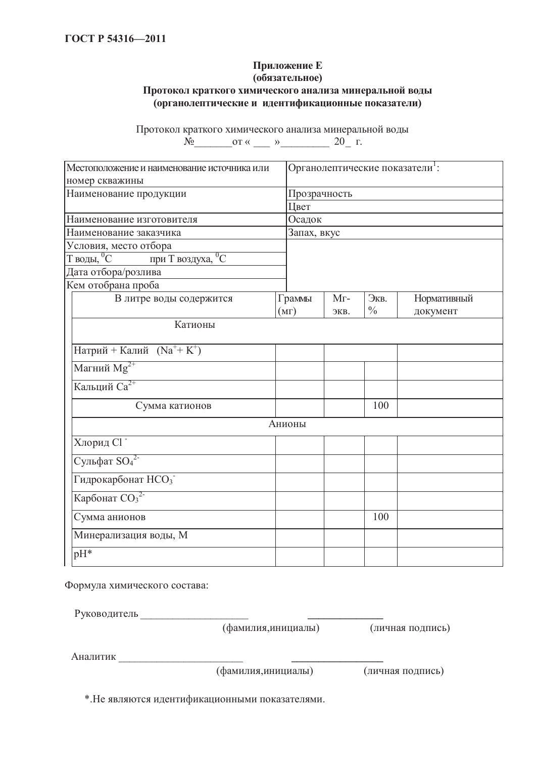## Приложение Е
## (обязательное)
## Протокол краткого химического анализа минеральной воды
## (органолептические и идентификационные показатели)

Протокол краткого химического анализа минеральной воды
№_______от « ___ »_________ 20_ г.

| Местоположение и наименование источника или номер скважины | Органолептические показатели[1]: |
|---|---|
| Наименование продукции | Прозрачность |
| | Цвет |
| Наименование изготовителя | Осадок |
| Наименование заказчика | Запах, вкус |
| Условия, место отбора | |
| Т воды, $^0C$ при Т воздуха, $^0C$ | |
| Дата отбора/розлива | |
| Кем отобрана проба | |

| В литре воды содержится | Граммы (мг) | Мг-экв. | Экв. % | Нормативный документ |
|---|---|---|---|---|
| Катионы | | | | |
| Натрий + Калий ($Na^+ + K^+$) | | | | |
| Магний $Mg^{2+}$ | | | | |
| Кальций $Ca^{2+}$ | | | | |
| Сумма катионов | | | 100 | |
| Анионы | | | | |
| Хлорид $Cl^-$ | | | | |
| Сульфат $SO_4^{2-}$ | | | | |
| Гидрокарбонат $HCO_3^-$ | | | | |
| Карбонат $CO_3^{2-}$ | | | | |
| Сумма анионов | | | 100 | |
| Минерализация воды, М | | | | |
| pH* | | | | |

Формула химического состава:

Руководитель ____________________ ______________
(фамилия,инициалы) (личная подпись)

Аналитик _______________________ _________________
(фамилия,инициалы) (личная подпись)

*.Не являются идентификационными показателями.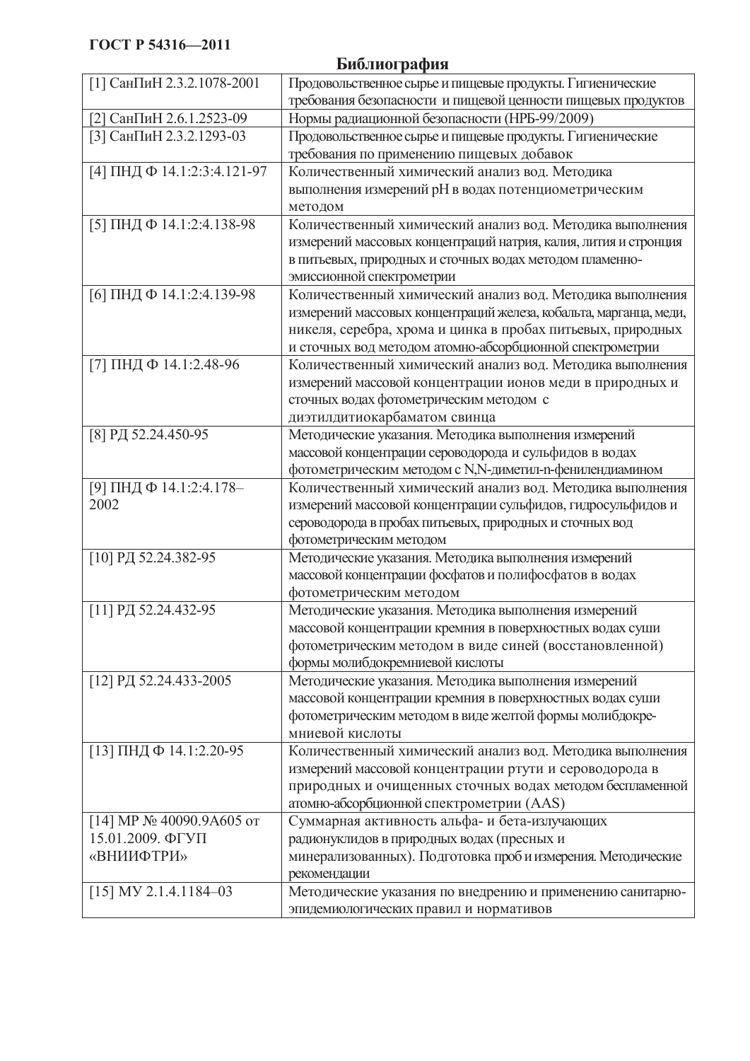## Библиография

| | |
|---|---|
| [1] СанПиН 2.3.2.1078-2001 | Продовольственное сырье и пищевые продукты. Гигиенические требования безопасности и пищевой ценности пищевых продуктов |
| [2] СанПиН 2.6.1.2523-09 | Нормы радиационной безопасности (НРБ-99/2009) |
| [3] СанПиН 2.3.2.1293-03 | Продовольственное сырье и пищевые продукты. Гигиенические требования по применению пищевых добавок |
| [4] ПНД Ф 14.1:2:3:4.121-97 | Количественный химический анализ вод. Методика выполнения измерений pH в водах потенциометрическим методом |
| [5] ПНД Ф 14.1:2:4.138-98 | Количественный химический анализ вод. Методика выполнения измерений массовых концентраций натрия, калия, лития и стронция в питьевых, природных и сточных водах методом пламенно-эмиссионной спектрометрии |
| [6] ПНД Ф 14.1:2:4.139-98 | Количественный химический анализ вод. Методика выполнения измерений массовых концентраций железа, кобальта, марганца, меди, никеля, серебра, хрома и цинка в пробах питьевых, природных и сточных вод методом атомно-абсорбционной спектрометрии |
| [7] ПНД Ф 14.1:2.48-96 | Количественный химический анализ вод. Методика выполнения измерений массовой концентрации ионов меди в природных и сточных водах фотометрическим методом с диэтилдитиокарбаматом свинца |
| [8] РД 52.24.450-95 | Методические указания. Методика выполнения измерений массовой концентрации сероводорода и сульфидов в водах фотометрическим методом с N,N-диметил-n-фенилендиамином |
| [9] ПНД Ф 14.1:2:4.178–2002 | Количественный химический анализ вод. Методика выполнения измерений массовой концентрации сульфидов, гидросульфидов и сероводорода в пробах питьевых, природных и сточных вод фотометрическим методом |
| [10] РД 52.24.382-95 | Методические указания. Методика выполнения измерений массовой концентрации фосфатов и полифосфатов в водах фотометрическим методом |
| [11] РД 52.24.432-95 | Методические указания. Методика выполнения измерений массовой концентрации кремния в поверхностных водах суши фотометрическим методом в виде синей (восстановленной) формы молибдокремниевой кислоты |
| [12] РД 52.24.433-2005 | Методические указания. Методика выполнения измерений массовой концентрации кремния в поверхностных водах суши фотометрическим методом в виде желтой формы молибдокремниевой кислоты |
| [13] ПНД Ф 14.1:2.20-95 | Количественный химический анализ вод. Методика выполнения измерений массовой концентрации ртути и сероводорода в природных и очищенных сточных водах методом беспламенной атомно-абсорбционной спектрометрии (AAS) |
| [14] МР № 40090.9А605 от 15.01.2009. ФГУП «ВНИИФТРИ» | Суммарная активность альфа- и бета-излучающих радионуклидов в природных водах (пресных и минерализованных). Подготовка проб и измерения. Методические рекомендации |
| [15] МУ 2.1.4.1184–03 | Методические указания по внедрению и применению санитарно-эпидемиологических правил и нормативов |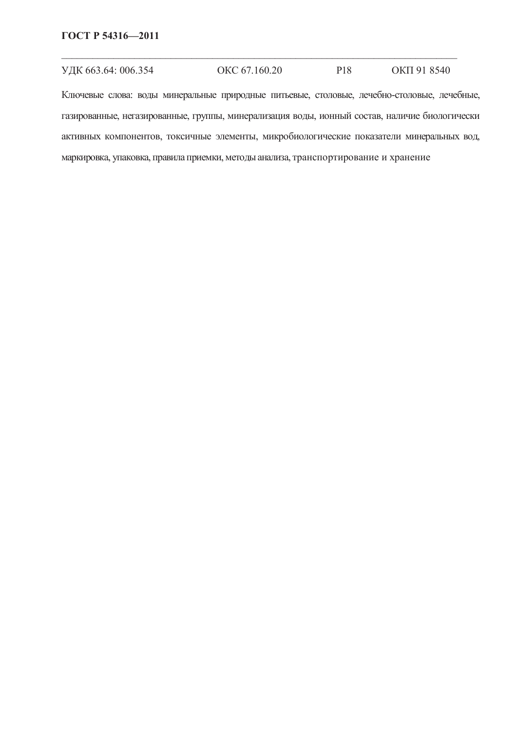УДК 663.64: 006.354 ОКС 67.160.20 Р18 ОКП 91 8540

Ключевые слова: воды минеральные природные питьевые, столовые, лечебно-столовые, лечебные, газированные, негазированные, группы, минерализация воды, ионный состав, наличие биологически активных компонентов, токсичные элементы, микробиологические показатели минеральных вод, маркировка, упаковка, правила приемки, методы анализа, транспортирование и хранение